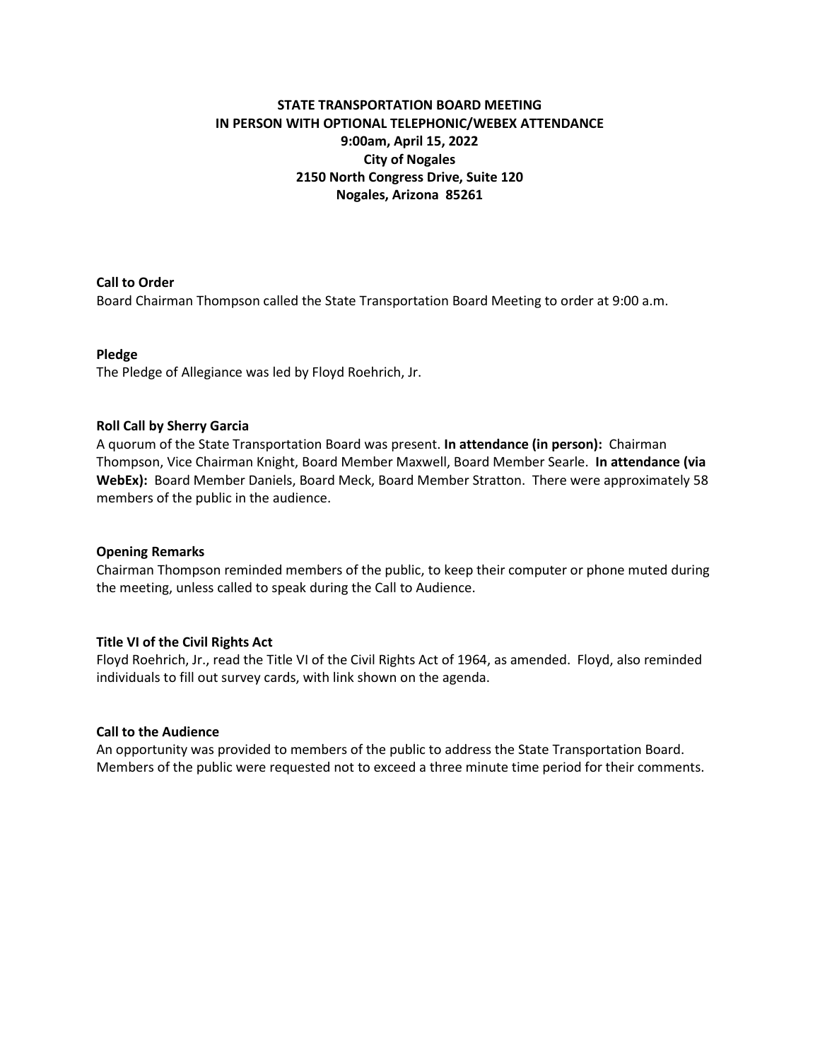**STATE TRANSPORTATION BOARD MEETING**
**IN PERSON WITH OPTIONAL TELEPHONIC/WEBEX ATTENDANCE**
**9:00am, April 15, 2022**
**City of Nogales**
**2150 North Congress Drive, Suite 120**
**Nogales, Arizona 85261**

**Call to Order**

Board Chairman Thompson called the State Transportation Board Meeting to order at 9:00 a.m.

**Pledge**

The Pledge of Allegiance was led by Floyd Roehrich, Jr.

**Roll Call by Sherry Garcia**

A quorum of the State Transportation Board was present. **In attendance (in person):** Chairman Thompson, Vice Chairman Knight, Board Member Maxwell, Board Member Searle. **In attendance (via WebEx):** Board Member Daniels, Board Meck, Board Member Stratton. There were approximately 58 members of the public in the audience.

**Opening Remarks**

Chairman Thompson reminded members of the public, to keep their computer or phone muted during the meeting, unless called to speak during the Call to Audience.

**Title VI of the Civil Rights Act**

Floyd Roehrich, Jr., read the Title VI of the Civil Rights Act of 1964, as amended. Floyd, also reminded individuals to fill out survey cards, with link shown on the agenda.

**Call to the Audience**

An opportunity was provided to members of the public to address the State Transportation Board. Members of the public were requested not to exceed a three minute time period for their comments.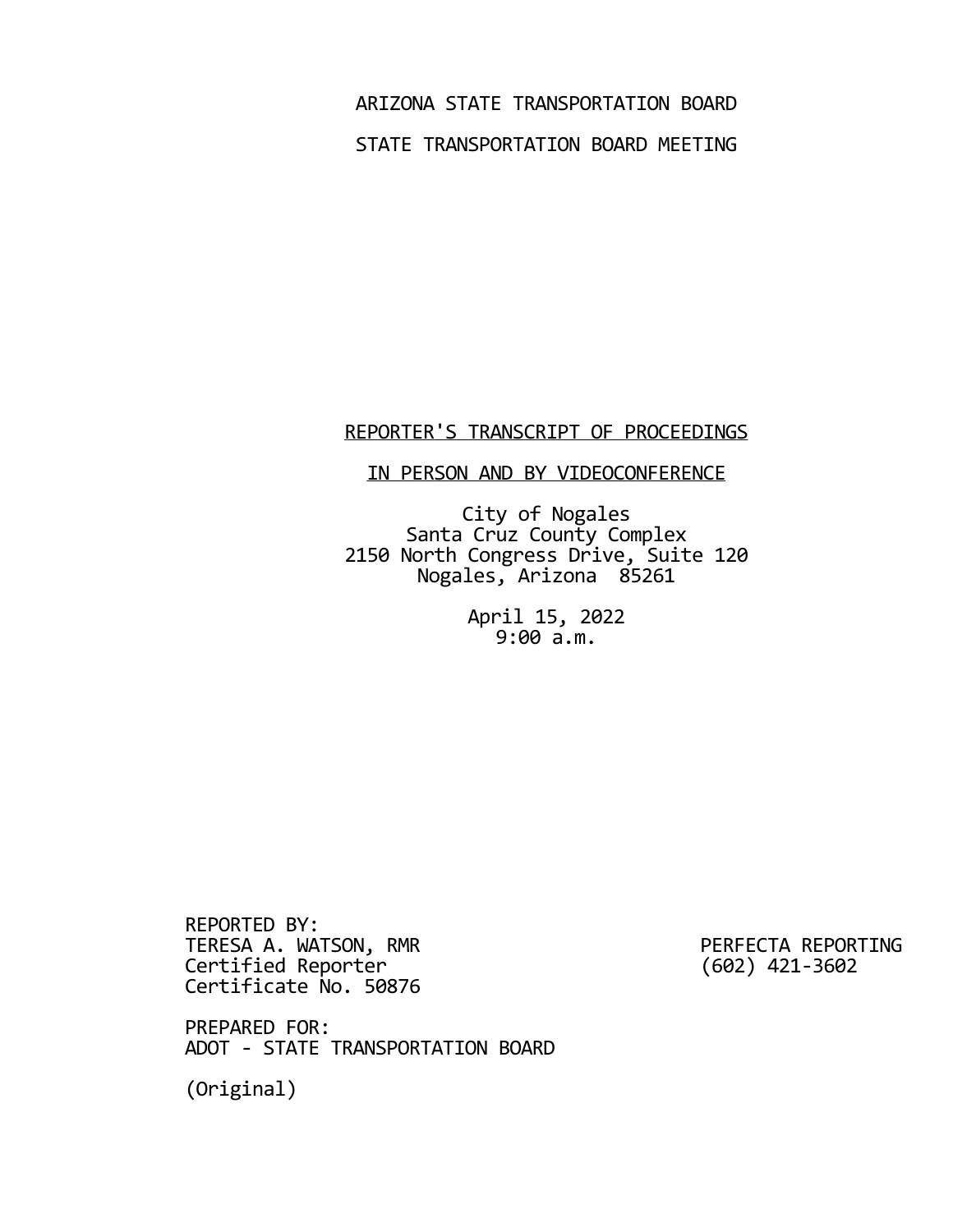ARIZONA STATE TRANSPORTATION BOARD

STATE TRANSPORTATION BOARD MEETING

REPORTER'S TRANSCRIPT OF PROCEEDINGS

IN PERSON AND BY VIDEOCONFERENCE

City of Nogales
Santa Cruz County Complex
2150 North Congress Drive, Suite 120
Nogales, Arizona 85261

April 15, 2022
9:00 a.m.

REPORTED BY:
TERESA A. WATSON, RMR
Certified Reporter
Certificate No. 50876

PERFECTA REPORTING
(602) 421-3602

PREPARED FOR:
ADOT - STATE TRANSPORTATION BOARD

(Original)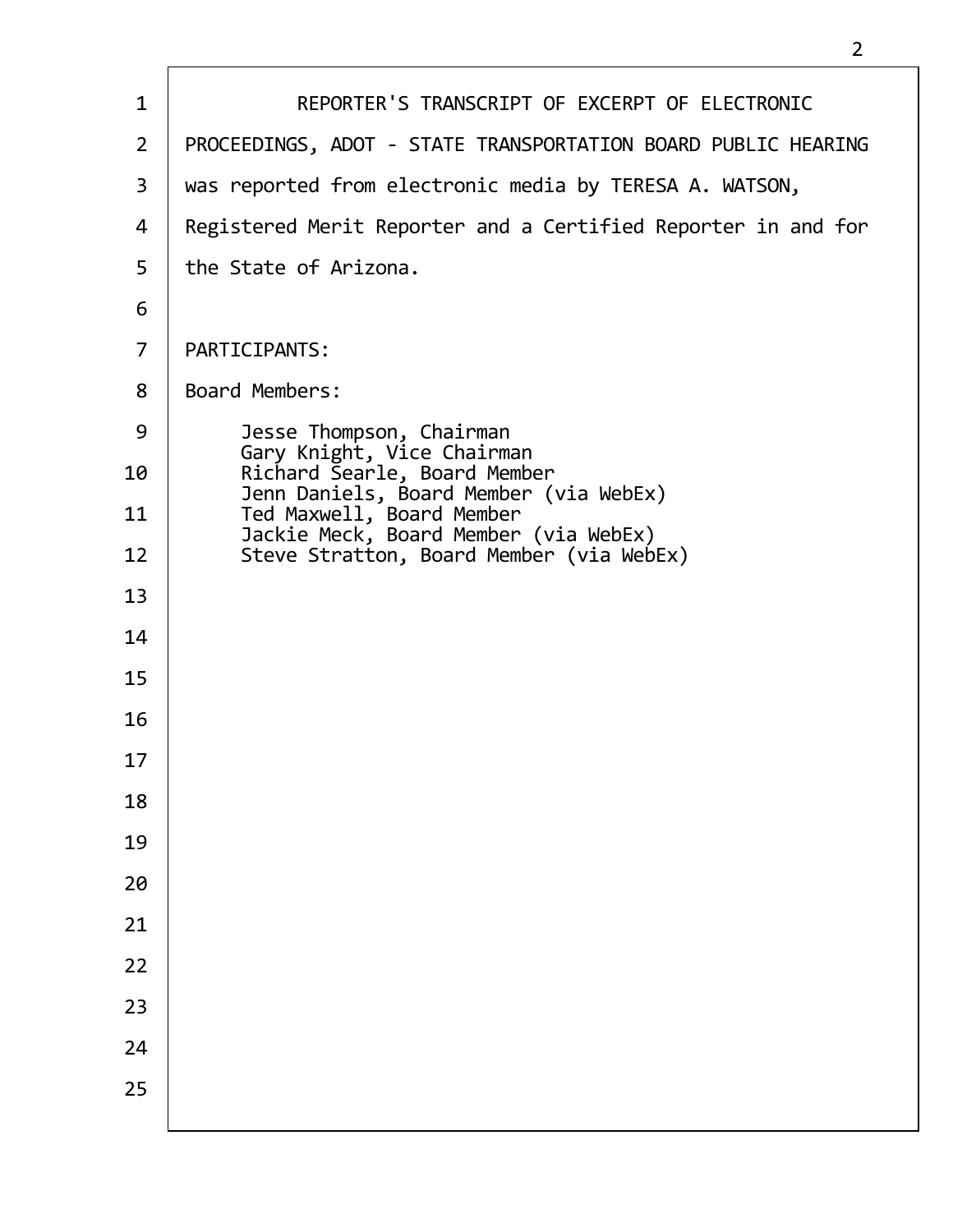REPORTER'S TRANSCRIPT OF EXCERPT OF ELECTRONIC PROCEEDINGS, ADOT - STATE TRANSPORTATION BOARD PUBLIC HEARING was reported from electronic media by TERESA A. WATSON, Registered Merit Reporter and a Certified Reporter in and for the State of Arizona.

PARTICIPANTS:

Board Members:

- Jesse Thompson, Chairman
- Gary Knight, Vice Chairman
- Richard Searle, Board Member
- Jenn Daniels, Board Member (via WebEx)
- Ted Maxwell, Board Member
- Jackie Meck, Board Member (via WebEx)
- Steve Stratton, Board Member (via WebEx)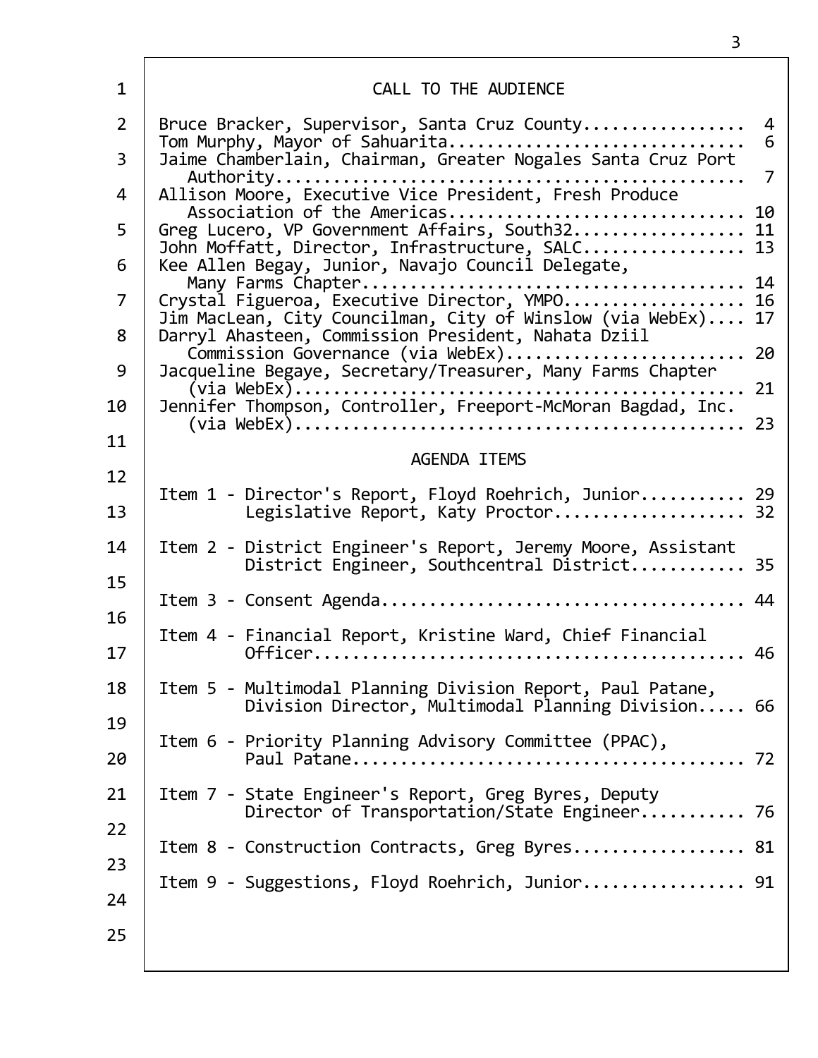## CALL TO THE AUDIENCE

Bruce Bracker, Supervisor, Santa Cruz County................. 4
Tom Murphy, Mayor of Sahuarita.............................. 6
Jaime Chamberlain, Chairman, Greater Nogales Santa Cruz Port Authority.................................................. 7
Allison Moore, Executive Vice President, Fresh Produce Association of the Americas.............................. 10
Greg Lucero, VP Government Affairs, South32.................. 11
John Moffatt, Director, Infrastructure, SALC................. 13
Kee Allen Begay, Junior, Navajo Council Delegate, Many Farms Chapter........................................ 14
Crystal Figueroa, Executive Director, YMPO................... 16
Jim MacLean, City Councilman, City of Winslow (via WebEx).... 17
Darryl Ahasteen, Commission President, Nahata Dziil Commission Governance (via WebEx)......................... 20
Jacqueline Begaye, Secretary/Treasurer, Many Farms Chapter (via WebEx)............................................... 21
Jennifer Thompson, Controller, Freeport-McMoran Bagdad, Inc. (via WebEx)............................................... 23

## AGENDA ITEMS

Item 1 - Director's Report, Floyd Roehrich, Junior........... 29
Legislative Report, Katy Proctor.................... 32

Item 2 - District Engineer's Report, Jeremy Moore, Assistant District Engineer, Southcentral District............ 35

Item 3 - Consent Agenda...................................... 44

Item 4 - Financial Report, Kristine Ward, Chief Financial Officer............................................. 46

Item 5 - Multimodal Planning Division Report, Paul Patane, Division Director, Multimodal Planning Division..... 66

Item 6 - Priority Planning Advisory Committee (PPAC), Paul Patane........................................ 72

Item 7 - State Engineer's Report, Greg Byres, Deputy Director of Transportation/State Engineer........... 76

Item 8 - Construction Contracts, Greg Byres.................. 81

Item 9 - Suggestions, Floyd Roehrich, Junior................. 91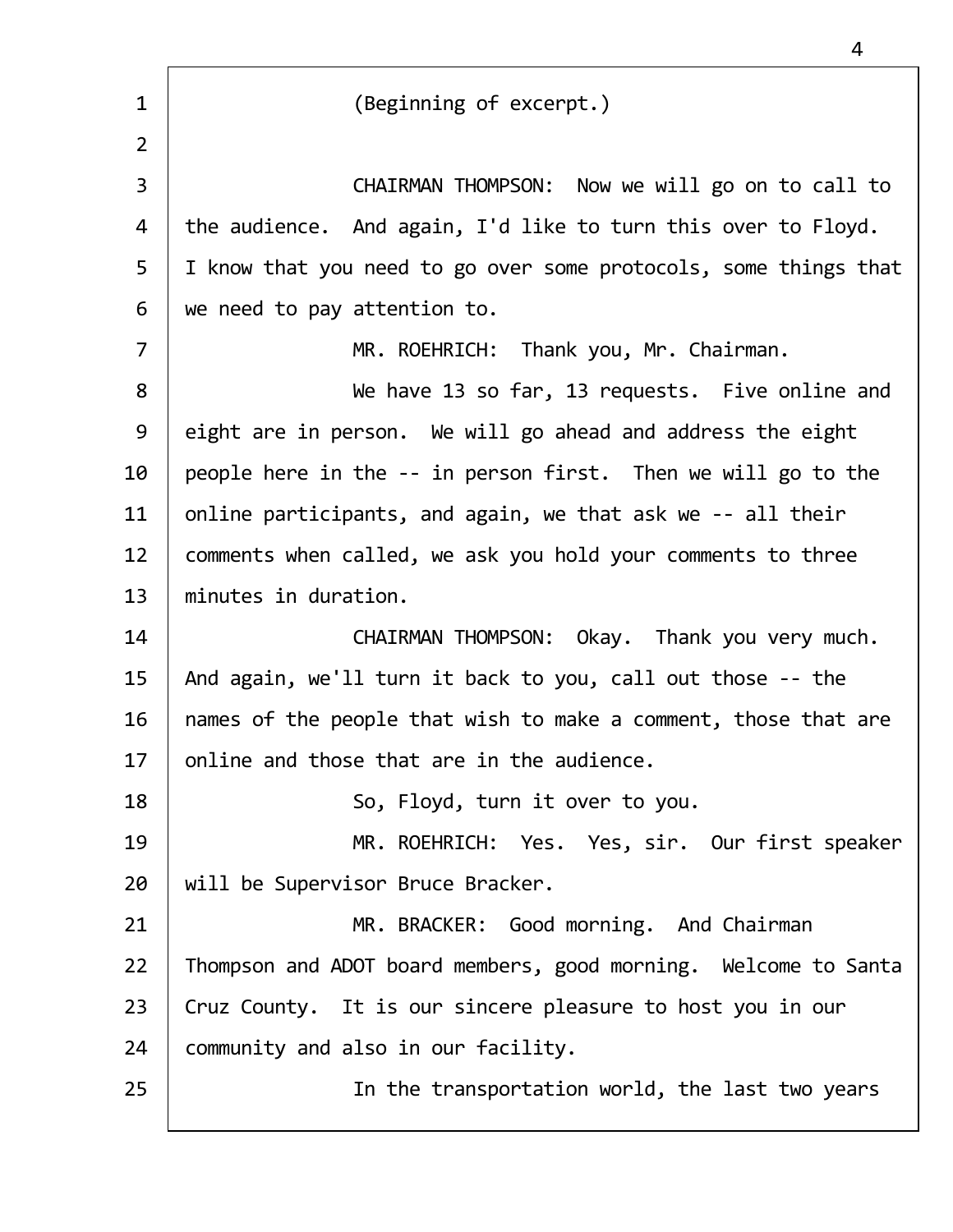(Beginning of excerpt.)

CHAIRMAN THOMPSON: Now we will go on to call to the audience. And again, I'd like to turn this over to Floyd. I know that you need to go over some protocols, some things that we need to pay attention to.

MR. ROEHRICH: Thank you, Mr. Chairman.

We have 13 so far, 13 requests. Five online and eight are in person. We will go ahead and address the eight people here in the -- in person first. Then we will go to the online participants, and again, we that ask we -- all their comments when called, we ask you hold your comments to three minutes in duration.

CHAIRMAN THOMPSON: Okay. Thank you very much. And again, we'll turn it back to you, call out those -- the names of the people that wish to make a comment, those that are online and those that are in the audience.

So, Floyd, turn it over to you.

MR. ROEHRICH: Yes. Yes, sir. Our first speaker will be Supervisor Bruce Bracker.

MR. BRACKER: Good morning. And Chairman Thompson and ADOT board members, good morning. Welcome to Santa Cruz County. It is our sincere pleasure to host you in our community and also in our facility.

In the transportation world, the last two years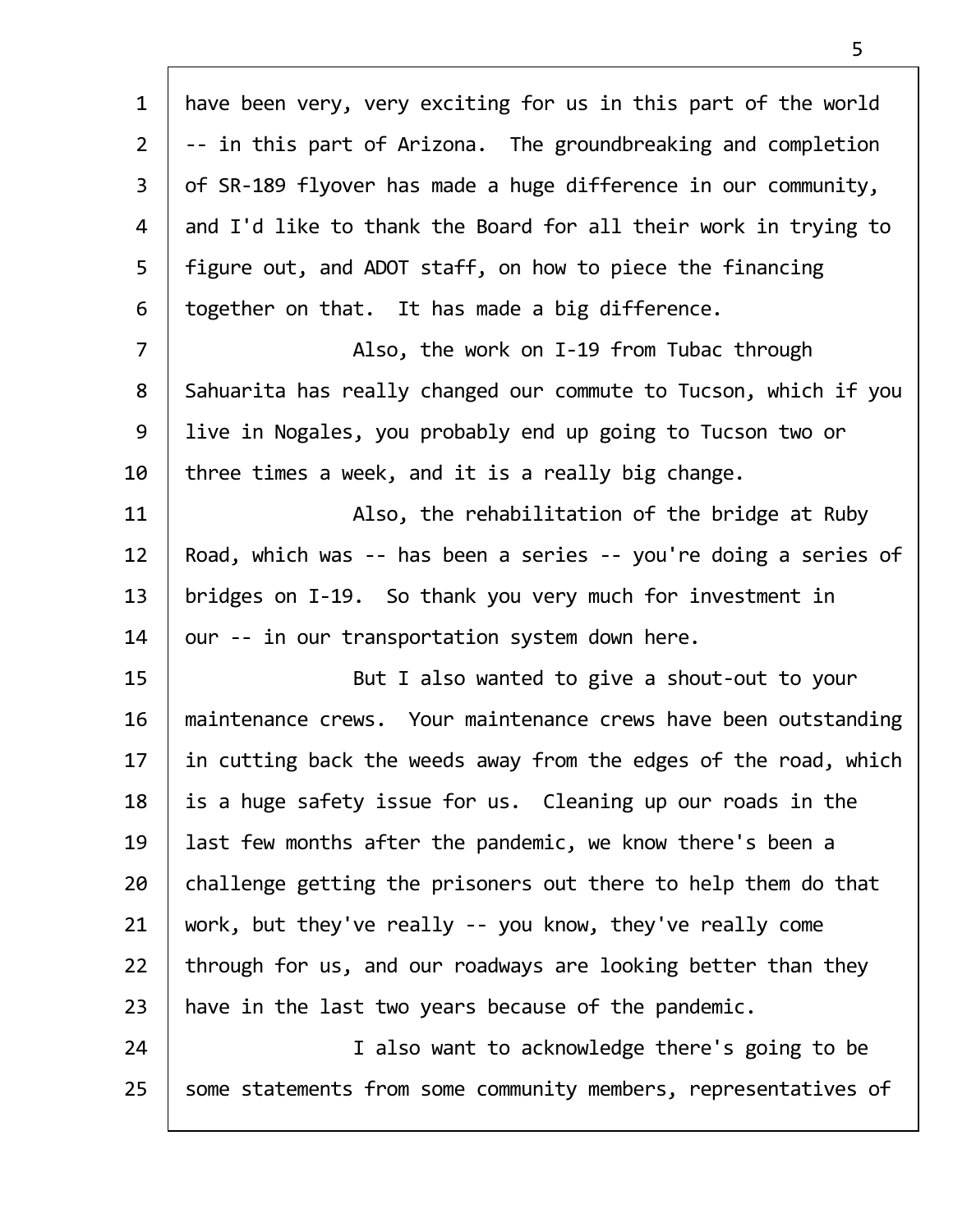have been very, very exciting for us in this part of the world -- in this part of Arizona. The groundbreaking and completion of SR-189 flyover has made a huge difference in our community, and I'd like to thank the Board for all their work in trying to figure out, and ADOT staff, on how to piece the financing together on that. It has made a big difference.

Also, the work on I-19 from Tubac through Sahuarita has really changed our commute to Tucson, which if you live in Nogales, you probably end up going to Tucson two or three times a week, and it is a really big change.

Also, the rehabilitation of the bridge at Ruby Road, which was -- has been a series -- you're doing a series of bridges on I-19. So thank you very much for investment in our -- in our transportation system down here.

But I also wanted to give a shout-out to your maintenance crews. Your maintenance crews have been outstanding in cutting back the weeds away from the edges of the road, which is a huge safety issue for us. Cleaning up our roads in the last few months after the pandemic, we know there's been a challenge getting the prisoners out there to help them do that work, but they've really -- you know, they've really come through for us, and our roadways are looking better than they have in the last two years because of the pandemic.

I also want to acknowledge there's going to be some statements from some community members, representatives of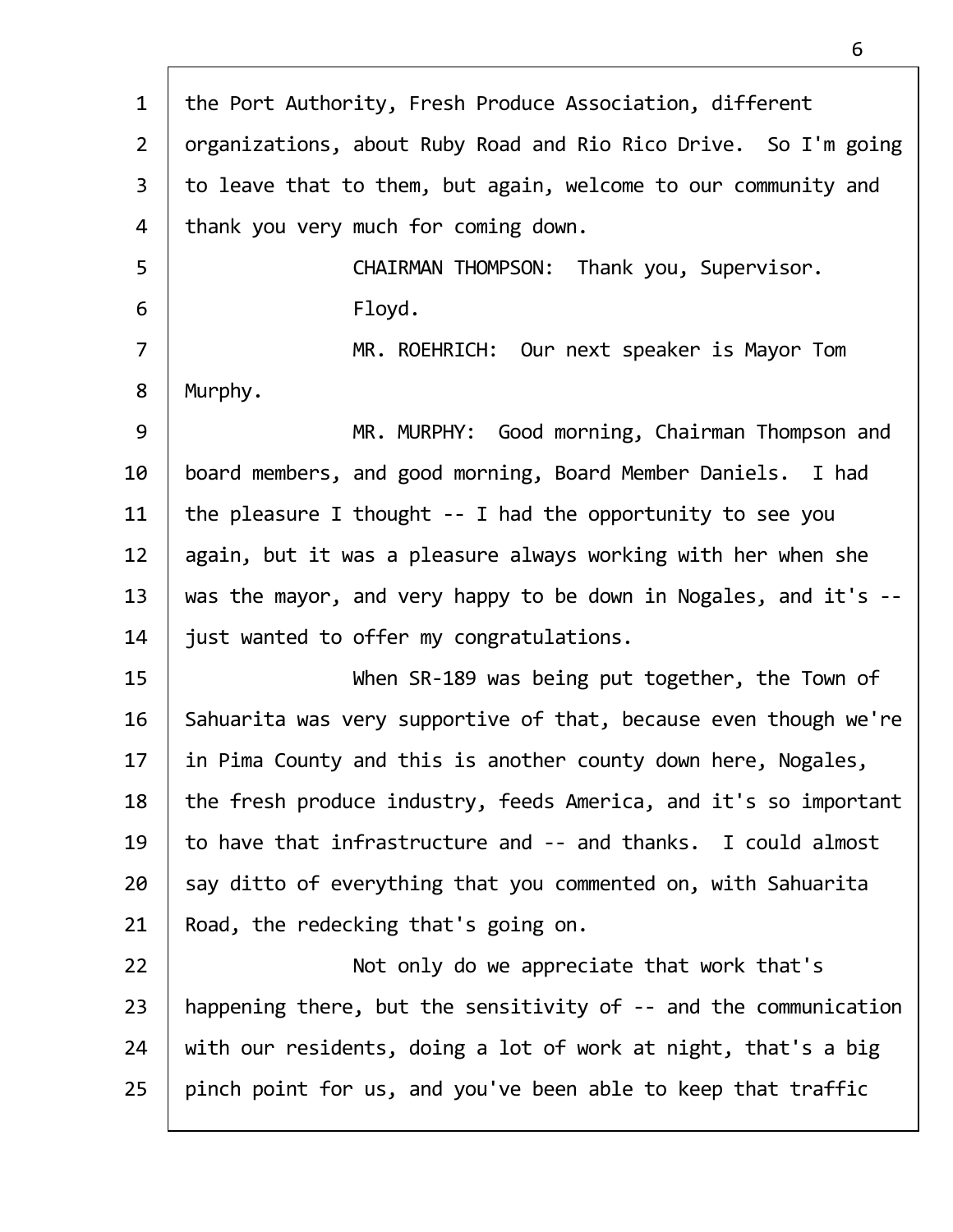the Port Authority, Fresh Produce Association, different organizations, about Ruby Road and Rio Rico Drive. So I'm going to leave that to them, but again, welcome to our community and thank you very much for coming down.

CHAIRMAN THOMPSON: Thank you, Supervisor.

Floyd.

MR. ROEHRICH: Our next speaker is Mayor Tom Murphy.

MR. MURPHY: Good morning, Chairman Thompson and board members, and good morning, Board Member Daniels. I had the pleasure I thought -- I had the opportunity to see you again, but it was a pleasure always working with her when she was the mayor, and very happy to be down in Nogales, and it's -- just wanted to offer my congratulations.

When SR-189 was being put together, the Town of Sahuarita was very supportive of that, because even though we're in Pima County and this is another county down here, Nogales, the fresh produce industry, feeds America, and it's so important to have that infrastructure and -- and thanks. I could almost say ditto of everything that you commented on, with Sahuarita Road, the redecking that's going on.

Not only do we appreciate that work that's happening there, but the sensitivity of -- and the communication with our residents, doing a lot of work at night, that's a big pinch point for us, and you've been able to keep that traffic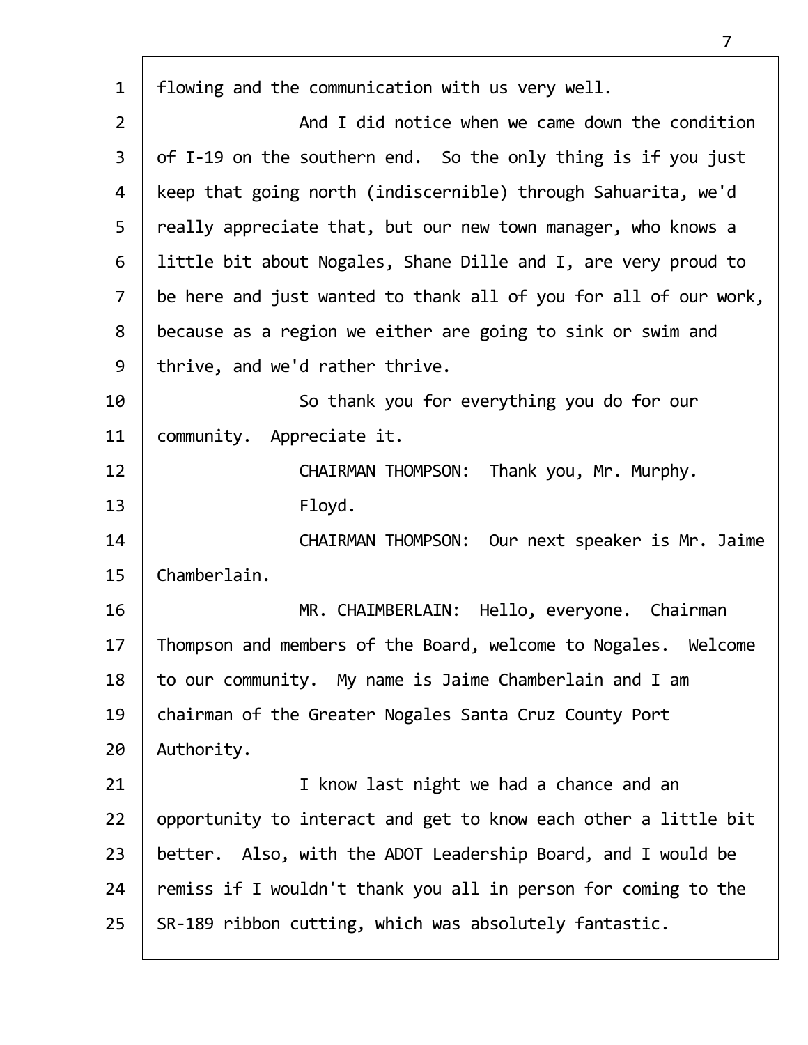flowing and the communication with us very well.

And I did notice when we came down the condition of I-19 on the southern end. So the only thing is if you just keep that going north (indiscernible) through Sahuarita, we'd really appreciate that, but our new town manager, who knows a little bit about Nogales, Shane Dille and I, are very proud to be here and just wanted to thank all of you for all of our work, because as a region we either are going to sink or swim and thrive, and we'd rather thrive.

So thank you for everything you do for our community. Appreciate it.

CHAIRMAN THOMPSON: Thank you, Mr. Murphy.

Floyd.

CHAIRMAN THOMPSON: Our next speaker is Mr. Jaime Chamberlain.

MR. CHAIMBERLAIN: Hello, everyone. Chairman Thompson and members of the Board, welcome to Nogales. Welcome to our community. My name is Jaime Chamberlain and I am chairman of the Greater Nogales Santa Cruz County Port Authority.

I know last night we had a chance and an opportunity to interact and get to know each other a little bit better. Also, with the ADOT Leadership Board, and I would be remiss if I wouldn't thank you all in person for coming to the SR-189 ribbon cutting, which was absolutely fantastic.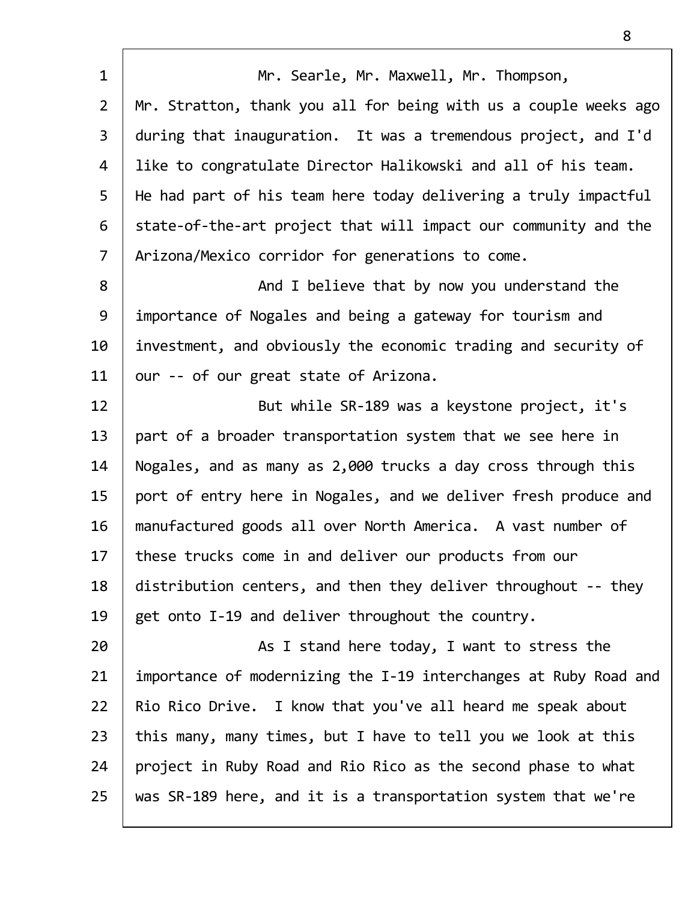Mr. Searle, Mr. Maxwell, Mr. Thompson, Mr. Stratton, thank you all for being with us a couple weeks ago during that inauguration. It was a tremendous project, and I'd like to congratulate Director Halikowski and all of his team. He had part of his team here today delivering a truly impactful state-of-the-art project that will impact our community and the Arizona/Mexico corridor for generations to come.

And I believe that by now you understand the importance of Nogales and being a gateway for tourism and investment, and obviously the economic trading and security of our -- of our great state of Arizona.

But while SR-189 was a keystone project, it's part of a broader transportation system that we see here in Nogales, and as many as 2,000 trucks a day cross through this port of entry here in Nogales, and we deliver fresh produce and manufactured goods all over North America. A vast number of these trucks come in and deliver our products from our distribution centers, and then they deliver throughout -- they get onto I-19 and deliver throughout the country.

As I stand here today, I want to stress the importance of modernizing the I-19 interchanges at Ruby Road and Rio Rico Drive. I know that you've all heard me speak about this many, many times, but I have to tell you we look at this project in Ruby Road and Rio Rico as the second phase to what was SR-189 here, and it is a transportation system that we're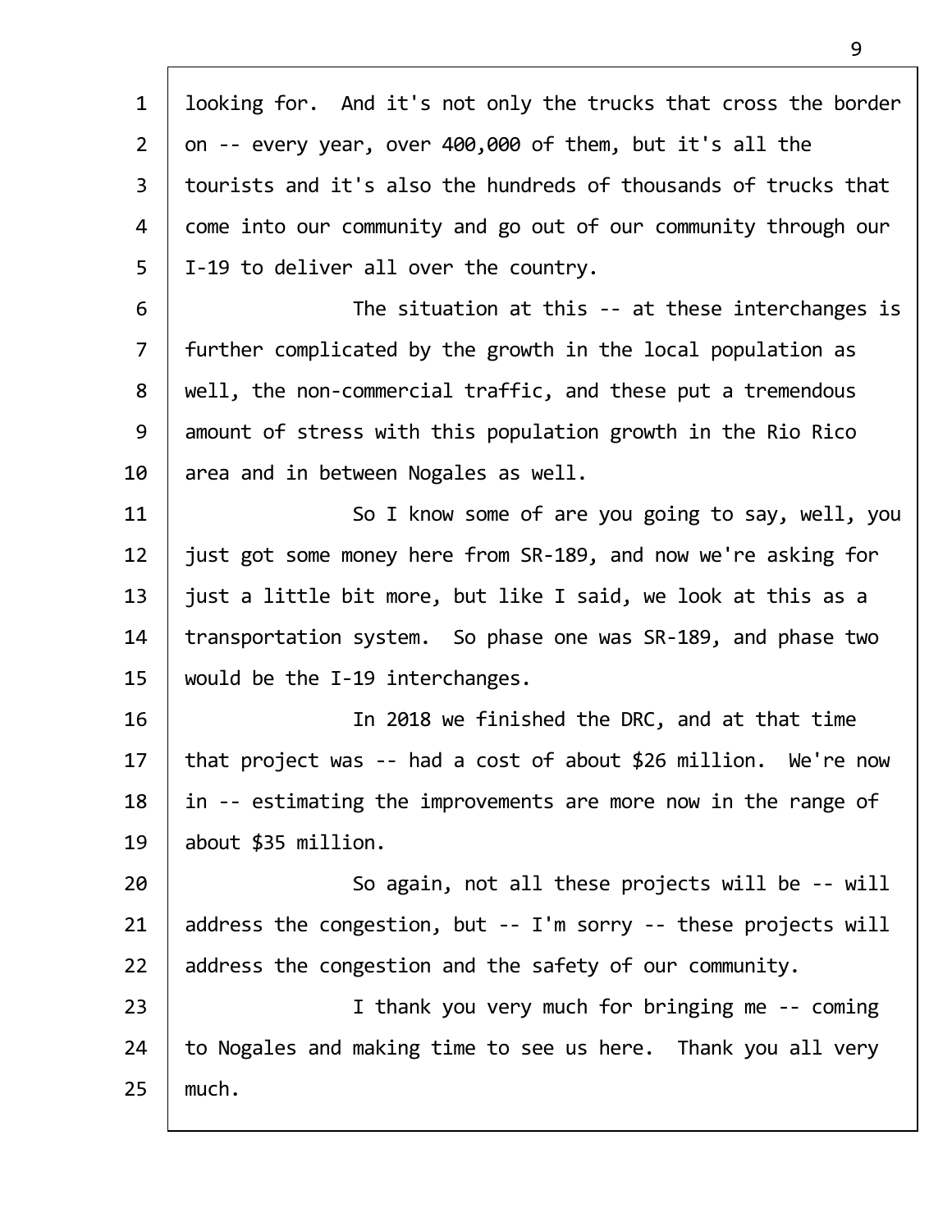looking for. And it's not only the trucks that cross the border on -- every year, over 400,000 of them, but it's all the tourists and it's also the hundreds of thousands of trucks that come into our community and go out of our community through our I-19 to deliver all over the country.

The situation at this -- at these interchanges is further complicated by the growth in the local population as well, the non-commercial traffic, and these put a tremendous amount of stress with this population growth in the Rio Rico area and in between Nogales as well.

So I know some of are you going to say, well, you just got some money here from SR-189, and now we're asking for just a little bit more, but like I said, we look at this as a transportation system. So phase one was SR-189, and phase two would be the I-19 interchanges.

In 2018 we finished the DRC, and at that time that project was -- had a cost of about $26 million. We're now in -- estimating the improvements are more now in the range of about $35 million.

So again, not all these projects will be -- will address the congestion, but -- I'm sorry -- these projects will address the congestion and the safety of our community.

I thank you very much for bringing me -- coming to Nogales and making time to see us here. Thank you all very much.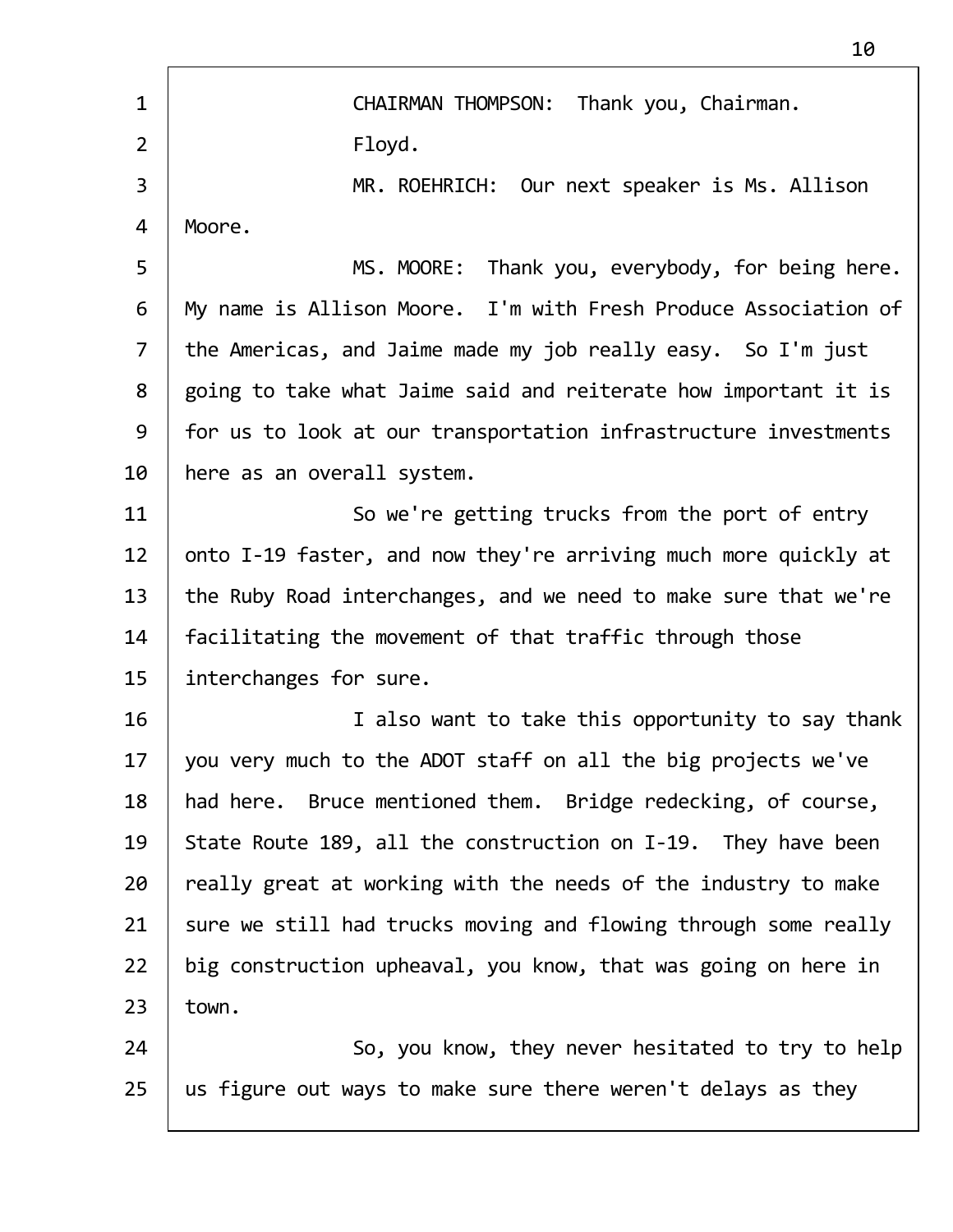CHAIRMAN THOMPSON: Thank you, Chairman.

Floyd.

MR. ROEHRICH: Our next speaker is Ms. Allison Moore.

MS. MOORE: Thank you, everybody, for being here. My name is Allison Moore. I'm with Fresh Produce Association of the Americas, and Jaime made my job really easy. So I'm just going to take what Jaime said and reiterate how important it is for us to look at our transportation infrastructure investments here as an overall system.

So we're getting trucks from the port of entry onto I-19 faster, and now they're arriving much more quickly at the Ruby Road interchanges, and we need to make sure that we're facilitating the movement of that traffic through those interchanges for sure.

I also want to take this opportunity to say thank you very much to the ADOT staff on all the big projects we've had here. Bruce mentioned them. Bridge redecking, of course, State Route 189, all the construction on I-19. They have been really great at working with the needs of the industry to make sure we still had trucks moving and flowing through some really big construction upheaval, you know, that was going on here in town.

So, you know, they never hesitated to try to help us figure out ways to make sure there weren't delays as they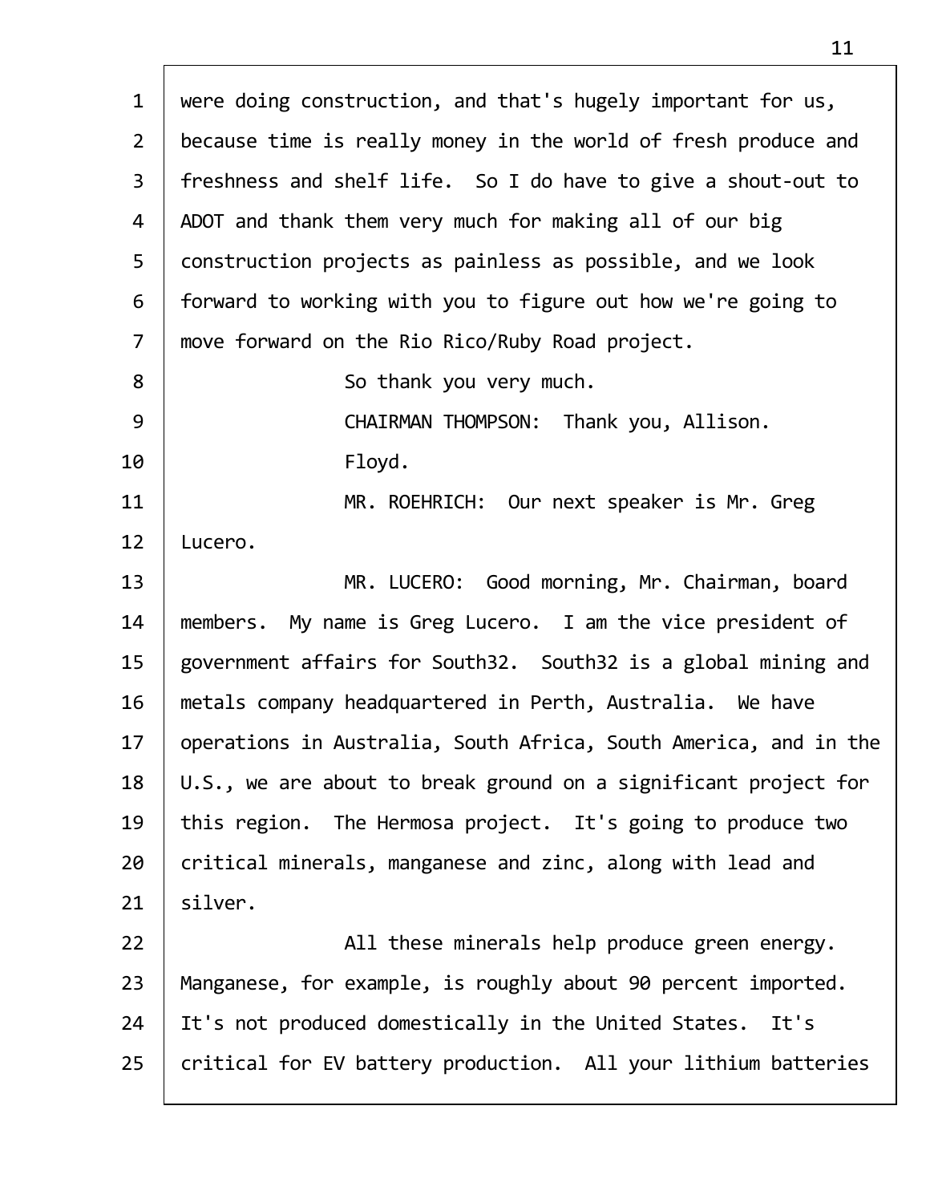were doing construction, and that's hugely important for us, because time is really money in the world of fresh produce and freshness and shelf life. So I do have to give a shout-out to ADOT and thank them very much for making all of our big construction projects as painless as possible, and we look forward to working with you to figure out how we're going to move forward on the Rio Rico/Ruby Road project.

So thank you very much.

CHAIRMAN THOMPSON: Thank you, Allison.

Floyd.

MR. ROEHRICH: Our next speaker is Mr. Greg Lucero.

MR. LUCERO: Good morning, Mr. Chairman, board members. My name is Greg Lucero. I am the vice president of government affairs for South32. South32 is a global mining and metals company headquartered in Perth, Australia. We have operations in Australia, South Africa, South America, and in the U.S., we are about to break ground on a significant project for this region. The Hermosa project. It's going to produce two critical minerals, manganese and zinc, along with lead and silver.

All these minerals help produce green energy. Manganese, for example, is roughly about 90 percent imported. It's not produced domestically in the United States. It's critical for EV battery production. All your lithium batteries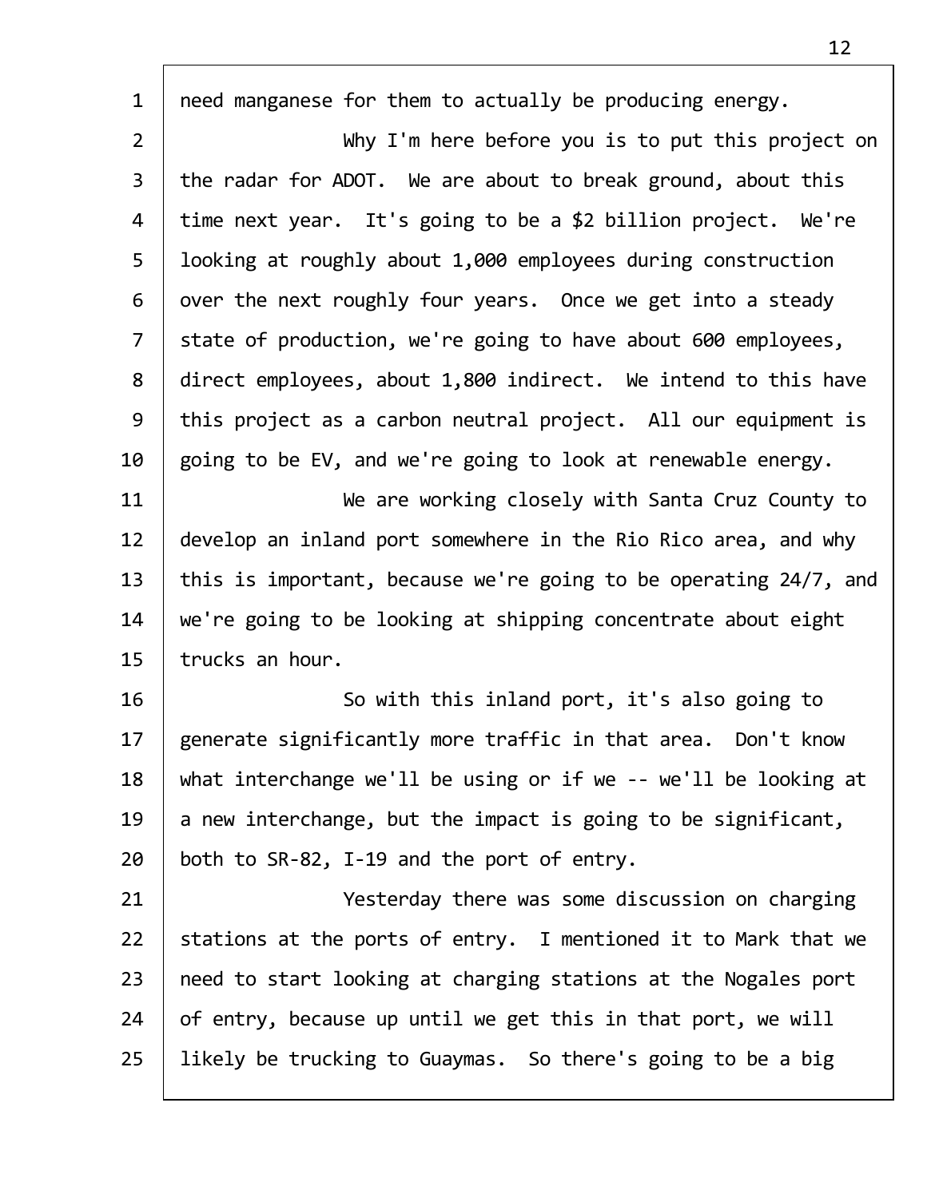need manganese for them to actually be producing energy.

Why I'm here before you is to put this project on the radar for ADOT. We are about to break ground, about this time next year. It's going to be a $2 billion project. We're looking at roughly about 1,000 employees during construction over the next roughly four years. Once we get into a steady state of production, we're going to have about 600 employees, direct employees, about 1,800 indirect. We intend to this have this project as a carbon neutral project. All our equipment is going to be EV, and we're going to look at renewable energy.

We are working closely with Santa Cruz County to develop an inland port somewhere in the Rio Rico area, and why this is important, because we're going to be operating 24/7, and we're going to be looking at shipping concentrate about eight trucks an hour.

So with this inland port, it's also going to generate significantly more traffic in that area. Don't know what interchange we'll be using or if we -- we'll be looking at a new interchange, but the impact is going to be significant, both to SR-82, I-19 and the port of entry.

Yesterday there was some discussion on charging stations at the ports of entry. I mentioned it to Mark that we need to start looking at charging stations at the Nogales port of entry, because up until we get this in that port, we will likely be trucking to Guaymas. So there's going to be a big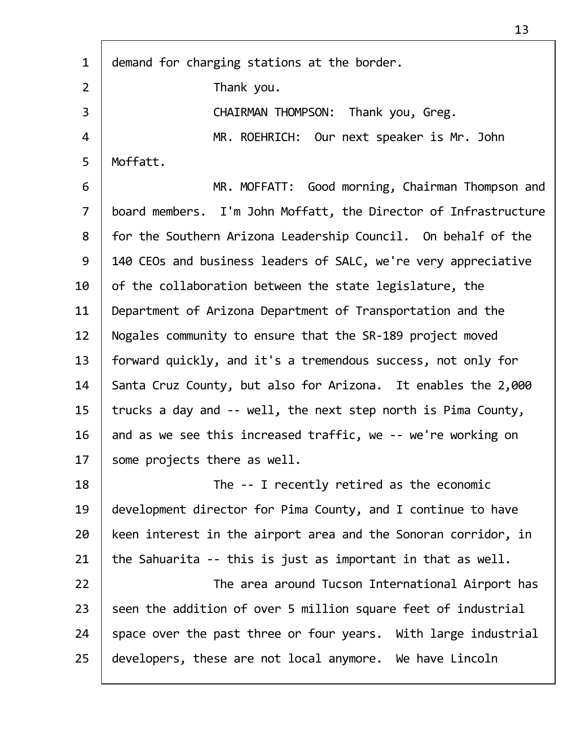demand for charging stations at the border.

Thank you.

CHAIRMAN THOMPSON: Thank you, Greg.

MR. ROEHRICH: Our next speaker is Mr. John Moffatt.

MR. MOFFATT: Good morning, Chairman Thompson and board members. I'm John Moffatt, the Director of Infrastructure for the Southern Arizona Leadership Council. On behalf of the 140 CEOs and business leaders of SALC, we're very appreciative of the collaboration between the state legislature, the Department of Arizona Department of Transportation and the Nogales community to ensure that the SR-189 project moved forward quickly, and it's a tremendous success, not only for Santa Cruz County, but also for Arizona. It enables the 2,000 trucks a day and -- well, the next step north is Pima County, and as we see this increased traffic, we -- we're working on some projects there as well.

The -- I recently retired as the economic development director for Pima County, and I continue to have keen interest in the airport area and the Sonoran corridor, in the Sahuarita -- this is just as important in that as well.

The area around Tucson International Airport has seen the addition of over 5 million square feet of industrial space over the past three or four years. With large industrial developers, these are not local anymore. We have Lincoln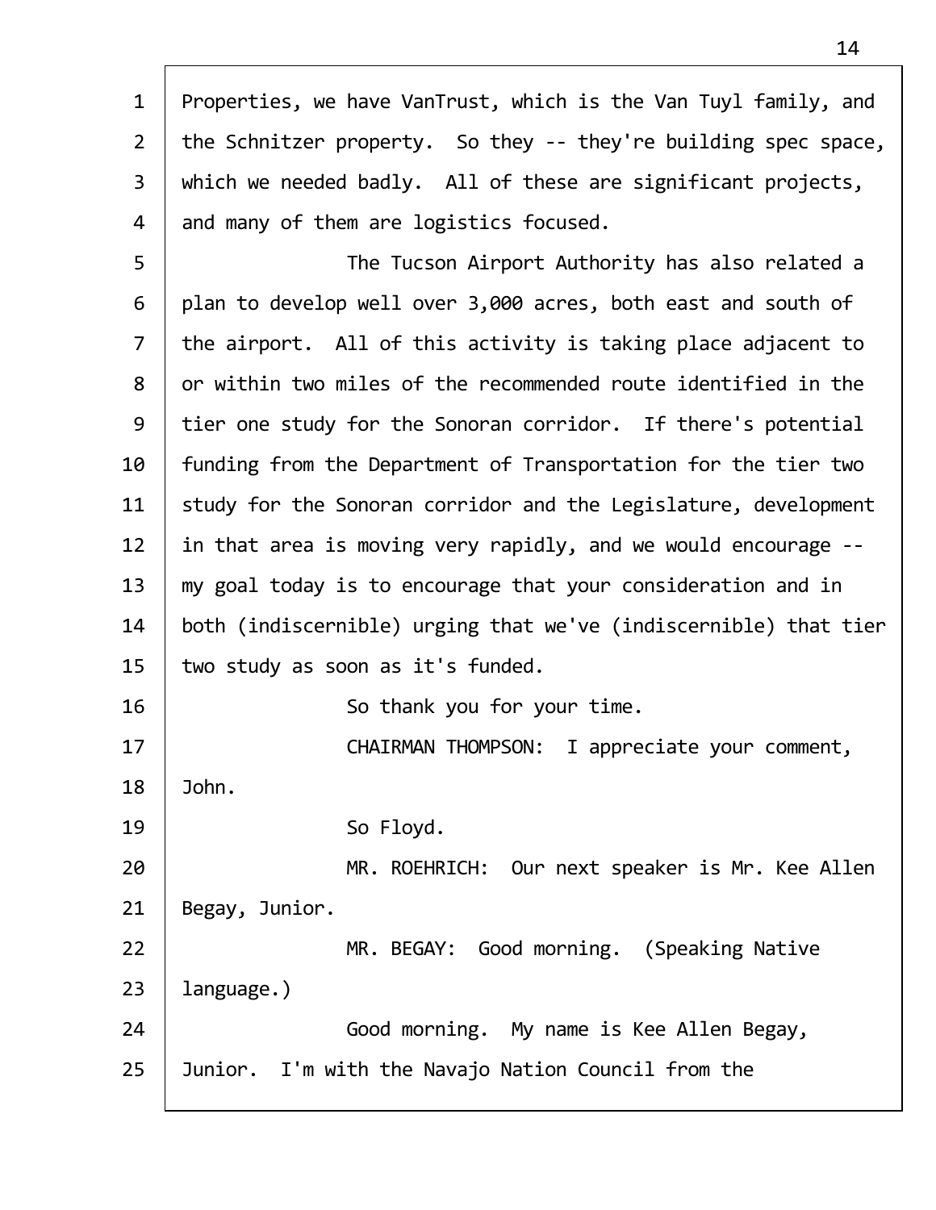Properties, we have VanTrust, which is the Van Tuyl family, and the Schnitzer property. So they -- they're building spec space, which we needed badly. All of these are significant projects, and many of them are logistics focused.

The Tucson Airport Authority has also related a plan to develop well over 3,000 acres, both east and south of the airport. All of this activity is taking place adjacent to or within two miles of the recommended route identified in the tier one study for the Sonoran corridor. If there's potential funding from the Department of Transportation for the tier two study for the Sonoran corridor and the Legislature, development in that area is moving very rapidly, and we would encourage -- my goal today is to encourage that your consideration and in both (indiscernible) urging that we've (indiscernible) that tier two study as soon as it's funded.

So thank you for your time.

CHAIRMAN THOMPSON: I appreciate your comment, John.

So Floyd.

MR. ROEHRICH: Our next speaker is Mr. Kee Allen Begay, Junior.

MR. BEGAY: Good morning. (Speaking Native language.)

Good morning. My name is Kee Allen Begay, Junior. I'm with the Navajo Nation Council from the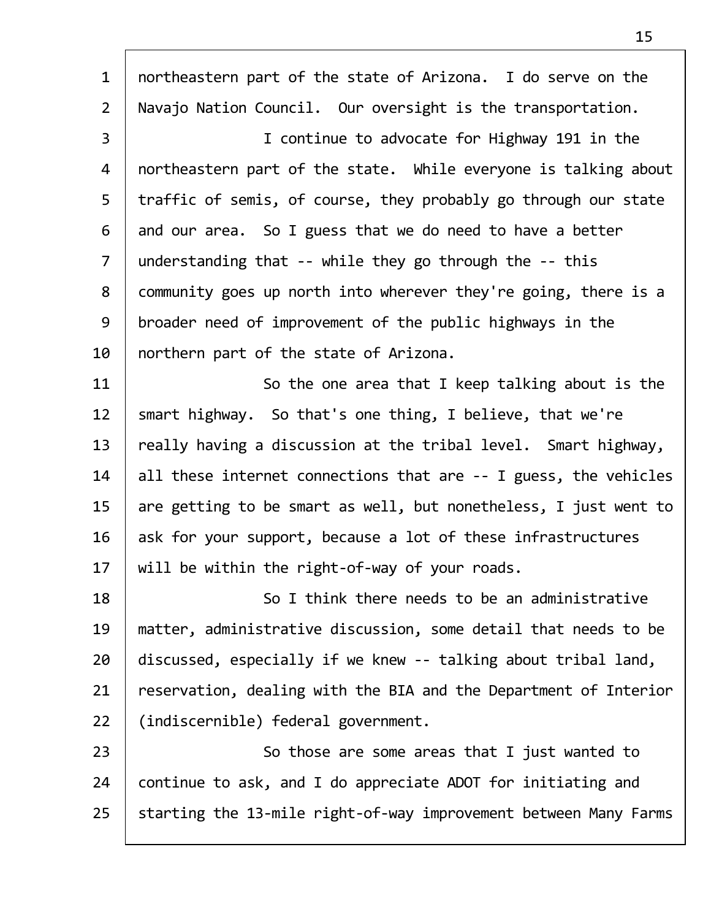northeastern part of the state of Arizona. I do serve on the Navajo Nation Council. Our oversight is the transportation.

I continue to advocate for Highway 191 in the northeastern part of the state. While everyone is talking about traffic of semis, of course, they probably go through our state and our area. So I guess that we do need to have a better understanding that -- while they go through the -- this community goes up north into wherever they're going, there is a broader need of improvement of the public highways in the northern part of the state of Arizona.

So the one area that I keep talking about is the smart highway. So that's one thing, I believe, that we're really having a discussion at the tribal level. Smart highway, all these internet connections that are -- I guess, the vehicles are getting to be smart as well, but nonetheless, I just went to ask for your support, because a lot of these infrastructures will be within the right-of-way of your roads.

So I think there needs to be an administrative matter, administrative discussion, some detail that needs to be discussed, especially if we knew -- talking about tribal land, reservation, dealing with the BIA and the Department of Interior (indiscernible) federal government.

So those are some areas that I just wanted to continue to ask, and I do appreciate ADOT for initiating and starting the 13-mile right-of-way improvement between Many Farms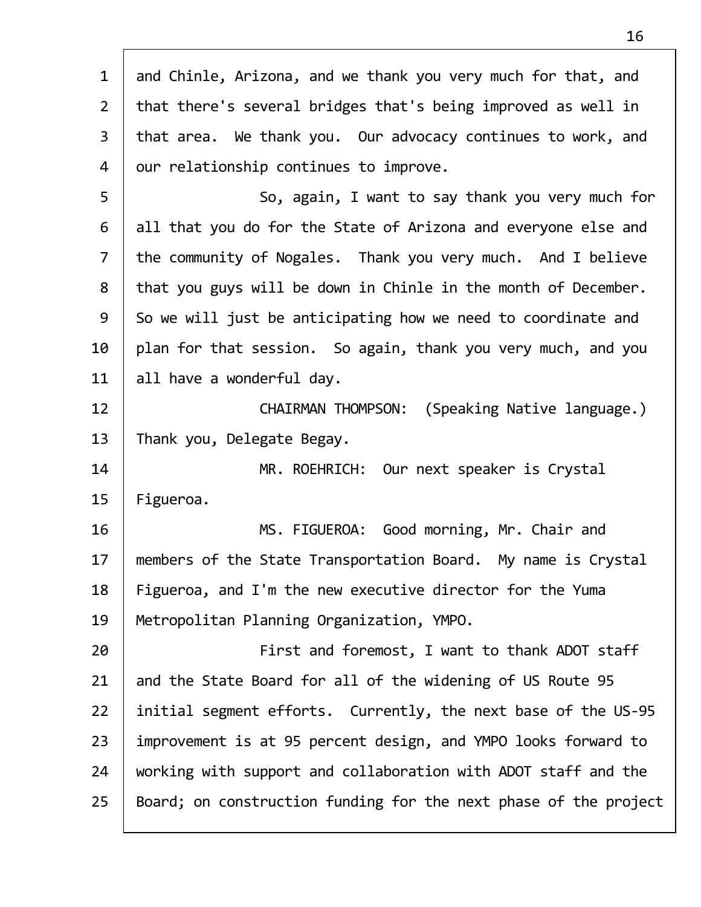and Chinle, Arizona, and we thank you very much for that, and that there's several bridges that's being improved as well in that area. We thank you. Our advocacy continues to work, and our relationship continues to improve.

So, again, I want to say thank you very much for all that you do for the State of Arizona and everyone else and the community of Nogales. Thank you very much. And I believe that you guys will be down in Chinle in the month of December. So we will just be anticipating how we need to coordinate and plan for that session. So again, thank you very much, and you all have a wonderful day.

CHAIRMAN THOMPSON: (Speaking Native language.) Thank you, Delegate Begay.

MR. ROEHRICH: Our next speaker is Crystal Figueroa.

MS. FIGUEROA: Good morning, Mr. Chair and members of the State Transportation Board. My name is Crystal Figueroa, and I'm the new executive director for the Yuma Metropolitan Planning Organization, YMPO.

First and foremost, I want to thank ADOT staff and the State Board for all of the widening of US Route 95 initial segment efforts. Currently, the next base of the US-95 improvement is at 95 percent design, and YMPO looks forward to working with support and collaboration with ADOT staff and the Board; on construction funding for the next phase of the project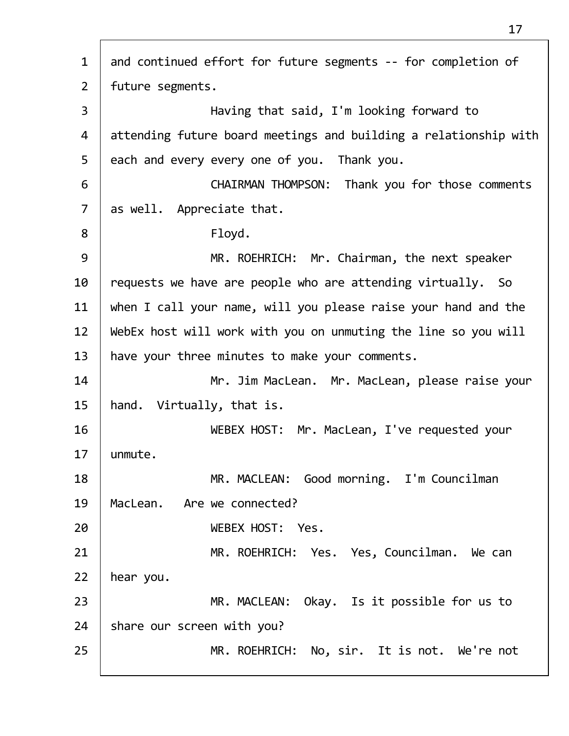and continued effort for future segments -- for completion of future segments.

Having that said, I'm looking forward to attending future board meetings and building a relationship with each and every every one of you. Thank you.

CHAIRMAN THOMPSON: Thank you for those comments as well. Appreciate that.

Floyd.

MR. ROEHRICH: Mr. Chairman, the next speaker requests we have are people who are attending virtually. So when I call your name, will you please raise your hand and the WebEx host will work with you on unmuting the line so you will have your three minutes to make your comments.

Mr. Jim MacLean. Mr. MacLean, please raise your hand. Virtually, that is.

WEBEX HOST: Mr. MacLean, I've requested your unmute.

MR. MACLEAN: Good morning. I'm Councilman MacLean. Are we connected?

WEBEX HOST: Yes.

MR. ROEHRICH: Yes. Yes, Councilman. We can hear you.

MR. MACLEAN: Okay. Is it possible for us to share our screen with you?

MR. ROEHRICH: No, sir. It is not. We're not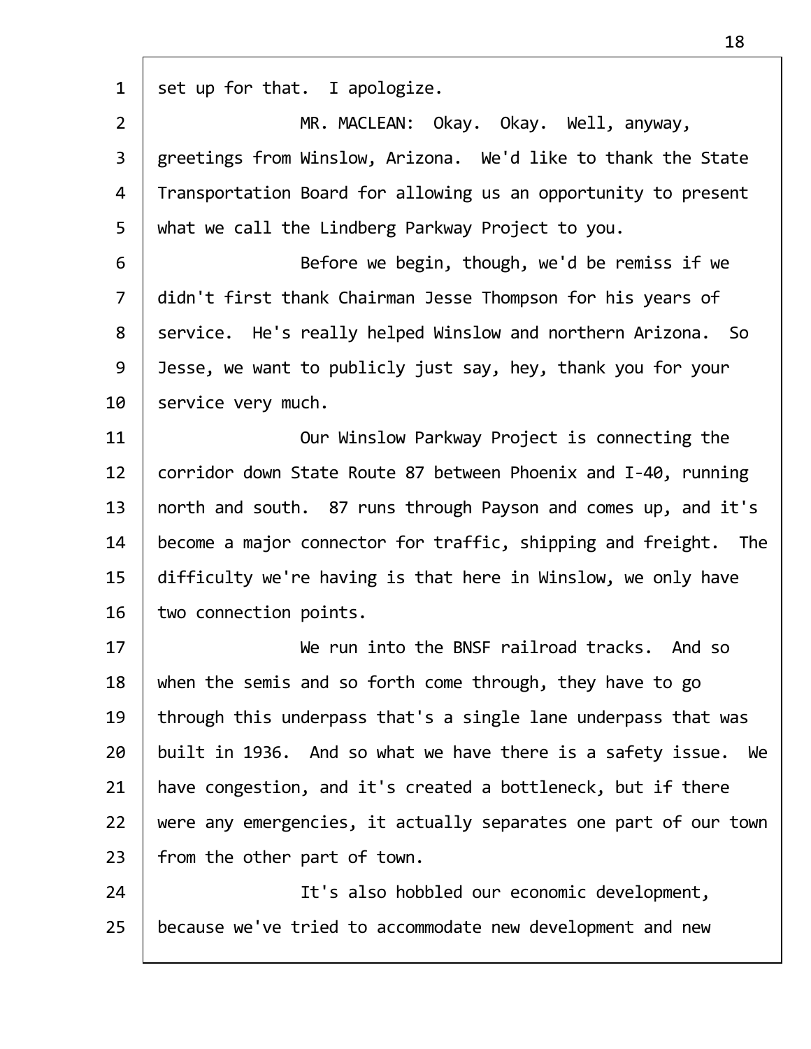set up for that. I apologize.

MR. MACLEAN: Okay. Okay. Well, anyway, greetings from Winslow, Arizona. We'd like to thank the State Transportation Board for allowing us an opportunity to present what we call the Lindberg Parkway Project to you.

Before we begin, though, we'd be remiss if we didn't first thank Chairman Jesse Thompson for his years of service. He's really helped Winslow and northern Arizona. So Jesse, we want to publicly just say, hey, thank you for your service very much.

Our Winslow Parkway Project is connecting the corridor down State Route 87 between Phoenix and I-40, running north and south. 87 runs through Payson and comes up, and it's become a major connector for traffic, shipping and freight. The difficulty we're having is that here in Winslow, we only have two connection points.

We run into the BNSF railroad tracks. And so when the semis and so forth come through, they have to go through this underpass that's a single lane underpass that was built in 1936. And so what we have there is a safety issue. We have congestion, and it's created a bottleneck, but if there were any emergencies, it actually separates one part of our town from the other part of town.

It's also hobbled our economic development, because we've tried to accommodate new development and new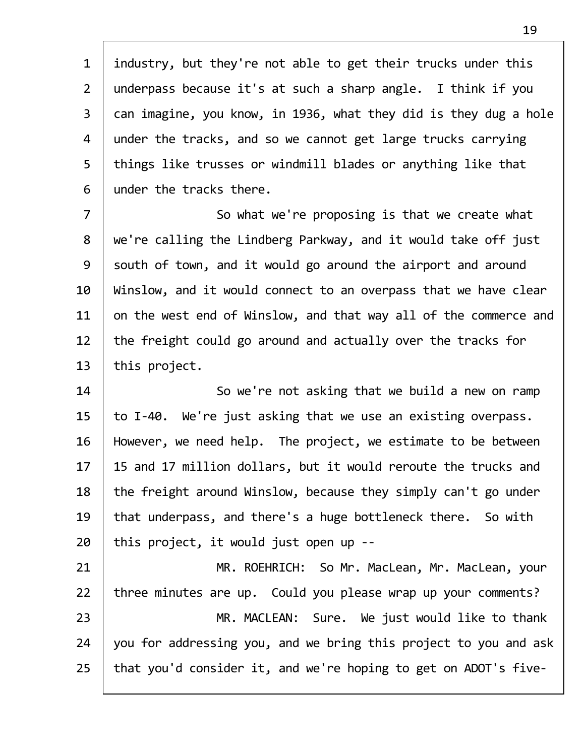industry, but they're not able to get their trucks under this underpass because it's at such a sharp angle. I think if you can imagine, you know, in 1936, what they did is they dug a hole under the tracks, and so we cannot get large trucks carrying things like trusses or windmill blades or anything like that under the tracks there.

So what we're proposing is that we create what we're calling the Lindberg Parkway, and it would take off just south of town, and it would go around the airport and around Winslow, and it would connect to an overpass that we have clear on the west end of Winslow, and that way all of the commerce and the freight could go around and actually over the tracks for this project.

So we're not asking that we build a new on ramp to I-40. We're just asking that we use an existing overpass. However, we need help. The project, we estimate to be between 15 and 17 million dollars, but it would reroute the trucks and the freight around Winslow, because they simply can't go under that underpass, and there's a huge bottleneck there. So with this project, it would just open up --

MR. ROEHRICH: So Mr. MacLean, Mr. MacLean, your three minutes are up. Could you please wrap up your comments?

MR. MACLEAN: Sure. We just would like to thank you for addressing you, and we bring this project to you and ask that you'd consider it, and we're hoping to get on ADOT's five-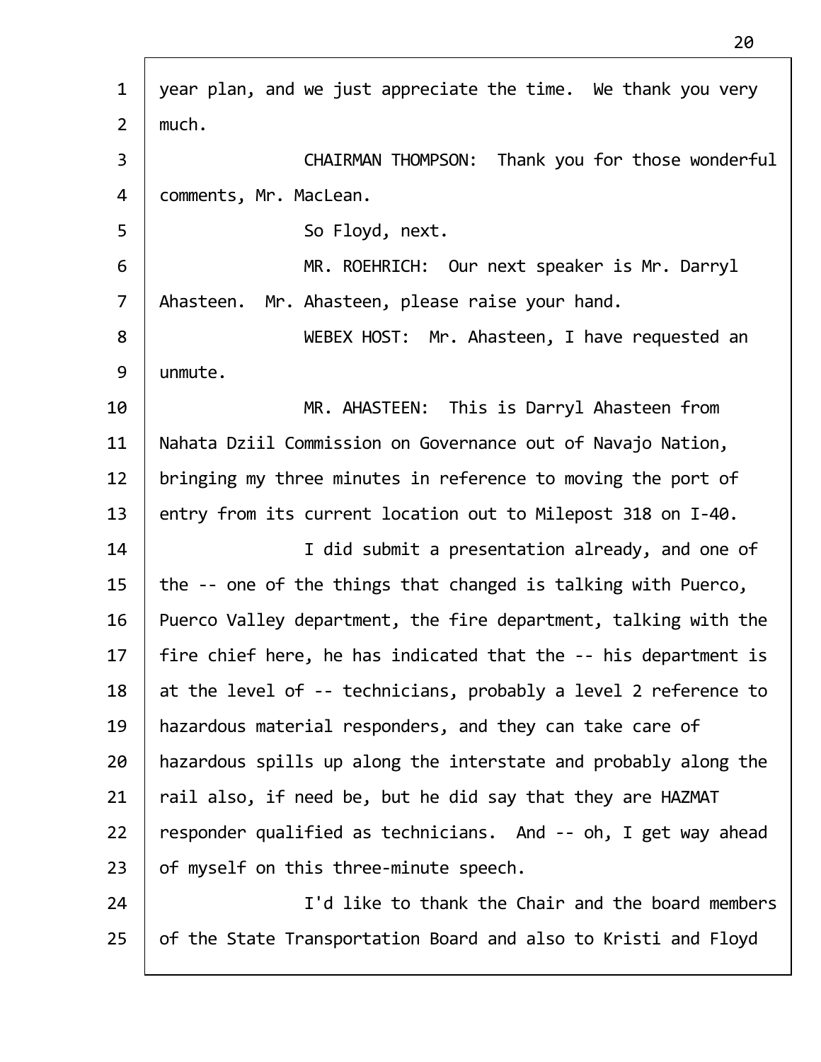1 year plan, and we just appreciate the time. We thank you very
2 much.

3 CHAIRMAN THOMPSON: Thank you for those wonderful
4 comments, Mr. MacLean.

5 So Floyd, next.

6 MR. ROEHRICH: Our next speaker is Mr. Darryl
7 Ahasteen. Mr. Ahasteen, please raise your hand.

8 WEBEX HOST: Mr. Ahasteen, I have requested an
9 unmute.

10 MR. AHASTEEN: This is Darryl Ahasteen from
11 Nahata Dziil Commission on Governance out of Navajo Nation,
12 bringing my three minutes in reference to moving the port of
13 entry from its current location out to Milepost 318 on I-40.

14 I did submit a presentation already, and one of
15 the -- one of the things that changed is talking with Puerco,
16 Puerco Valley department, the fire department, talking with the
17 fire chief here, he has indicated that the -- his department is
18 at the level of -- technicians, probably a level 2 reference to
19 hazardous material responders, and they can take care of
20 hazardous spills up along the interstate and probably along the
21 rail also, if need be, but he did say that they are HAZMAT
22 responder qualified as technicians. And -- oh, I get way ahead
23 of myself on this three-minute speech.

24 I'd like to thank the Chair and the board members
25 of the State Transportation Board and also to Kristi and Floyd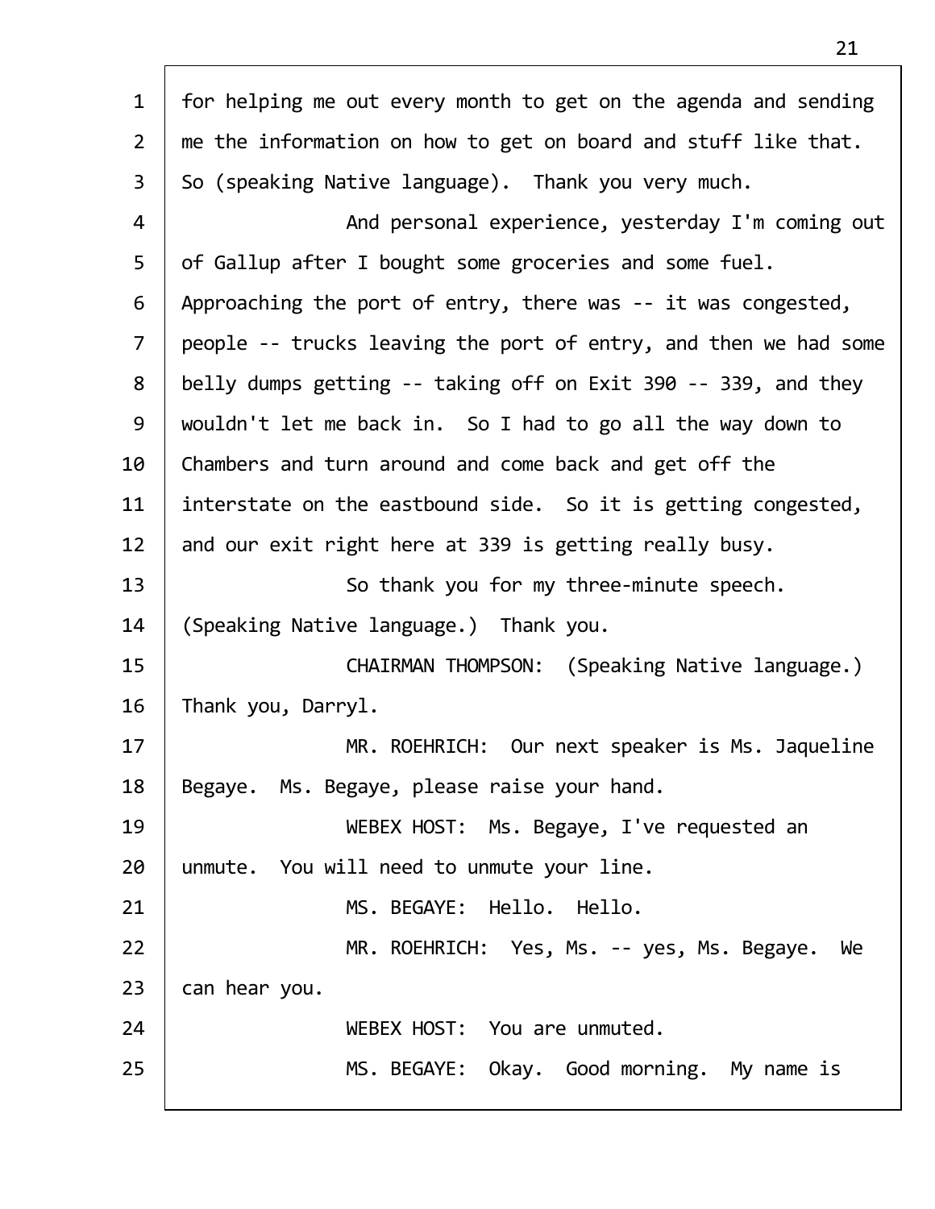for helping me out every month to get on the agenda and sending me the information on how to get on board and stuff like that. So (speaking Native language). Thank you very much.

And personal experience, yesterday I'm coming out of Gallup after I bought some groceries and some fuel. Approaching the port of entry, there was -- it was congested, people -- trucks leaving the port of entry, and then we had some belly dumps getting -- taking off on Exit 390 -- 339, and they wouldn't let me back in. So I had to go all the way down to Chambers and turn around and come back and get off the interstate on the eastbound side. So it is getting congested, and our exit right here at 339 is getting really busy.

So thank you for my three-minute speech. (Speaking Native language.) Thank you.

CHAIRMAN THOMPSON: (Speaking Native language.) Thank you, Darryl.

MR. ROEHRICH: Our next speaker is Ms. Jaqueline Begaye. Ms. Begaye, please raise your hand.

WEBEX HOST: Ms. Begaye, I've requested an unmute. You will need to unmute your line.

MS. BEGAYE: Hello. Hello.

MR. ROEHRICH: Yes, Ms. -- yes, Ms. Begaye. We can hear you.

WEBEX HOST: You are unmuted.

MS. BEGAYE: Okay. Good morning. My name is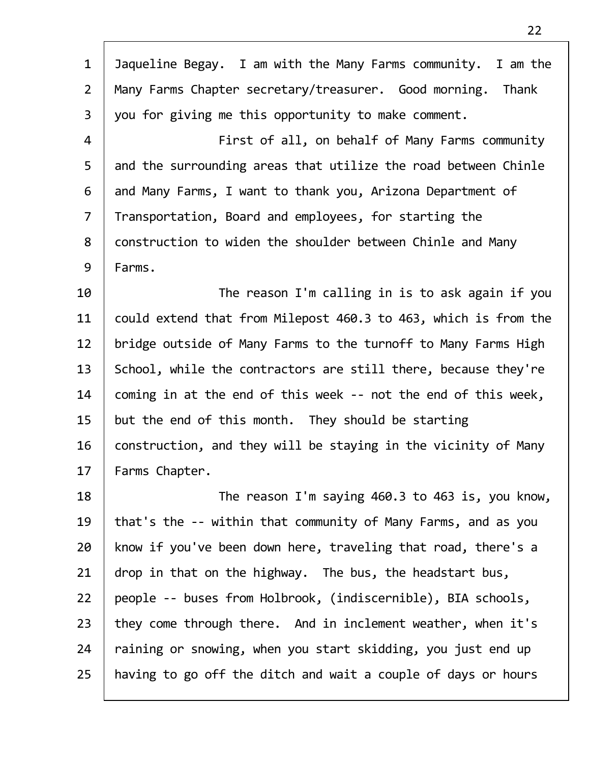Jaqueline Begay. I am with the Many Farms community. I am the Many Farms Chapter secretary/treasurer. Good morning. Thank you for giving me this opportunity to make comment.

First of all, on behalf of Many Farms community and the surrounding areas that utilize the road between Chinle and Many Farms, I want to thank you, Arizona Department of Transportation, Board and employees, for starting the construction to widen the shoulder between Chinle and Many Farms.

The reason I'm calling in is to ask again if you could extend that from Milepost 460.3 to 463, which is from the bridge outside of Many Farms to the turnoff to Many Farms High School, while the contractors are still there, because they're coming in at the end of this week -- not the end of this week, but the end of this month. They should be starting construction, and they will be staying in the vicinity of Many Farms Chapter.

The reason I'm saying 460.3 to 463 is, you know, that's the -- within that community of Many Farms, and as you know if you've been down here, traveling that road, there's a drop in that on the highway. The bus, the headstart bus, people -- buses from Holbrook, (indiscernible), BIA schools, they come through there. And in inclement weather, when it's raining or snowing, when you start skidding, you just end up having to go off the ditch and wait a couple of days or hours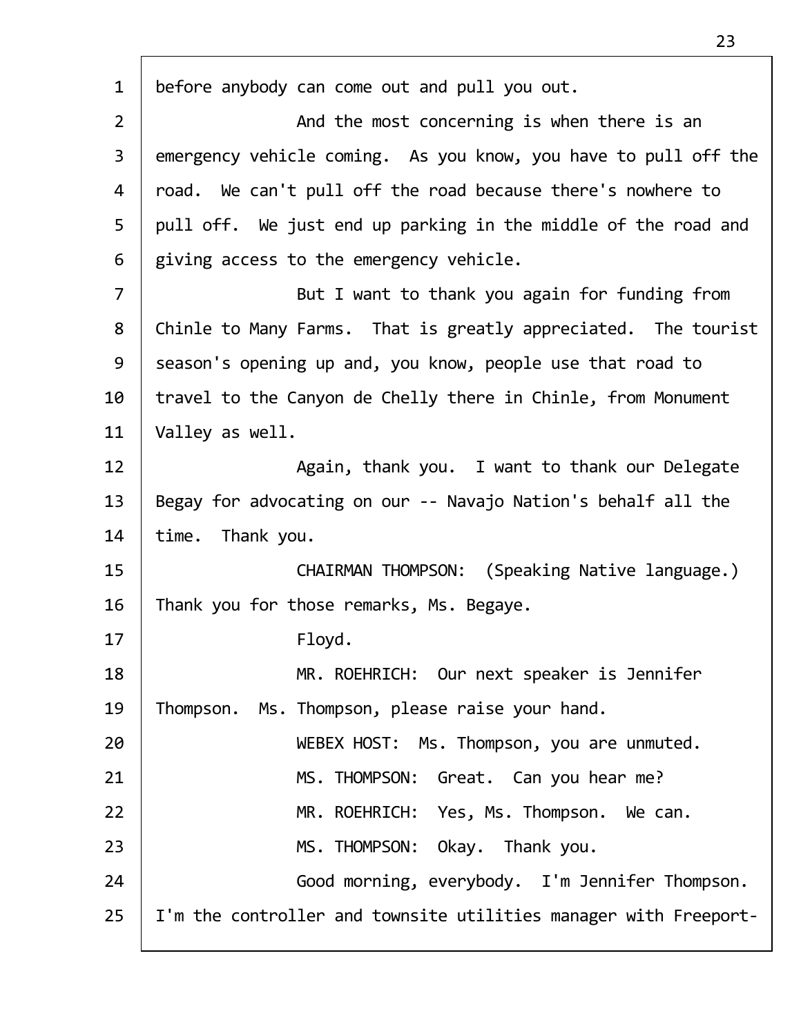before anybody can come out and pull you out.

And the most concerning is when there is an emergency vehicle coming. As you know, you have to pull off the road. We can't pull off the road because there's nowhere to pull off. We just end up parking in the middle of the road and giving access to the emergency vehicle.

But I want to thank you again for funding from Chinle to Many Farms. That is greatly appreciated. The tourist season's opening up and, you know, people use that road to travel to the Canyon de Chelly there in Chinle, from Monument Valley as well.

Again, thank you. I want to thank our Delegate Begay for advocating on our -- Navajo Nation's behalf all the time. Thank you.

CHAIRMAN THOMPSON: (Speaking Native language.) Thank you for those remarks, Ms. Begaye.

Floyd.

MR. ROEHRICH: Our next speaker is Jennifer Thompson. Ms. Thompson, please raise your hand.

WEBEX HOST: Ms. Thompson, you are unmuted.

MS. THOMPSON: Great. Can you hear me?

MR. ROEHRICH: Yes, Ms. Thompson. We can.

MS. THOMPSON: Okay. Thank you.

Good morning, everybody. I'm Jennifer Thompson. I'm the controller and townsite utilities manager with Freeport-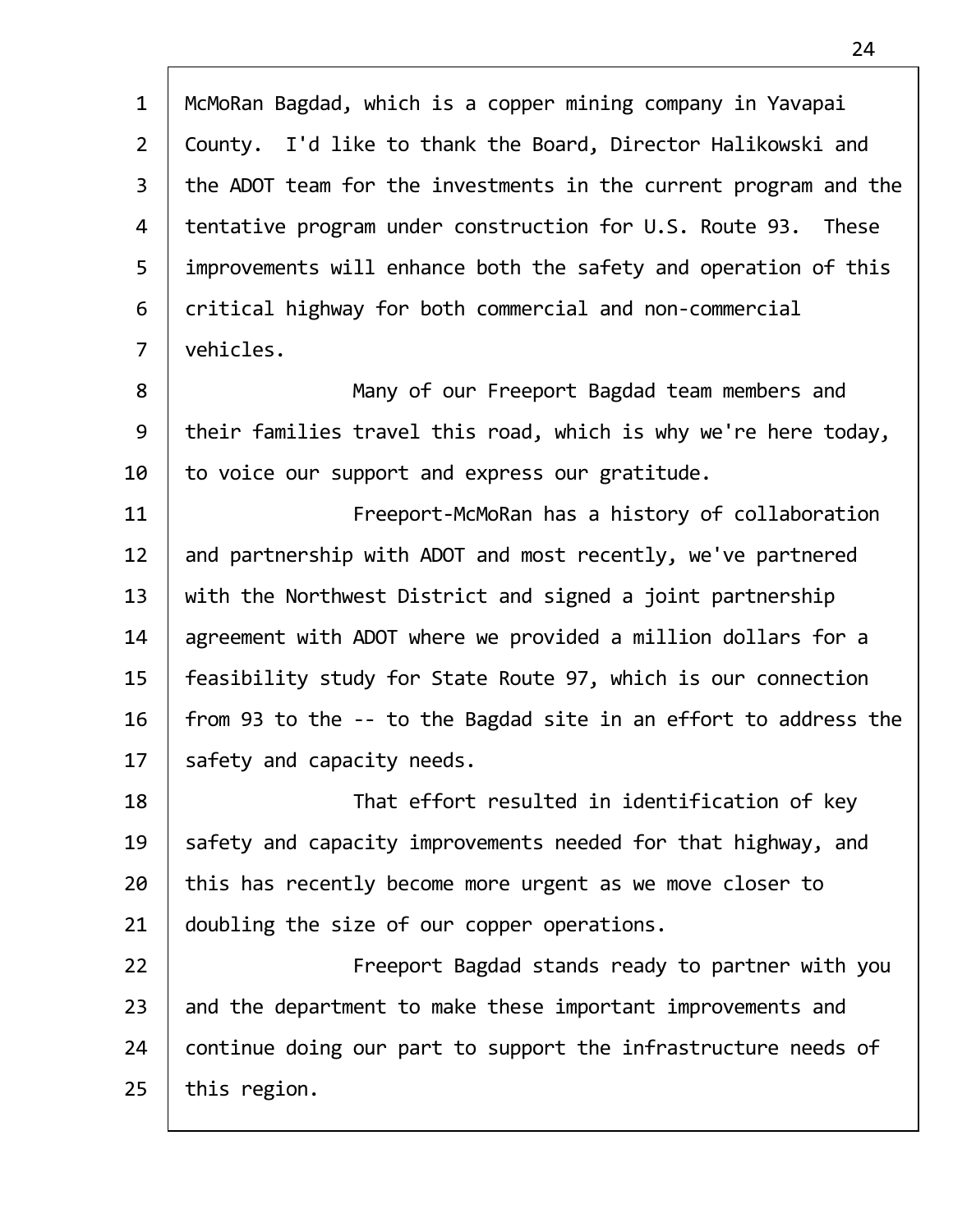McMoRan Bagdad, which is a copper mining company in Yavapai County. I'd like to thank the Board, Director Halikowski and the ADOT team for the investments in the current program and the tentative program under construction for U.S. Route 93. These improvements will enhance both the safety and operation of this critical highway for both commercial and non-commercial vehicles.

Many of our Freeport Bagdad team members and their families travel this road, which is why we're here today, to voice our support and express our gratitude.

Freeport-McMoRan has a history of collaboration and partnership with ADOT and most recently, we've partnered with the Northwest District and signed a joint partnership agreement with ADOT where we provided a million dollars for a feasibility study for State Route 97, which is our connection from 93 to the -- to the Bagdad site in an effort to address the safety and capacity needs.

That effort resulted in identification of key safety and capacity improvements needed for that highway, and this has recently become more urgent as we move closer to doubling the size of our copper operations.

Freeport Bagdad stands ready to partner with you and the department to make these important improvements and continue doing our part to support the infrastructure needs of this region.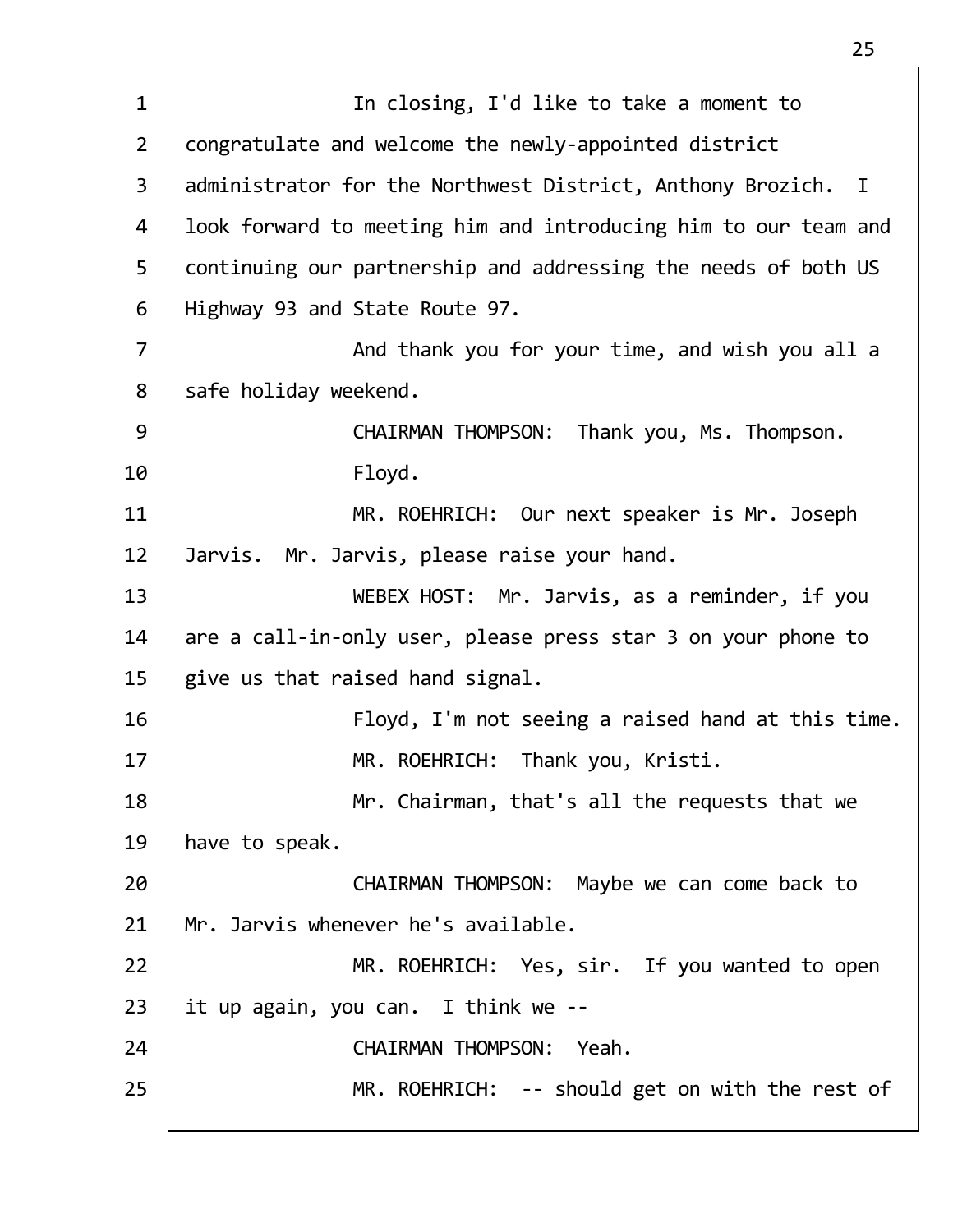In closing, I'd like to take a moment to congratulate and welcome the newly-appointed district administrator for the Northwest District, Anthony Brozich. I look forward to meeting him and introducing him to our team and continuing our partnership and addressing the needs of both US Highway 93 and State Route 97.

And thank you for your time, and wish you all a safe holiday weekend.

CHAIRMAN THOMPSON: Thank you, Ms. Thompson.

Floyd.

MR. ROEHRICH: Our next speaker is Mr. Joseph Jarvis. Mr. Jarvis, please raise your hand.

WEBEX HOST: Mr. Jarvis, as a reminder, if you are a call-in-only user, please press star 3 on your phone to give us that raised hand signal.

Floyd, I'm not seeing a raised hand at this time.

MR. ROEHRICH: Thank you, Kristi.

Mr. Chairman, that's all the requests that we have to speak.

CHAIRMAN THOMPSON: Maybe we can come back to Mr. Jarvis whenever he's available.

MR. ROEHRICH: Yes, sir. If you wanted to open it up again, you can. I think we --

CHAIRMAN THOMPSON: Yeah.

MR. ROEHRICH: -- should get on with the rest of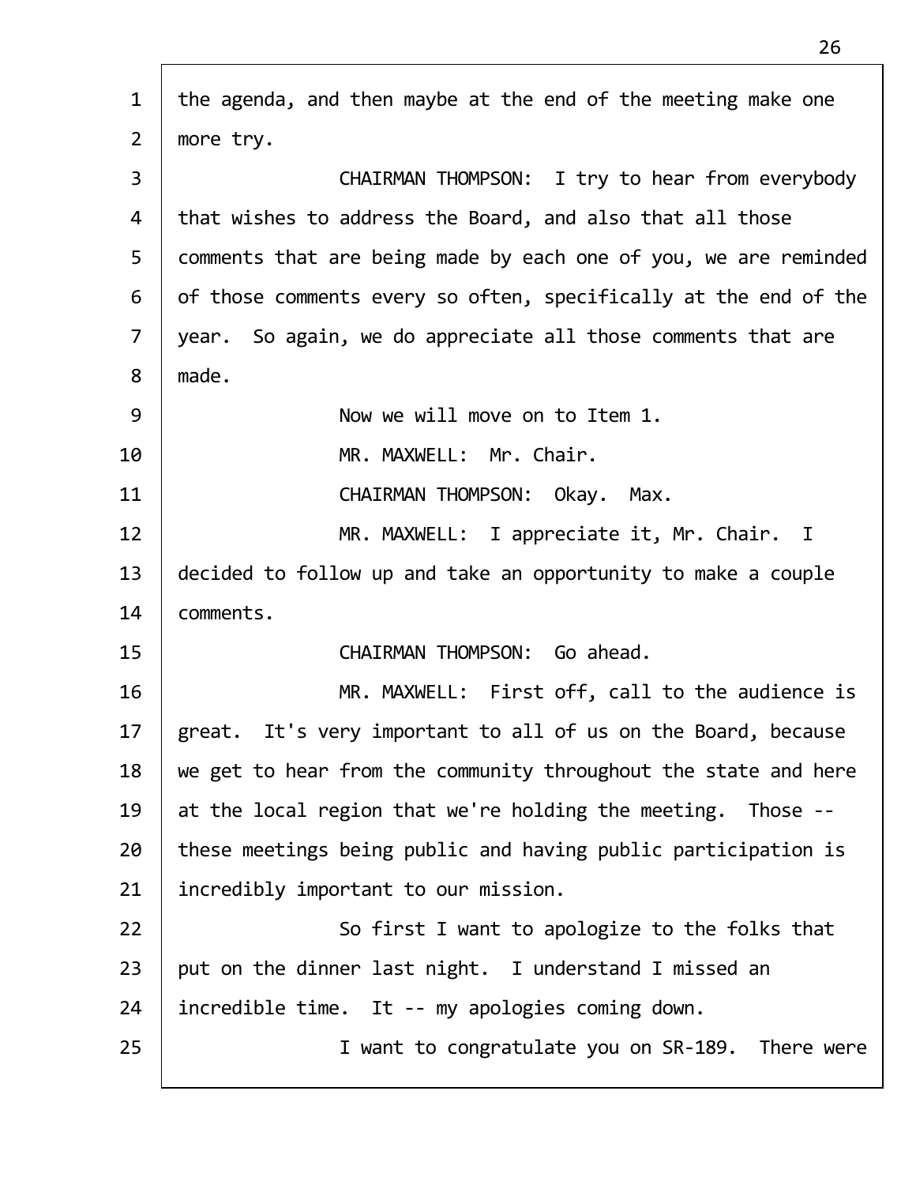the agenda, and then maybe at the end of the meeting make one more try.

CHAIRMAN THOMPSON: I try to hear from everybody that wishes to address the Board, and also that all those comments that are being made by each one of you, we are reminded of those comments every so often, specifically at the end of the year. So again, we do appreciate all those comments that are made.

Now we will move on to Item 1.

MR. MAXWELL: Mr. Chair.

CHAIRMAN THOMPSON: Okay. Max.

MR. MAXWELL: I appreciate it, Mr. Chair. I decided to follow up and take an opportunity to make a couple comments.

CHAIRMAN THOMPSON: Go ahead.

MR. MAXWELL: First off, call to the audience is great. It's very important to all of us on the Board, because we get to hear from the community throughout the state and here at the local region that we're holding the meeting. Those -- these meetings being public and having public participation is incredibly important to our mission.

So first I want to apologize to the folks that put on the dinner last night. I understand I missed an incredible time. It -- my apologies coming down.

I want to congratulate you on SR-189. There were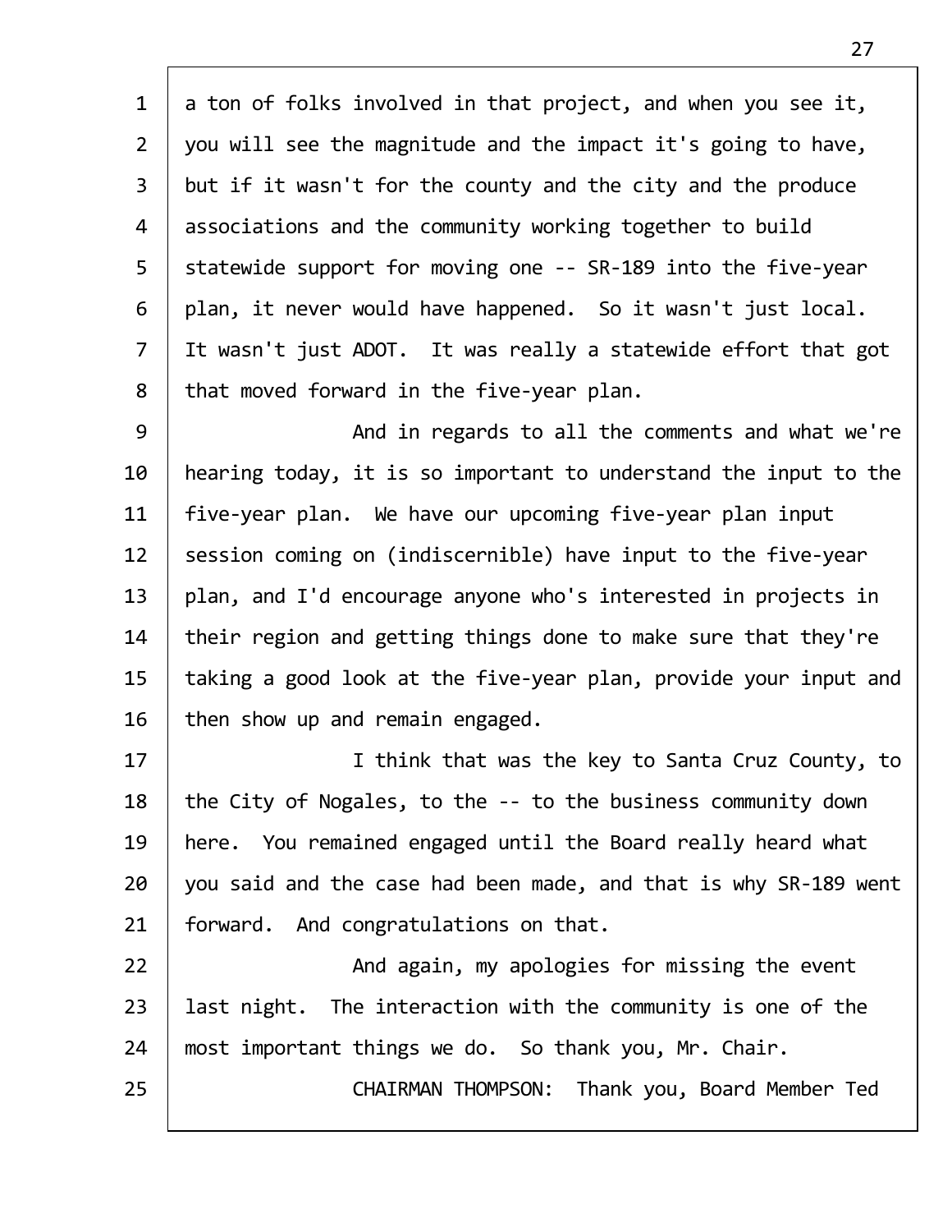a ton of folks involved in that project, and when you see it, you will see the magnitude and the impact it's going to have, but if it wasn't for the county and the city and the produce associations and the community working together to build statewide support for moving one -- SR-189 into the five-year plan, it never would have happened. So it wasn't just local. It wasn't just ADOT. It was really a statewide effort that got that moved forward in the five-year plan.

And in regards to all the comments and what we're hearing today, it is so important to understand the input to the five-year plan. We have our upcoming five-year plan input session coming on (indiscernible) have input to the five-year plan, and I'd encourage anyone who's interested in projects in their region and getting things done to make sure that they're taking a good look at the five-year plan, provide your input and then show up and remain engaged.

I think that was the key to Santa Cruz County, to the City of Nogales, to the -- to the business community down here. You remained engaged until the Board really heard what you said and the case had been made, and that is why SR-189 went forward. And congratulations on that.

And again, my apologies for missing the event last night. The interaction with the community is one of the most important things we do. So thank you, Mr. Chair.

CHAIRMAN THOMPSON: Thank you, Board Member Ted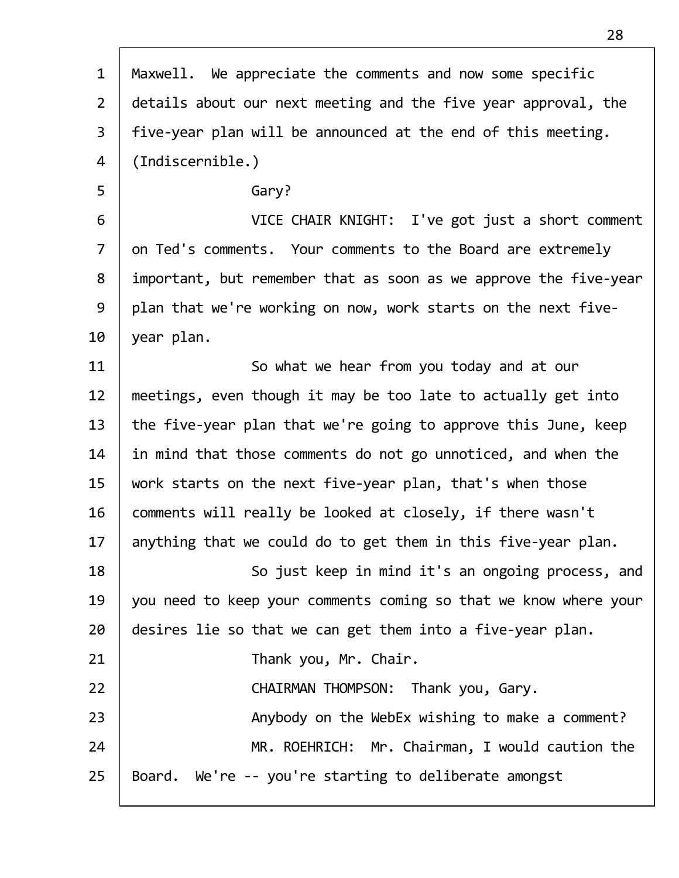Maxwell. We appreciate the comments and now some specific details about our next meeting and the five year approval, the five-year plan will be announced at the end of this meeting. (Indiscernible.)

Gary?

VICE CHAIR KNIGHT: I've got just a short comment on Ted's comments. Your comments to the Board are extremely important, but remember that as soon as we approve the five-year plan that we're working on now, work starts on the next five-year plan.

So what we hear from you today and at our meetings, even though it may be too late to actually get into the five-year plan that we're going to approve this June, keep in mind that those comments do not go unnoticed, and when the work starts on the next five-year plan, that's when those comments will really be looked at closely, if there wasn't anything that we could do to get them in this five-year plan.

So just keep in mind it's an ongoing process, and you need to keep your comments coming so that we know where your desires lie so that we can get them into a five-year plan.

Thank you, Mr. Chair.

CHAIRMAN THOMPSON: Thank you, Gary.

Anybody on the WebEx wishing to make a comment?

MR. ROEHRICH: Mr. Chairman, I would caution the Board. We're -- you're starting to deliberate amongst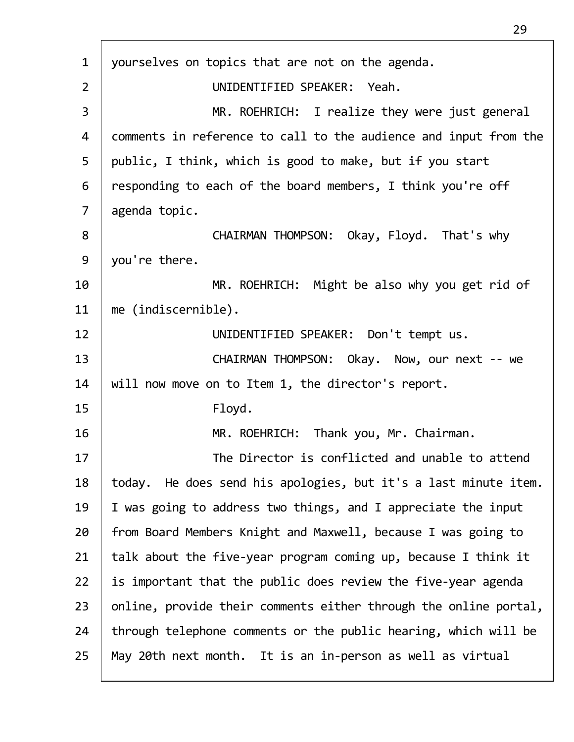yourselves on topics that are not on the agenda.

UNIDENTIFIED SPEAKER: Yeah.

MR. ROEHRICH: I realize they were just general comments in reference to call to the audience and input from the public, I think, which is good to make, but if you start responding to each of the board members, I think you're off agenda topic.

CHAIRMAN THOMPSON: Okay, Floyd. That's why you're there.

MR. ROEHRICH: Might be also why you get rid of me (indiscernible).

UNIDENTIFIED SPEAKER: Don't tempt us.

CHAIRMAN THOMPSON: Okay. Now, our next -- we will now move on to Item 1, the director's report.

Floyd.

MR. ROEHRICH: Thank you, Mr. Chairman.

The Director is conflicted and unable to attend today. He does send his apologies, but it's a last minute item. I was going to address two things, and I appreciate the input from Board Members Knight and Maxwell, because I was going to talk about the five-year program coming up, because I think it is important that the public does review the five-year agenda online, provide their comments either through the online portal, through telephone comments or the public hearing, which will be May 20th next month. It is an in-person as well as virtual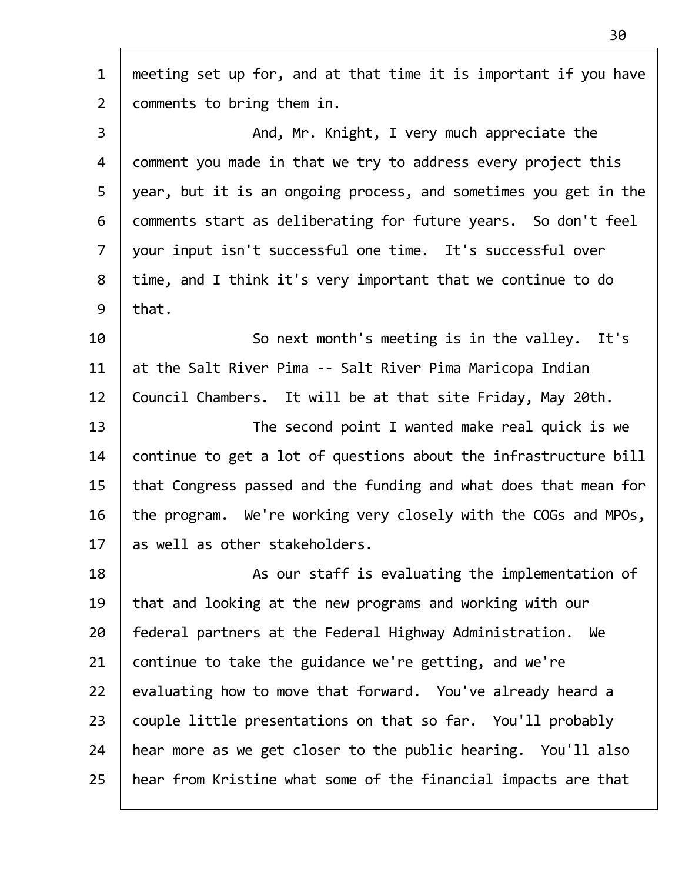meeting set up for, and at that time it is important if you have comments to bring them in.

And, Mr. Knight, I very much appreciate the comment you made in that we try to address every project this year, but it is an ongoing process, and sometimes you get in the comments start as deliberating for future years. So don't feel your input isn't successful one time. It's successful over time, and I think it's very important that we continue to do that.

So next month's meeting is in the valley. It's at the Salt River Pima -- Salt River Pima Maricopa Indian Council Chambers. It will be at that site Friday, May 20th.

The second point I wanted make real quick is we continue to get a lot of questions about the infrastructure bill that Congress passed and the funding and what does that mean for the program. We're working very closely with the COGs and MPOs, as well as other stakeholders.

As our staff is evaluating the implementation of that and looking at the new programs and working with our federal partners at the Federal Highway Administration. We continue to take the guidance we're getting, and we're evaluating how to move that forward. You've already heard a couple little presentations on that so far. You'll probably hear more as we get closer to the public hearing. You'll also hear from Kristine what some of the financial impacts are that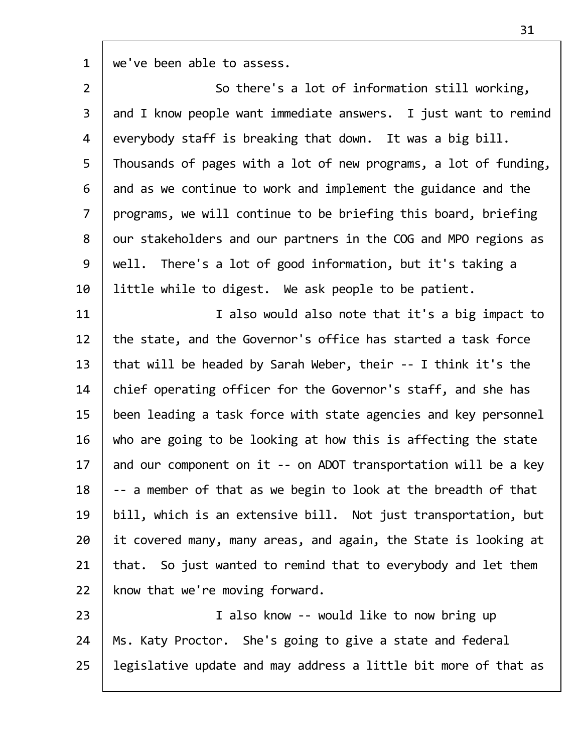we've been able to assess.

So there's a lot of information still working, and I know people want immediate answers. I just want to remind everybody staff is breaking that down. It was a big bill. Thousands of pages with a lot of new programs, a lot of funding, and as we continue to work and implement the guidance and the programs, we will continue to be briefing this board, briefing our stakeholders and our partners in the COG and MPO regions as well. There's a lot of good information, but it's taking a little while to digest. We ask people to be patient.

I also would also note that it's a big impact to the state, and the Governor's office has started a task force that will be headed by Sarah Weber, their -- I think it's the chief operating officer for the Governor's staff, and she has been leading a task force with state agencies and key personnel who are going to be looking at how this is affecting the state and our component on it -- on ADOT transportation will be a key -- a member of that as we begin to look at the breadth of that bill, which is an extensive bill. Not just transportation, but it covered many, many areas, and again, the State is looking at that. So just wanted to remind that to everybody and let them know that we're moving forward.

I also know -- would like to now bring up Ms. Katy Proctor. She's going to give a state and federal legislative update and may address a little bit more of that as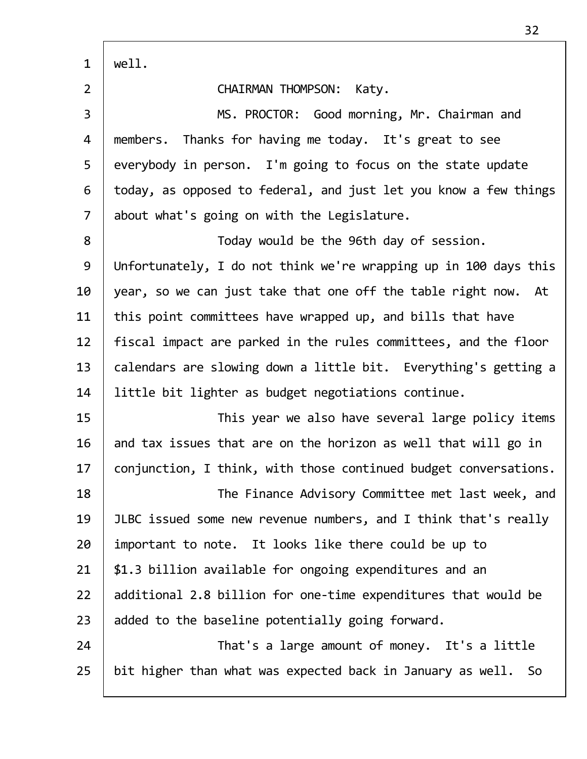well.

CHAIRMAN THOMPSON: Katy.

MS. PROCTOR: Good morning, Mr. Chairman and members. Thanks for having me today. It's great to see everybody in person. I'm going to focus on the state update today, as opposed to federal, and just let you know a few things about what's going on with the Legislature.

Today would be the 96th day of session. Unfortunately, I do not think we're wrapping up in 100 days this year, so we can just take that one off the table right now. At this point committees have wrapped up, and bills that have fiscal impact are parked in the rules committees, and the floor calendars are slowing down a little bit. Everything's getting a little bit lighter as budget negotiations continue.

This year we also have several large policy items and tax issues that are on the horizon as well that will go in conjunction, I think, with those continued budget conversations.

The Finance Advisory Committee met last week, and JLBC issued some new revenue numbers, and I think that's really important to note. It looks like there could be up to $1.3 billion available for ongoing expenditures and an additional 2.8 billion for one-time expenditures that would be added to the baseline potentially going forward.

That's a large amount of money. It's a little bit higher than what was expected back in January as well. So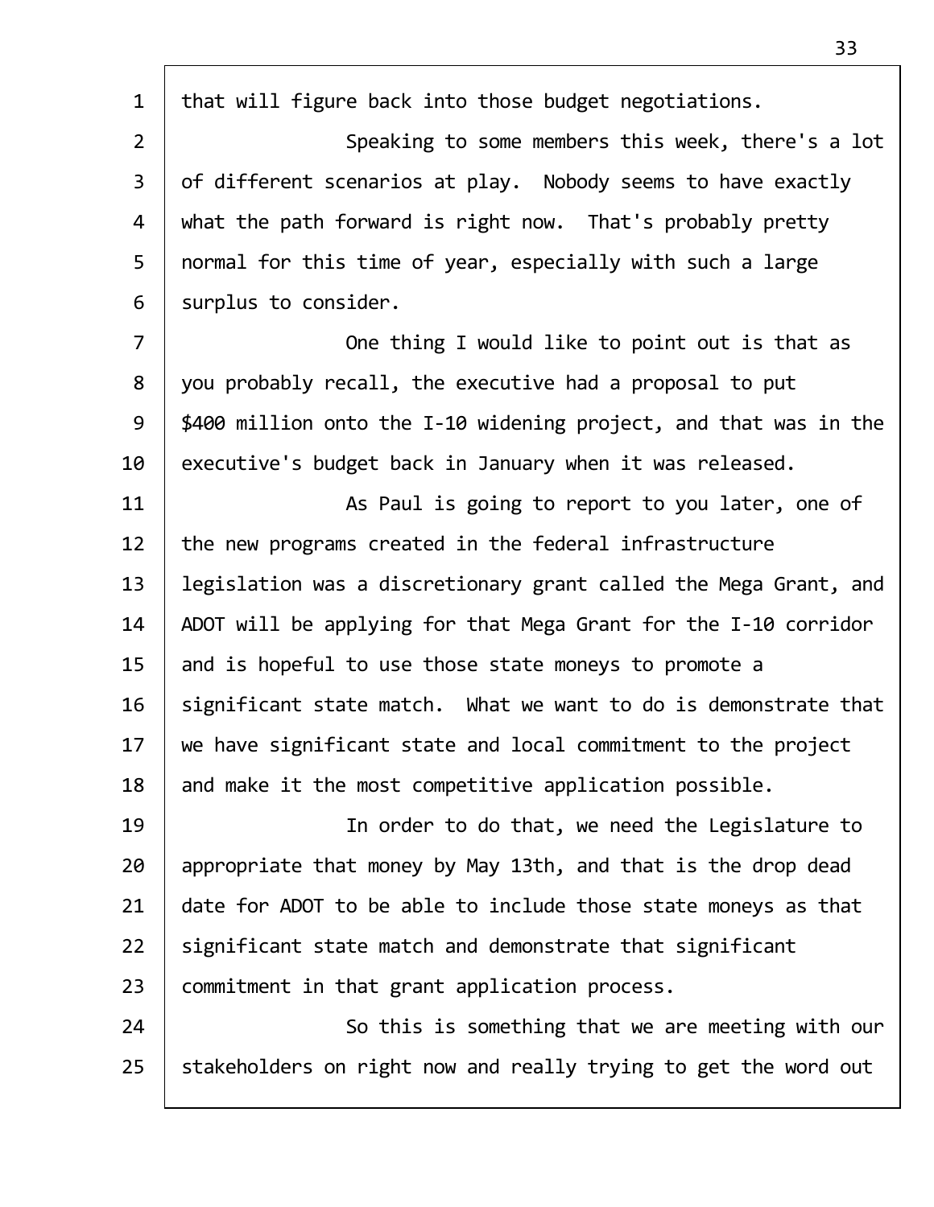that will figure back into those budget negotiations.

Speaking to some members this week, there's a lot of different scenarios at play. Nobody seems to have exactly what the path forward is right now. That's probably pretty normal for this time of year, especially with such a large surplus to consider.

One thing I would like to point out is that as you probably recall, the executive had a proposal to put $400 million onto the I-10 widening project, and that was in the executive's budget back in January when it was released.

As Paul is going to report to you later, one of the new programs created in the federal infrastructure legislation was a discretionary grant called the Mega Grant, and ADOT will be applying for that Mega Grant for the I-10 corridor and is hopeful to use those state moneys to promote a significant state match. What we want to do is demonstrate that we have significant state and local commitment to the project and make it the most competitive application possible.

In order to do that, we need the Legislature to appropriate that money by May 13th, and that is the drop dead date for ADOT to be able to include those state moneys as that significant state match and demonstrate that significant commitment in that grant application process.

So this is something that we are meeting with our stakeholders on right now and really trying to get the word out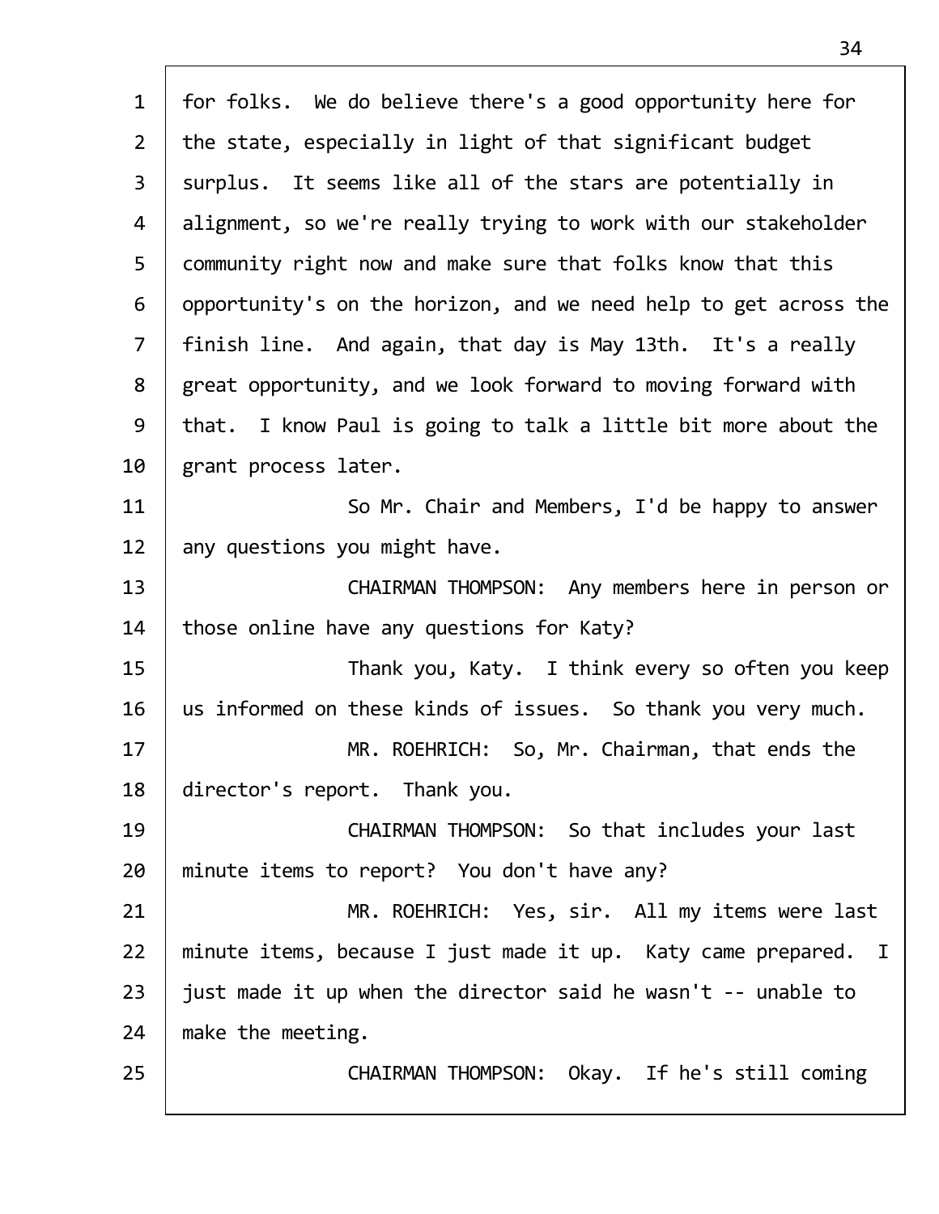for folks. We do believe there's a good opportunity here for the state, especially in light of that significant budget surplus. It seems like all of the stars are potentially in alignment, so we're really trying to work with our stakeholder community right now and make sure that folks know that this opportunity's on the horizon, and we need help to get across the finish line. And again, that day is May 13th. It's a really great opportunity, and we look forward to moving forward with that. I know Paul is going to talk a little bit more about the grant process later.

So Mr. Chair and Members, I'd be happy to answer any questions you might have.

CHAIRMAN THOMPSON: Any members here in person or those online have any questions for Katy?

Thank you, Katy. I think every so often you keep us informed on these kinds of issues. So thank you very much.

MR. ROEHRICH: So, Mr. Chairman, that ends the director's report. Thank you.

CHAIRMAN THOMPSON: So that includes your last minute items to report? You don't have any?

MR. ROEHRICH: Yes, sir. All my items were last minute items, because I just made it up. Katy came prepared. I just made it up when the director said he wasn't -- unable to make the meeting.

CHAIRMAN THOMPSON: Okay. If he's still coming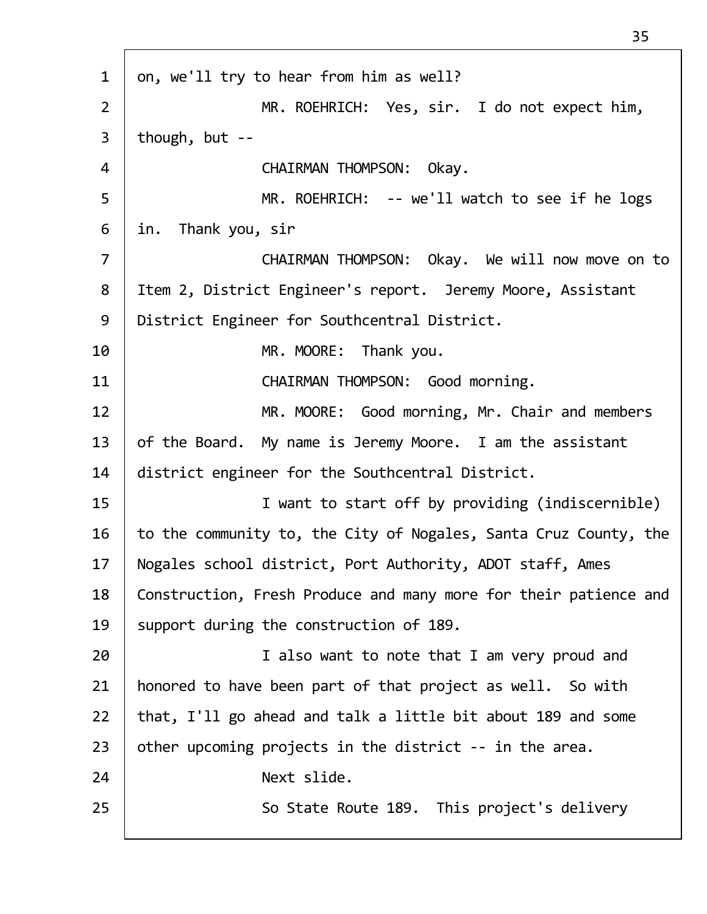on, we'll try to hear from him as well?

MR. ROEHRICH: Yes, sir. I do not expect him, though, but --

CHAIRMAN THOMPSON: Okay.

MR. ROEHRICH: -- we'll watch to see if he logs in. Thank you, sir

CHAIRMAN THOMPSON: Okay. We will now move on to Item 2, District Engineer's report. Jeremy Moore, Assistant District Engineer for Southcentral District.

MR. MOORE: Thank you.

CHAIRMAN THOMPSON: Good morning.

MR. MOORE: Good morning, Mr. Chair and members of the Board. My name is Jeremy Moore. I am the assistant district engineer for the Southcentral District.

I want to start off by providing (indiscernible) to the community to, the City of Nogales, Santa Cruz County, the Nogales school district, Port Authority, ADOT staff, Ames Construction, Fresh Produce and many more for their patience and support during the construction of 189.

I also want to note that I am very proud and honored to have been part of that project as well. So with that, I'll go ahead and talk a little bit about 189 and some other upcoming projects in the district -- in the area.

Next slide.

So State Route 189. This project's delivery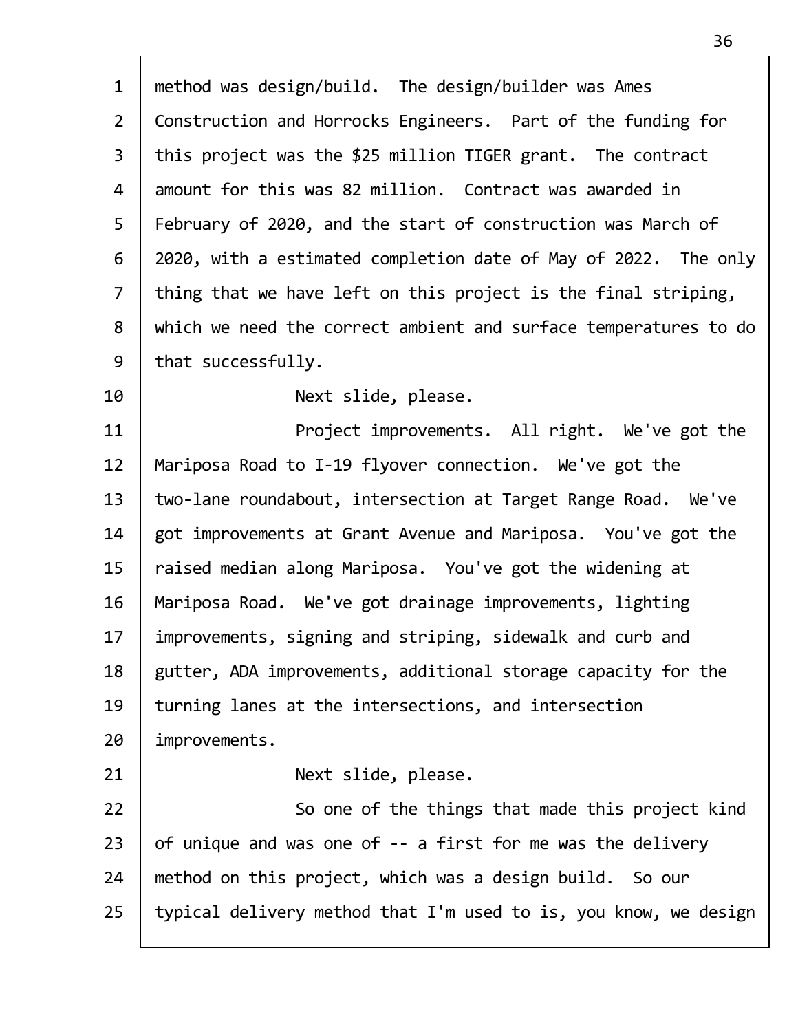method was design/build. The design/builder was Ames Construction and Horrocks Engineers. Part of the funding for this project was the $25 million TIGER grant. The contract amount for this was 82 million. Contract was awarded in February of 2020, and the start of construction was March of 2020, with a estimated completion date of May of 2022. The only thing that we have left on this project is the final striping, which we need the correct ambient and surface temperatures to do that successfully.

Next slide, please.

Project improvements. All right. We've got the Mariposa Road to I-19 flyover connection. We've got the two-lane roundabout, intersection at Target Range Road. We've got improvements at Grant Avenue and Mariposa. You've got the raised median along Mariposa. You've got the widening at Mariposa Road. We've got drainage improvements, lighting improvements, signing and striping, sidewalk and curb and gutter, ADA improvements, additional storage capacity for the turning lanes at the intersections, and intersection improvements.

Next slide, please.

So one of the things that made this project kind of unique and was one of -- a first for me was the delivery method on this project, which was a design build. So our typical delivery method that I'm used to is, you know, we design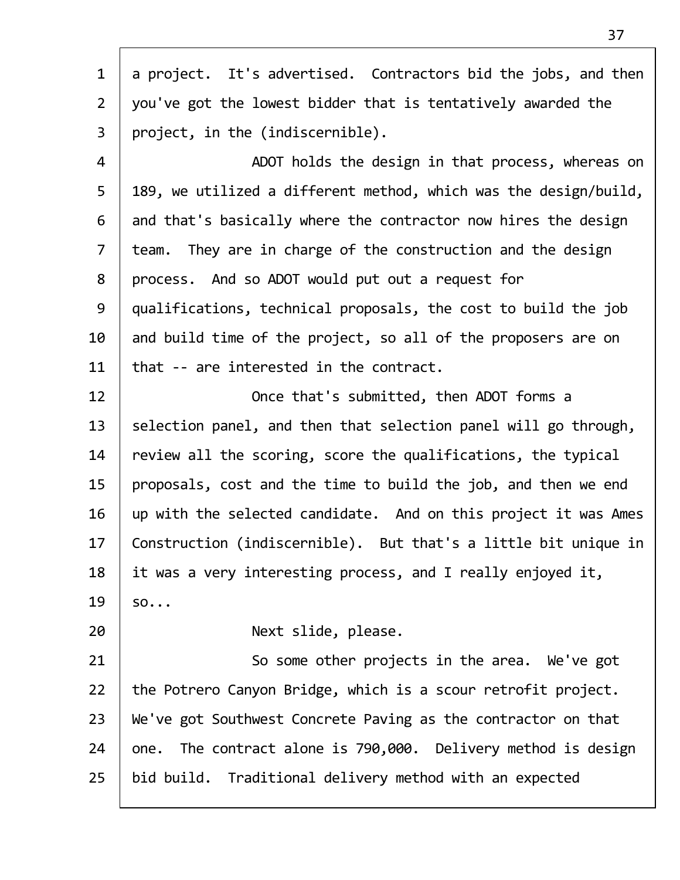a project. It's advertised. Contractors bid the jobs, and then you've got the lowest bidder that is tentatively awarded the project, in the (indiscernible).

ADOT holds the design in that process, whereas on 189, we utilized a different method, which was the design/build, and that's basically where the contractor now hires the design team. They are in charge of the construction and the design process. And so ADOT would put out a request for qualifications, technical proposals, the cost to build the job and build time of the project, so all of the proposers are on that -- are interested in the contract.

Once that's submitted, then ADOT forms a selection panel, and then that selection panel will go through, review all the scoring, score the qualifications, the typical proposals, cost and the time to build the job, and then we end up with the selected candidate. And on this project it was Ames Construction (indiscernible). But that's a little bit unique in it was a very interesting process, and I really enjoyed it, so...

Next slide, please.

So some other projects in the area. We've got the Potrero Canyon Bridge, which is a scour retrofit project. We've got Southwest Concrete Paving as the contractor on that one. The contract alone is 790,000. Delivery method is design bid build. Traditional delivery method with an expected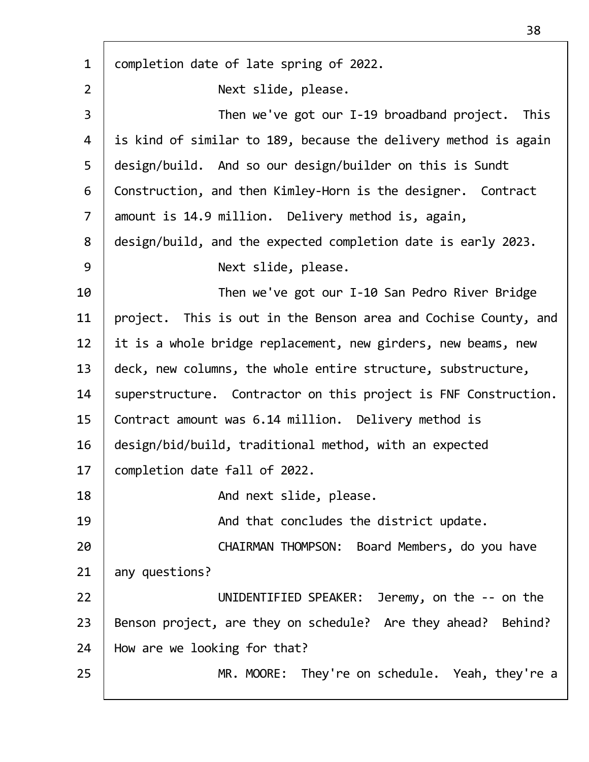completion date of late spring of 2022.

Next slide, please.

Then we've got our I-19 broadband project. This is kind of similar to 189, because the delivery method is again design/build. And so our design/builder on this is Sundt Construction, and then Kimley-Horn is the designer. Contract amount is 14.9 million. Delivery method is, again, design/build, and the expected completion date is early 2023.

Next slide, please.

Then we've got our I-10 San Pedro River Bridge project. This is out in the Benson area and Cochise County, and it is a whole bridge replacement, new girders, new beams, new deck, new columns, the whole entire structure, substructure, superstructure. Contractor on this project is FNF Construction. Contract amount was 6.14 million. Delivery method is design/bid/build, traditional method, with an expected completion date fall of 2022.

And next slide, please.

And that concludes the district update.

CHAIRMAN THOMPSON: Board Members, do you have any questions?

UNIDENTIFIED SPEAKER: Jeremy, on the -- on the Benson project, are they on schedule? Are they ahead? Behind? How are we looking for that?

MR. MOORE: They're on schedule. Yeah, they're a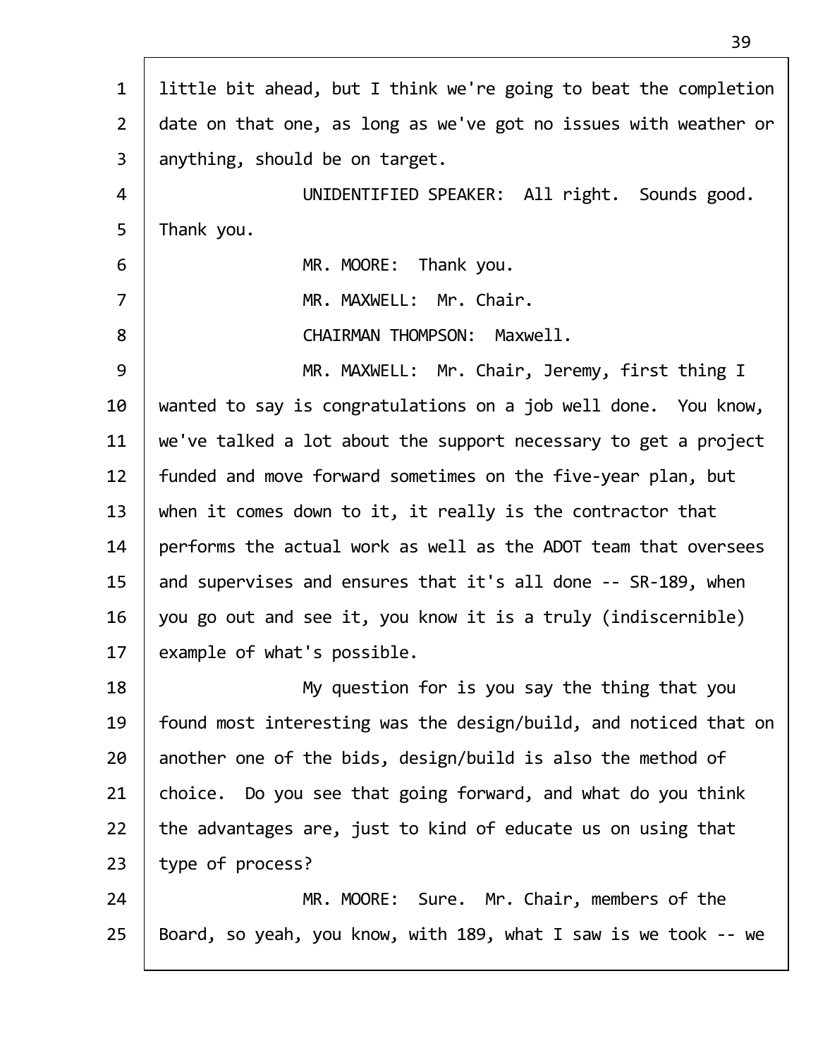little bit ahead, but I think we're going to beat the completion date on that one, as long as we've got no issues with weather or anything, should be on target.

UNIDENTIFIED SPEAKER: All right. Sounds good. Thank you.

MR. MOORE: Thank you.

MR. MAXWELL: Mr. Chair.

CHAIRMAN THOMPSON: Maxwell.

MR. MAXWELL: Mr. Chair, Jeremy, first thing I wanted to say is congratulations on a job well done. You know, we've talked a lot about the support necessary to get a project funded and move forward sometimes on the five-year plan, but when it comes down to it, it really is the contractor that performs the actual work as well as the ADOT team that oversees and supervises and ensures that it's all done -- SR-189, when you go out and see it, you know it is a truly (indiscernible) example of what's possible.

My question for is you say the thing that you found most interesting was the design/build, and noticed that on another one of the bids, design/build is also the method of choice. Do you see that going forward, and what do you think the advantages are, just to kind of educate us on using that type of process?

MR. MOORE: Sure. Mr. Chair, members of the Board, so yeah, you know, with 189, what I saw is we took -- we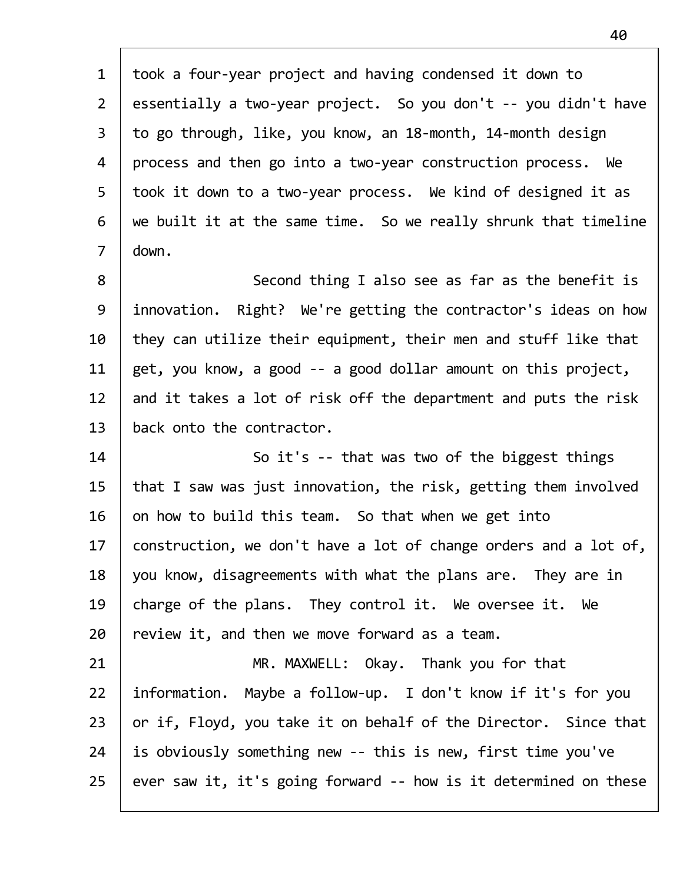took a four-year project and having condensed it down to essentially a two-year project. So you don't -- you didn't have to go through, like, you know, an 18-month, 14-month design process and then go into a two-year construction process. We took it down to a two-year process. We kind of designed it as we built it at the same time. So we really shrunk that timeline down.

Second thing I also see as far as the benefit is innovation. Right? We're getting the contractor's ideas on how they can utilize their equipment, their men and stuff like that get, you know, a good -- a good dollar amount on this project, and it takes a lot of risk off the department and puts the risk back onto the contractor.

So it's -- that was two of the biggest things that I saw was just innovation, the risk, getting them involved on how to build this team. So that when we get into construction, we don't have a lot of change orders and a lot of, you know, disagreements with what the plans are. They are in charge of the plans. They control it. We oversee it. We review it, and then we move forward as a team.

MR. MAXWELL: Okay. Thank you for that information. Maybe a follow-up. I don't know if it's for you or if, Floyd, you take it on behalf of the Director. Since that is obviously something new -- this is new, first time you've ever saw it, it's going forward -- how is it determined on these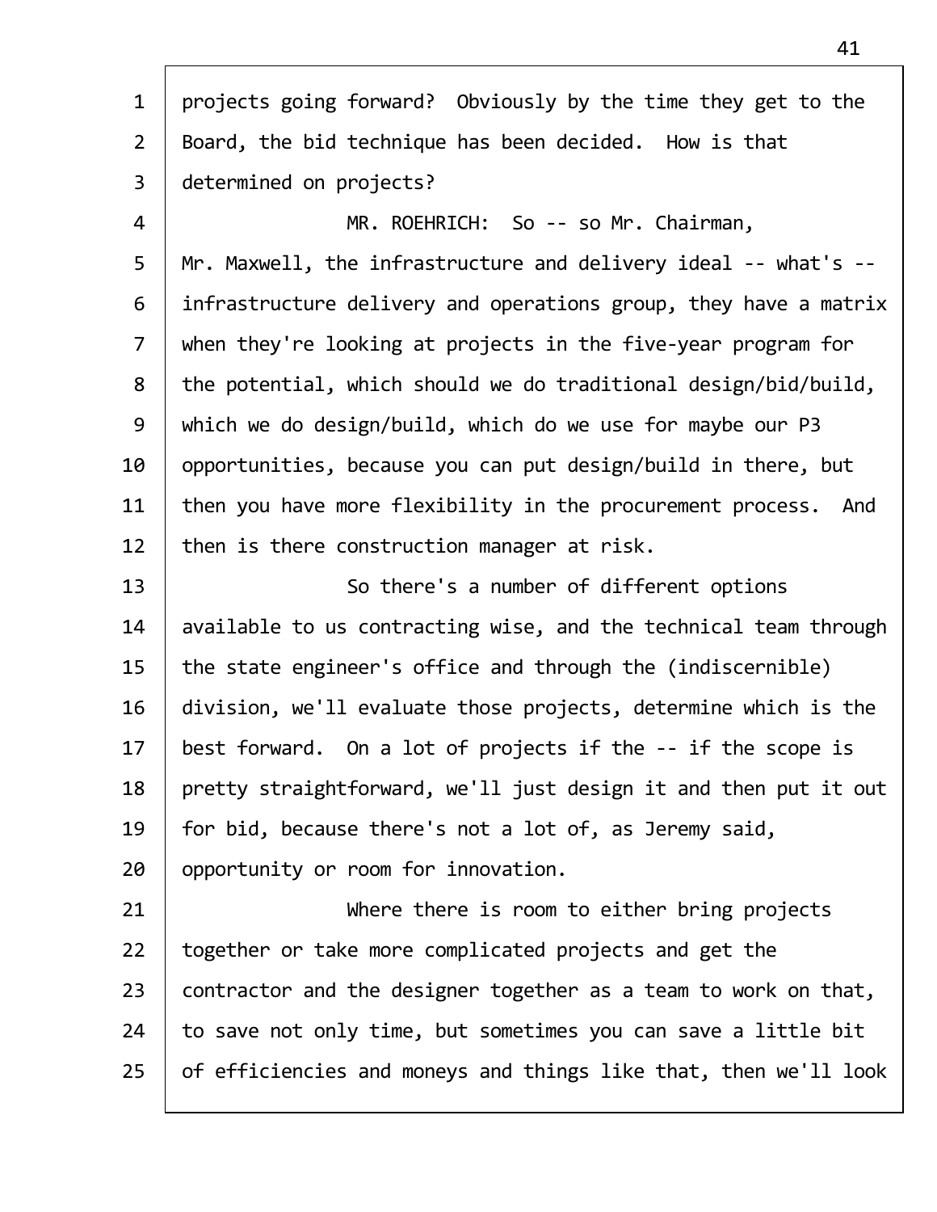projects going forward? Obviously by the time they get to the Board, the bid technique has been decided. How is that determined on projects?

MR. ROEHRICH: So -- so Mr. Chairman, Mr. Maxwell, the infrastructure and delivery ideal -- what's -- infrastructure delivery and operations group, they have a matrix when they're looking at projects in the five-year program for the potential, which should we do traditional design/bid/build, which we do design/build, which do we use for maybe our P3 opportunities, because you can put design/build in there, but then you have more flexibility in the procurement process. And then is there construction manager at risk.

So there's a number of different options available to us contracting wise, and the technical team through the state engineer's office and through the (indiscernible) division, we'll evaluate those projects, determine which is the best forward. On a lot of projects if the -- if the scope is pretty straightforward, we'll just design it and then put it out for bid, because there's not a lot of, as Jeremy said, opportunity or room for innovation.

Where there is room to either bring projects together or take more complicated projects and get the contractor and the designer together as a team to work on that, to save not only time, but sometimes you can save a little bit of efficiencies and moneys and things like that, then we'll look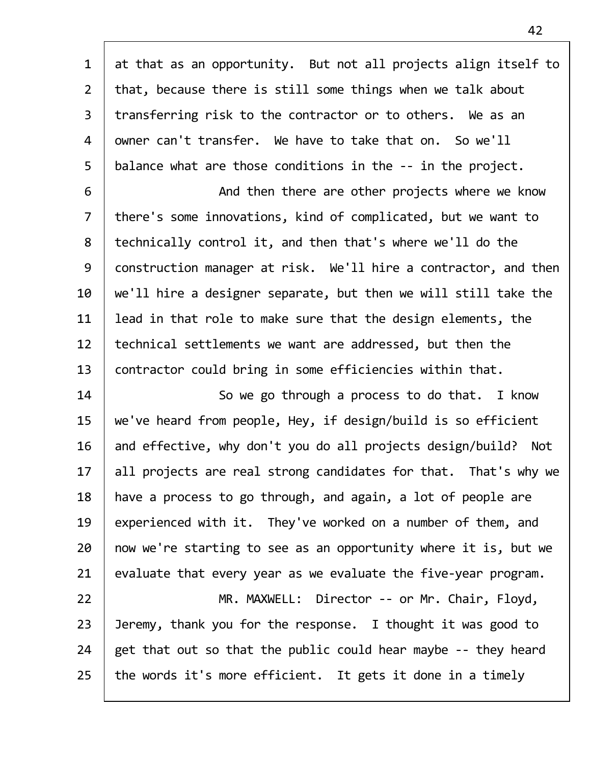at that as an opportunity. But not all projects align itself to that, because there is still some things when we talk about transferring risk to the contractor or to others. We as an owner can't transfer. We have to take that on. So we'll balance what are those conditions in the -- in the project.

And then there are other projects where we know there's some innovations, kind of complicated, but we want to technically control it, and then that's where we'll do the construction manager at risk. We'll hire a contractor, and then we'll hire a designer separate, but then we will still take the lead in that role to make sure that the design elements, the technical settlements we want are addressed, but then the contractor could bring in some efficiencies within that.

So we go through a process to do that. I know we've heard from people, Hey, if design/build is so efficient and effective, why don't you do all projects design/build? Not all projects are real strong candidates for that. That's why we have a process to go through, and again, a lot of people are experienced with it. They've worked on a number of them, and now we're starting to see as an opportunity where it is, but we evaluate that every year as we evaluate the five-year program.

MR. MAXWELL: Director -- or Mr. Chair, Floyd, Jeremy, thank you for the response. I thought it was good to get that out so that the public could hear maybe -- they heard the words it's more efficient. It gets it done in a timely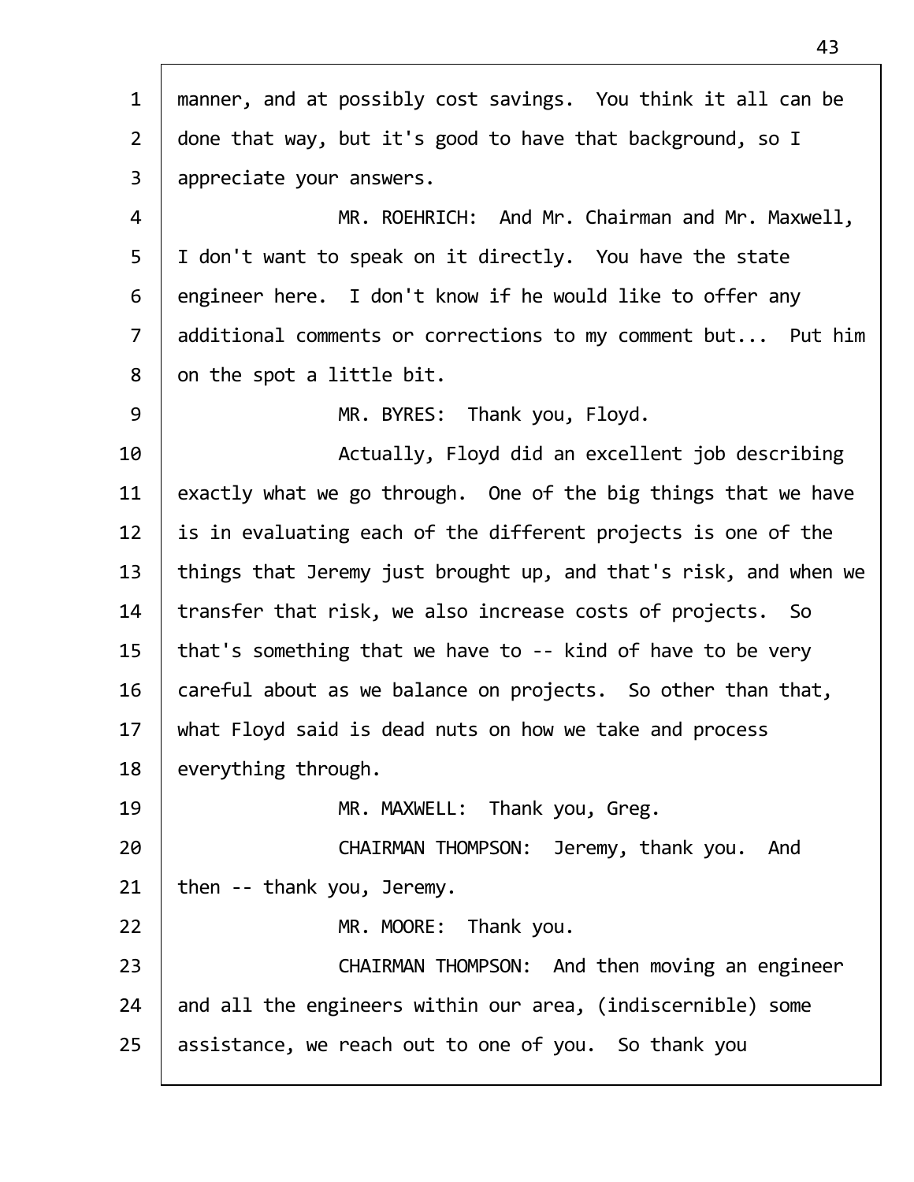manner, and at possibly cost savings. You think it all can be done that way, but it's good to have that background, so I appreciate your answers.

MR. ROEHRICH: And Mr. Chairman and Mr. Maxwell, I don't want to speak on it directly. You have the state engineer here. I don't know if he would like to offer any additional comments or corrections to my comment but... Put him on the spot a little bit.

MR. BYRES: Thank you, Floyd.

Actually, Floyd did an excellent job describing exactly what we go through. One of the big things that we have is in evaluating each of the different projects is one of the things that Jeremy just brought up, and that's risk, and when we transfer that risk, we also increase costs of projects. So that's something that we have to -- kind of have to be very careful about as we balance on projects. So other than that, what Floyd said is dead nuts on how we take and process everything through.

MR. MAXWELL: Thank you, Greg.

CHAIRMAN THOMPSON: Jeremy, thank you. And then -- thank you, Jeremy.

MR. MOORE: Thank you.

CHAIRMAN THOMPSON: And then moving an engineer and all the engineers within our area, (indiscernible) some assistance, we reach out to one of you. So thank you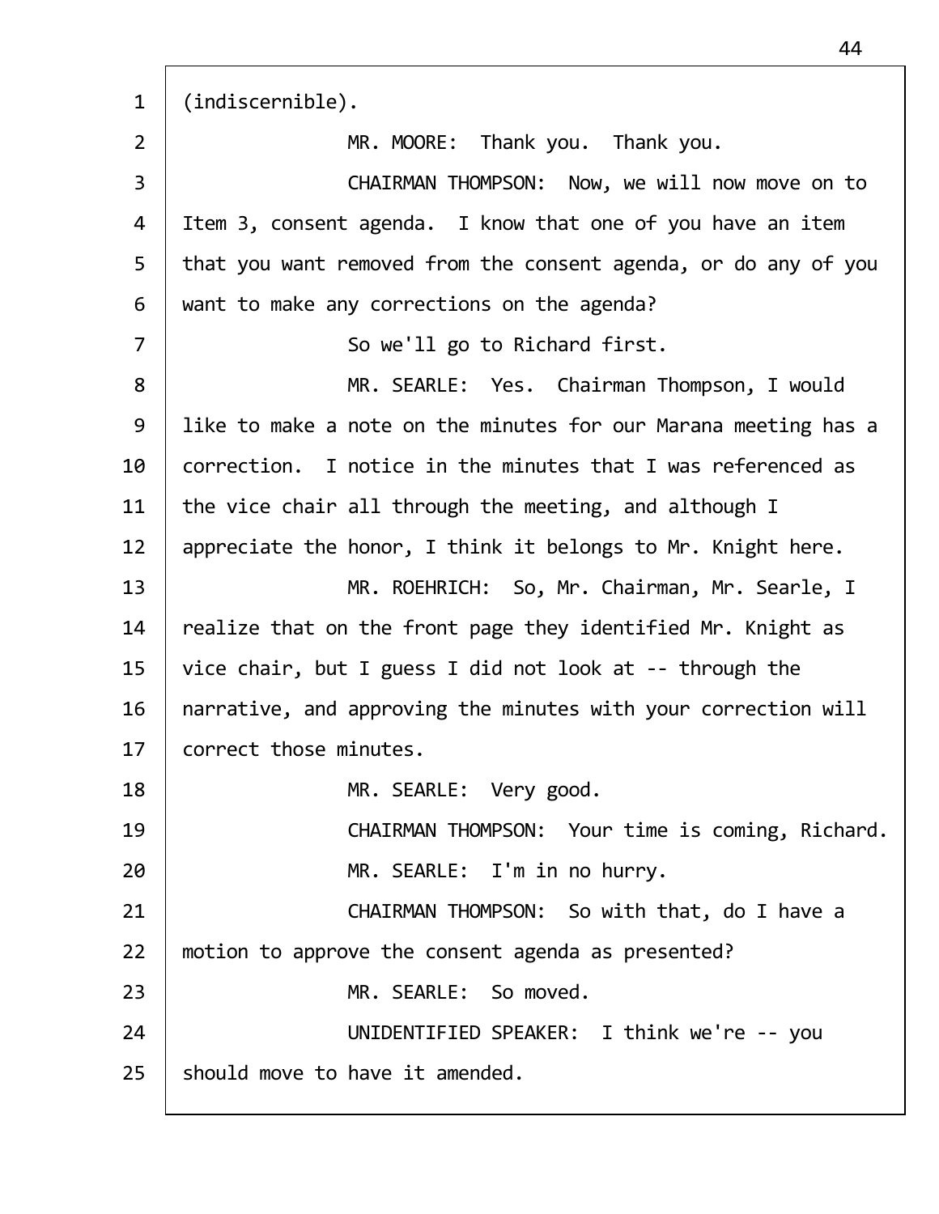(indiscernible).

MR. MOORE: Thank you. Thank you.

CHAIRMAN THOMPSON: Now, we will now move on to Item 3, consent agenda. I know that one of you have an item that you want removed from the consent agenda, or do any of you want to make any corrections on the agenda?

So we'll go to Richard first.

MR. SEARLE: Yes. Chairman Thompson, I would like to make a note on the minutes for our Marana meeting has a correction. I notice in the minutes that I was referenced as the vice chair all through the meeting, and although I appreciate the honor, I think it belongs to Mr. Knight here.

MR. ROEHRICH: So, Mr. Chairman, Mr. Searle, I realize that on the front page they identified Mr. Knight as vice chair, but I guess I did not look at -- through the narrative, and approving the minutes with your correction will correct those minutes.

MR. SEARLE: Very good.

CHAIRMAN THOMPSON: Your time is coming, Richard.

MR. SEARLE: I'm in no hurry.

CHAIRMAN THOMPSON: So with that, do I have a motion to approve the consent agenda as presented?

MR. SEARLE: So moved.

UNIDENTIFIED SPEAKER: I think we're -- you should move to have it amended.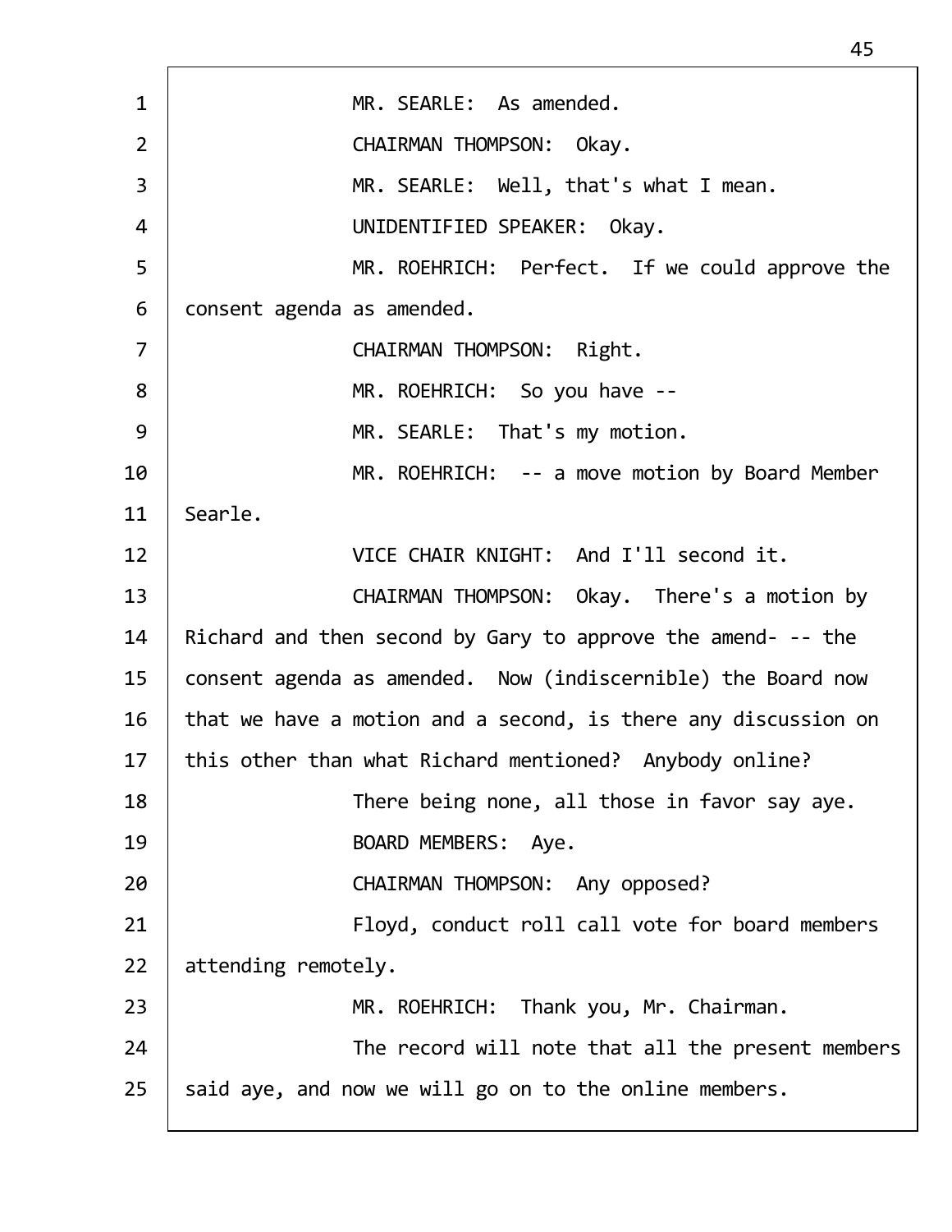MR. SEARLE: As amended.

CHAIRMAN THOMPSON: Okay.

MR. SEARLE: Well, that's what I mean.

UNIDENTIFIED SPEAKER: Okay.

MR. ROEHRICH: Perfect. If we could approve the consent agenda as amended.

CHAIRMAN THOMPSON: Right.

MR. ROEHRICH: So you have --

MR. SEARLE: That's my motion.

MR. ROEHRICH: -- a move motion by Board Member Searle.

VICE CHAIR KNIGHT: And I'll second it.

CHAIRMAN THOMPSON: Okay. There's a motion by Richard and then second by Gary to approve the amend- -- the consent agenda as amended. Now (indiscernible) the Board now that we have a motion and a second, is there any discussion on this other than what Richard mentioned? Anybody online?

There being none, all those in favor say aye.

BOARD MEMBERS: Aye.

CHAIRMAN THOMPSON: Any opposed?

Floyd, conduct roll call vote for board members attending remotely.

MR. ROEHRICH: Thank you, Mr. Chairman.

The record will note that all the present members said aye, and now we will go on to the online members.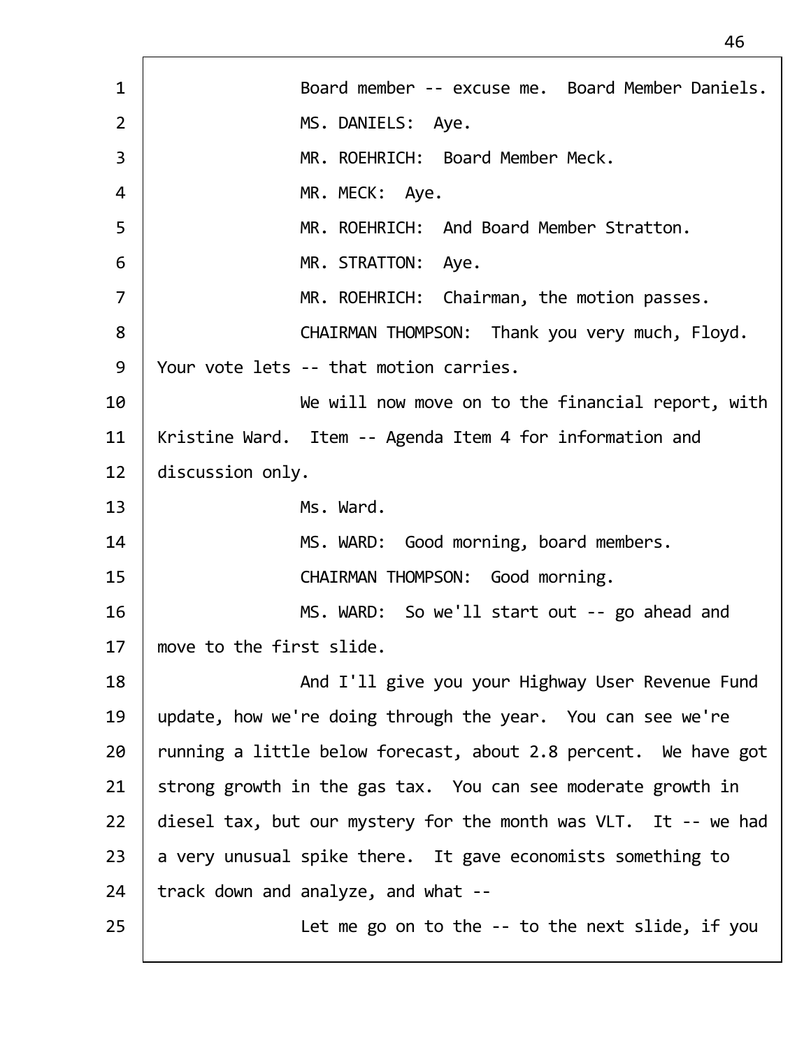Board member -- excuse me. Board Member Daniels.

MS. DANIELS: Aye.

MR. ROEHRICH: Board Member Meck.

MR. MECK: Aye.

MR. ROEHRICH: And Board Member Stratton.

MR. STRATTON: Aye.

MR. ROEHRICH: Chairman, the motion passes.

CHAIRMAN THOMPSON: Thank you very much, Floyd. Your vote lets -- that motion carries.

We will now move on to the financial report, with Kristine Ward. Item -- Agenda Item 4 for information and discussion only.

Ms. Ward.

MS. WARD: Good morning, board members.

CHAIRMAN THOMPSON: Good morning.

MS. WARD: So we'll start out -- go ahead and move to the first slide.

And I'll give you your Highway User Revenue Fund update, how we're doing through the year. You can see we're running a little below forecast, about 2.8 percent. We have got strong growth in the gas tax. You can see moderate growth in diesel tax, but our mystery for the month was VLT. It -- we had a very unusual spike there. It gave economists something to track down and analyze, and what --

Let me go on to the -- to the next slide, if you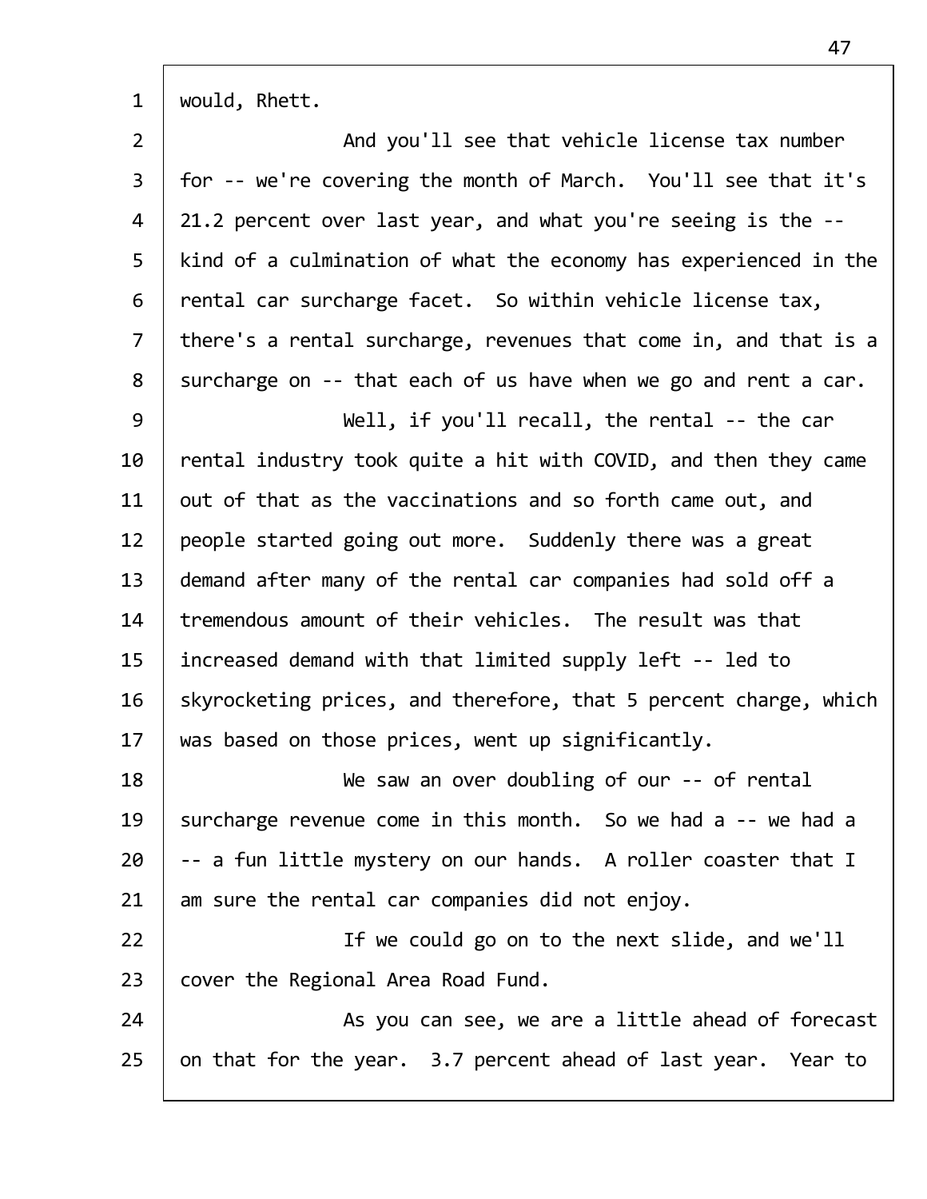would, Rhett.

And you'll see that vehicle license tax number for -- we're covering the month of March. You'll see that it's 21.2 percent over last year, and what you're seeing is the -- kind of a culmination of what the economy has experienced in the rental car surcharge facet. So within vehicle license tax, there's a rental surcharge, revenues that come in, and that is a surcharge on -- that each of us have when we go and rent a car.

Well, if you'll recall, the rental -- the car rental industry took quite a hit with COVID, and then they came out of that as the vaccinations and so forth came out, and people started going out more. Suddenly there was a great demand after many of the rental car companies had sold off a tremendous amount of their vehicles. The result was that increased demand with that limited supply left -- led to skyrocketing prices, and therefore, that 5 percent charge, which was based on those prices, went up significantly.

We saw an over doubling of our -- of rental surcharge revenue come in this month. So we had a -- we had a -- a fun little mystery on our hands. A roller coaster that I am sure the rental car companies did not enjoy.

If we could go on to the next slide, and we'll cover the Regional Area Road Fund.

As you can see, we are a little ahead of forecast on that for the year. 3.7 percent ahead of last year. Year to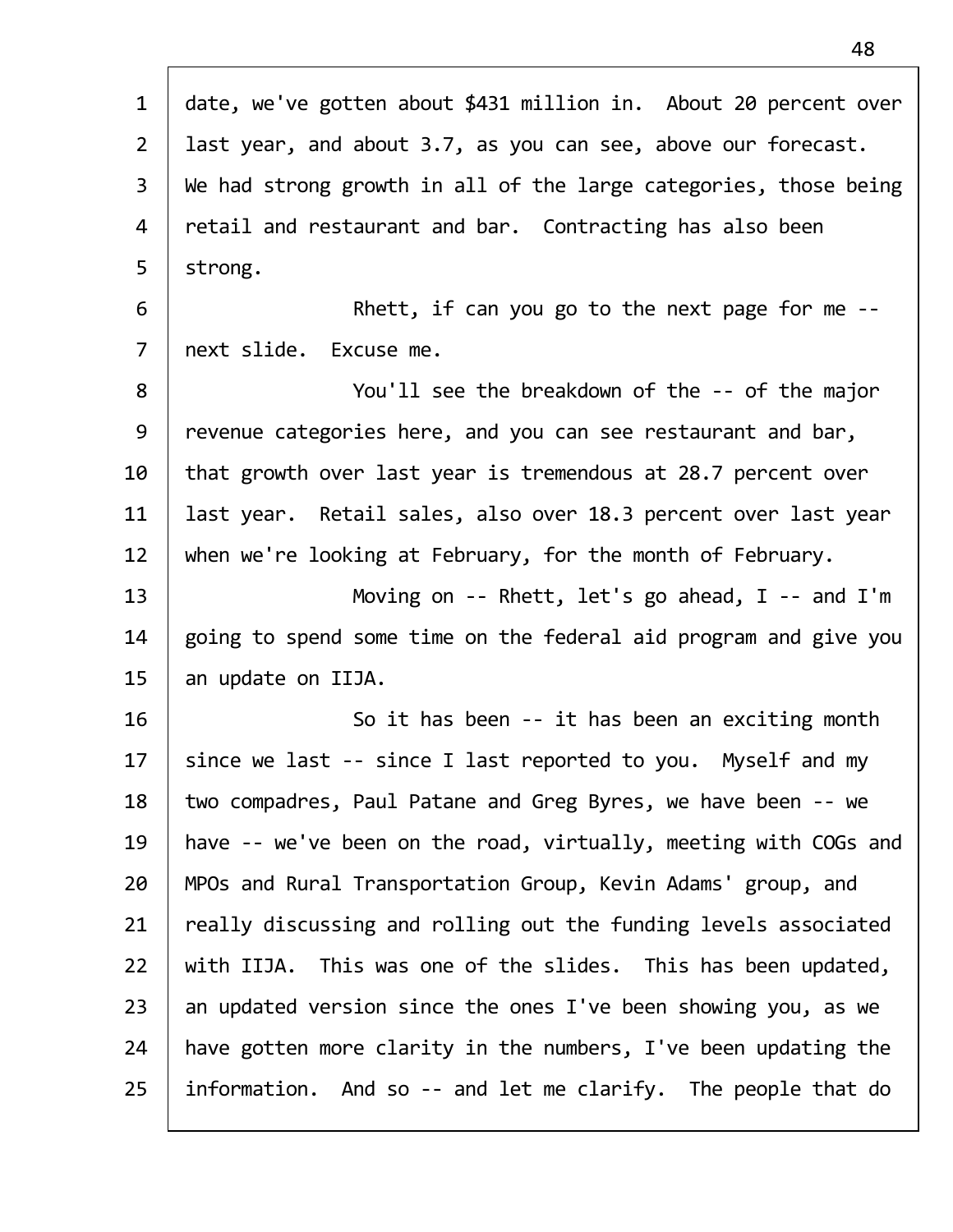date, we've gotten about $431 million in. About 20 percent over last year, and about 3.7, as you can see, above our forecast. We had strong growth in all of the large categories, those being retail and restaurant and bar. Contracting has also been strong.

Rhett, if can you go to the next page for me -- next slide. Excuse me.

You'll see the breakdown of the -- of the major revenue categories here, and you can see restaurant and bar, that growth over last year is tremendous at 28.7 percent over last year. Retail sales, also over 18.3 percent over last year when we're looking at February, for the month of February.

Moving on -- Rhett, let's go ahead, I -- and I'm going to spend some time on the federal aid program and give you an update on IIJA.

So it has been -- it has been an exciting month since we last -- since I last reported to you. Myself and my two compadres, Paul Patane and Greg Byres, we have been -- we have -- we've been on the road, virtually, meeting with COGs and MPOs and Rural Transportation Group, Kevin Adams' group, and really discussing and rolling out the funding levels associated with IIJA. This was one of the slides. This has been updated, an updated version since the ones I've been showing you, as we have gotten more clarity in the numbers, I've been updating the information. And so -- and let me clarify. The people that do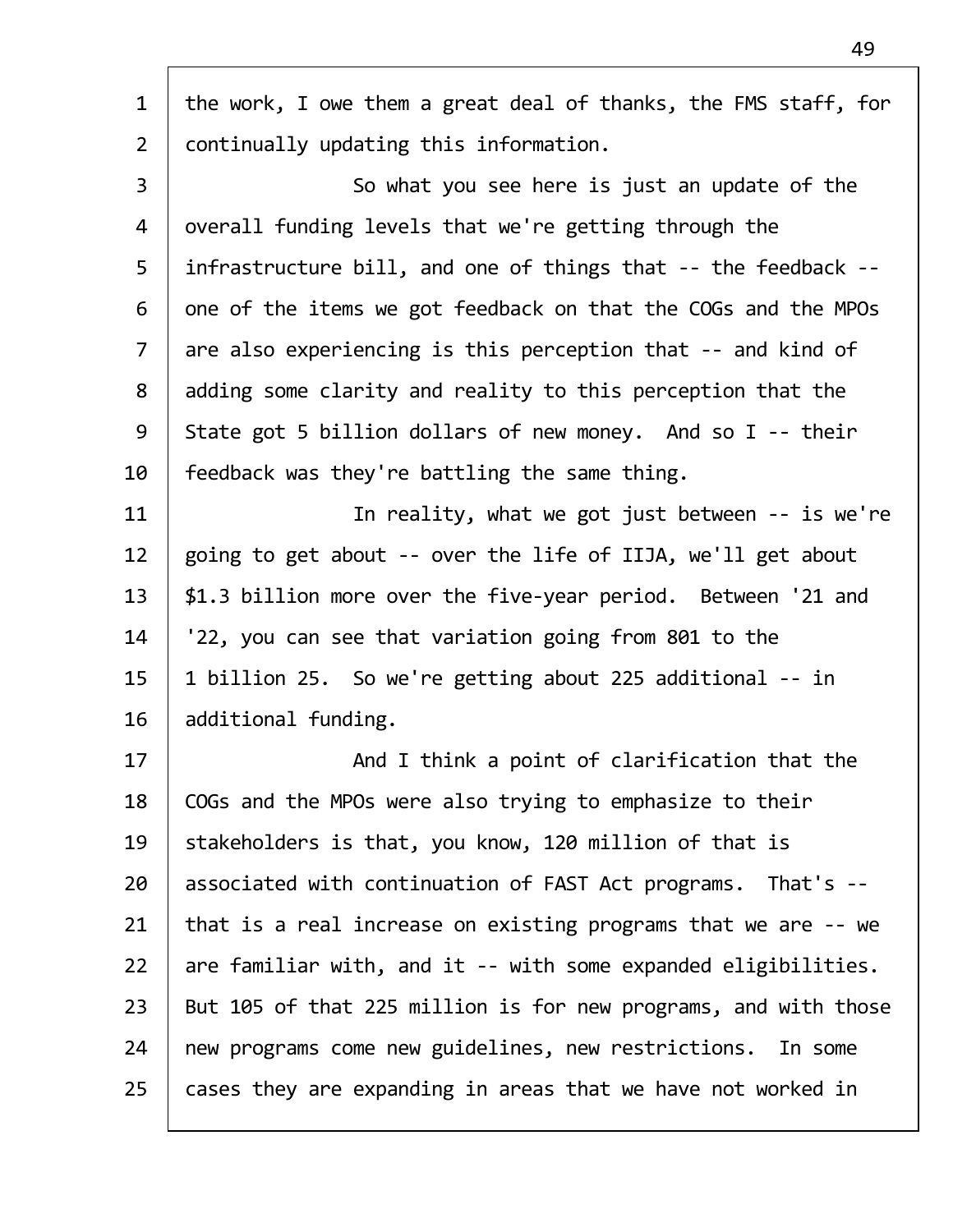the work, I owe them a great deal of thanks, the FMS staff, for continually updating this information.

So what you see here is just an update of the overall funding levels that we're getting through the infrastructure bill, and one of things that -- the feedback -- one of the items we got feedback on that the COGs and the MPOs are also experiencing is this perception that -- and kind of adding some clarity and reality to this perception that the State got 5 billion dollars of new money. And so I -- their feedback was they're battling the same thing.

In reality, what we got just between -- is we're going to get about -- over the life of IIJA, we'll get about $1.3 billion more over the five-year period. Between '21 and '22, you can see that variation going from 801 to the 1 billion 25. So we're getting about 225 additional -- in additional funding.

And I think a point of clarification that the COGs and the MPOs were also trying to emphasize to their stakeholders is that, you know, 120 million of that is associated with continuation of FAST Act programs. That's -- that is a real increase on existing programs that we are -- we are familiar with, and it -- with some expanded eligibilities. But 105 of that 225 million is for new programs, and with those new programs come new guidelines, new restrictions. In some cases they are expanding in areas that we have not worked in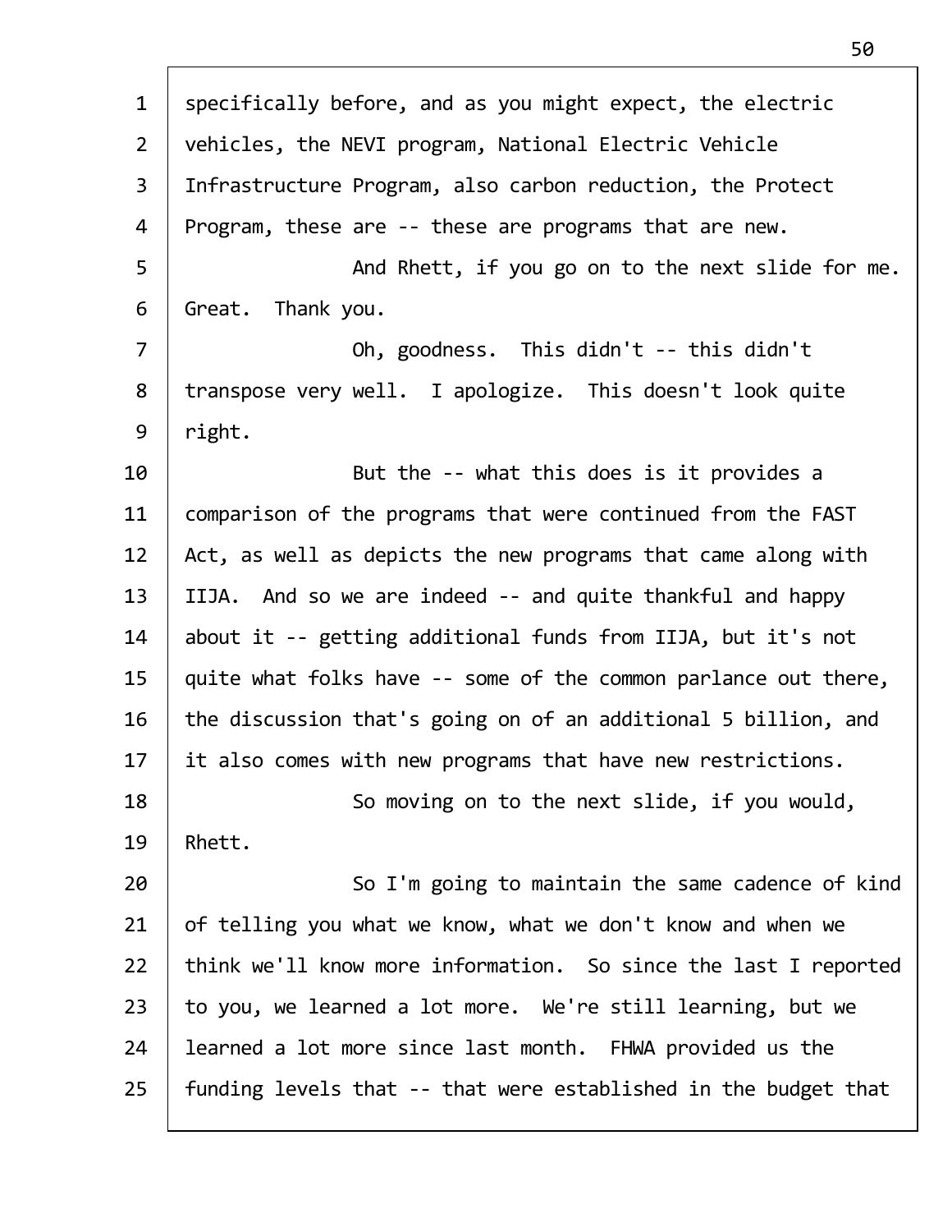specifically before, and as you might expect, the electric vehicles, the NEVI program, National Electric Vehicle Infrastructure Program, also carbon reduction, the Protect Program, these are -- these are programs that are new.

And Rhett, if you go on to the next slide for me. Great. Thank you.

Oh, goodness. This didn't -- this didn't transpose very well. I apologize. This doesn't look quite right.

But the -- what this does is it provides a comparison of the programs that were continued from the FAST Act, as well as depicts the new programs that came along with IIJA. And so we are indeed -- and quite thankful and happy about it -- getting additional funds from IIJA, but it's not quite what folks have -- some of the common parlance out there, the discussion that's going on of an additional 5 billion, and it also comes with new programs that have new restrictions.

So moving on to the next slide, if you would, Rhett.

So I'm going to maintain the same cadence of kind of telling you what we know, what we don't know and when we think we'll know more information. So since the last I reported to you, we learned a lot more. We're still learning, but we learned a lot more since last month. FHWA provided us the funding levels that -- that were established in the budget that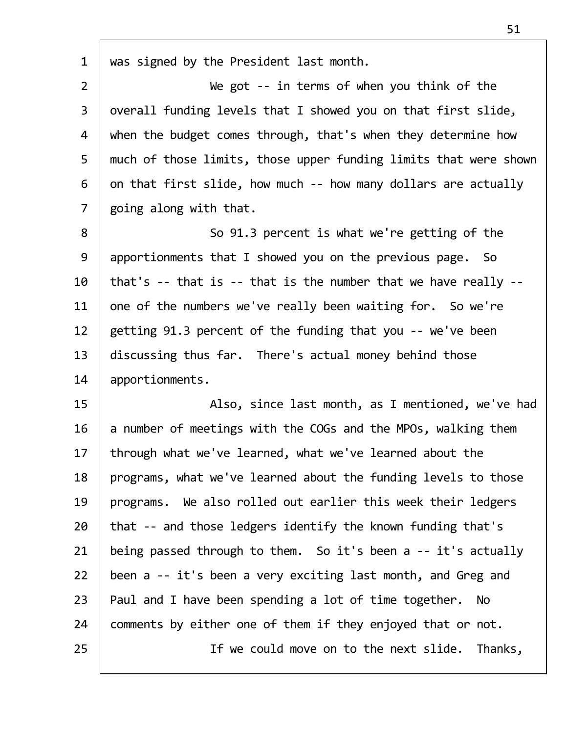was signed by the President last month.

We got -- in terms of when you think of the overall funding levels that I showed you on that first slide, when the budget comes through, that's when they determine how much of those limits, those upper funding limits that were shown on that first slide, how much -- how many dollars are actually going along with that.

So 91.3 percent is what we're getting of the apportionments that I showed you on the previous page. So that's -- that is -- that is the number that we have really -- one of the numbers we've really been waiting for. So we're getting 91.3 percent of the funding that you -- we've been discussing thus far. There's actual money behind those apportionments.

Also, since last month, as I mentioned, we've had a number of meetings with the COGs and the MPOs, walking them through what we've learned, what we've learned about the programs, what we've learned about the funding levels to those programs. We also rolled out earlier this week their ledgers that -- and those ledgers identify the known funding that's being passed through to them. So it's been a -- it's actually been a -- it's been a very exciting last month, and Greg and Paul and I have been spending a lot of time together. No comments by either one of them if they enjoyed that or not.

If we could move on to the next slide. Thanks,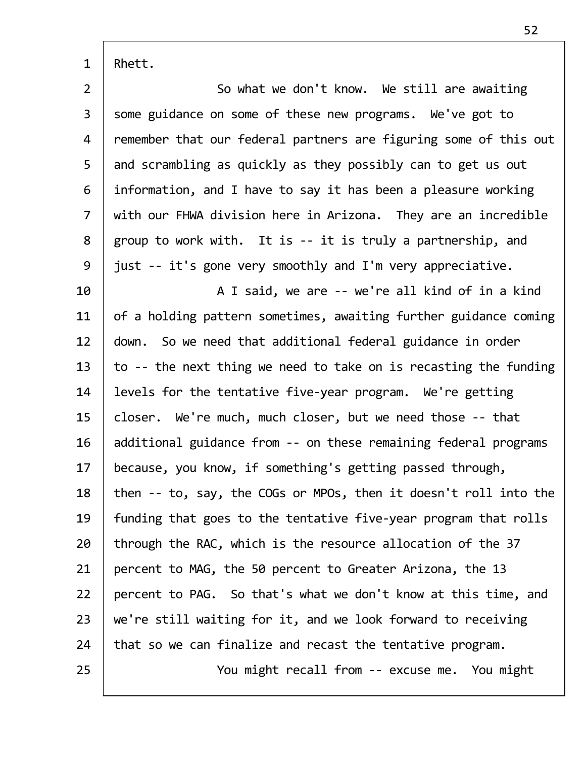Rhett.

So what we don't know. We still are awaiting some guidance on some of these new programs. We've got to remember that our federal partners are figuring some of this out and scrambling as quickly as they possibly can to get us out information, and I have to say it has been a pleasure working with our FHWA division here in Arizona. They are an incredible group to work with. It is -- it is truly a partnership, and just -- it's gone very smoothly and I'm very appreciative.

A I said, we are -- we're all kind of in a kind of a holding pattern sometimes, awaiting further guidance coming down. So we need that additional federal guidance in order to -- the next thing we need to take on is recasting the funding levels for the tentative five-year program. We're getting closer. We're much, much closer, but we need those -- that additional guidance from -- on these remaining federal programs because, you know, if something's getting passed through, then -- to, say, the COGs or MPOs, then it doesn't roll into the funding that goes to the tentative five-year program that rolls through the RAC, which is the resource allocation of the 37 percent to MAG, the 50 percent to Greater Arizona, the 13 percent to PAG. So that's what we don't know at this time, and we're still waiting for it, and we look forward to receiving that so we can finalize and recast the tentative program.

You might recall from -- excuse me. You might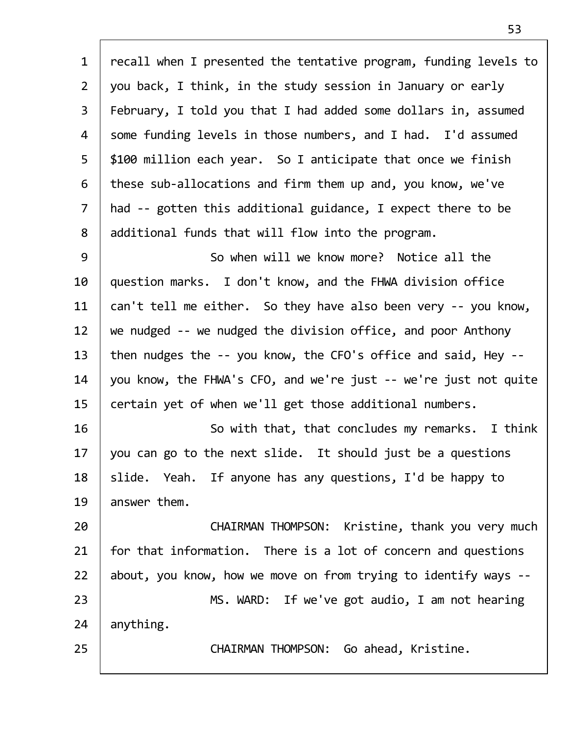recall when I presented the tentative program, funding levels to you back, I think, in the study session in January or early February, I told you that I had added some dollars in, assumed some funding levels in those numbers, and I had. I'd assumed $100 million each year. So I anticipate that once we finish these sub-allocations and firm them up and, you know, we've had -- gotten this additional guidance, I expect there to be additional funds that will flow into the program.

So when will we know more? Notice all the question marks. I don't know, and the FHWA division office can't tell me either. So they have also been very -- you know, we nudged -- we nudged the division office, and poor Anthony then nudges the -- you know, the CFO's office and said, Hey -- you know, the FHWA's CFO, and we're just -- we're just not quite certain yet of when we'll get those additional numbers.

So with that, that concludes my remarks. I think you can go to the next slide. It should just be a questions slide. Yeah. If anyone has any questions, I'd be happy to answer them.

CHAIRMAN THOMPSON: Kristine, thank you very much for that information. There is a lot of concern and questions about, you know, how we move on from trying to identify ways --

MS. WARD: If we've got audio, I am not hearing anything.

CHAIRMAN THOMPSON: Go ahead, Kristine.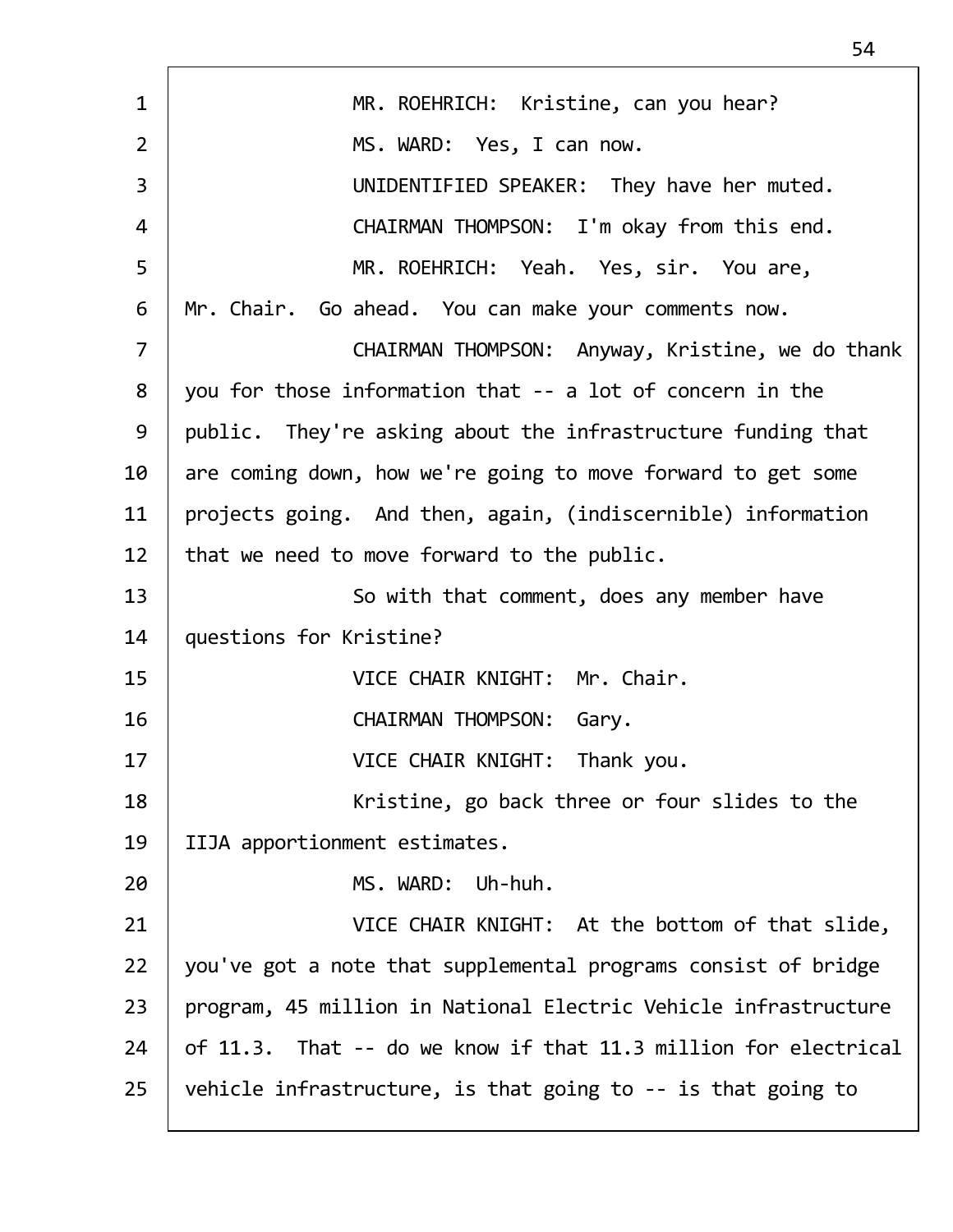MR. ROEHRICH: Kristine, can you hear?

MS. WARD: Yes, I can now.

UNIDENTIFIED SPEAKER: They have her muted.

CHAIRMAN THOMPSON: I'm okay from this end.

MR. ROEHRICH: Yeah. Yes, sir. You are, Mr. Chair. Go ahead. You can make your comments now.

CHAIRMAN THOMPSON: Anyway, Kristine, we do thank you for those information that -- a lot of concern in the public. They're asking about the infrastructure funding that are coming down, how we're going to move forward to get some projects going. And then, again, (indiscernible) information that we need to move forward to the public.

So with that comment, does any member have questions for Kristine?

VICE CHAIR KNIGHT: Mr. Chair.

CHAIRMAN THOMPSON: Gary.

VICE CHAIR KNIGHT: Thank you.

Kristine, go back three or four slides to the IIJA apportionment estimates.

MS. WARD: Uh-huh.

VICE CHAIR KNIGHT: At the bottom of that slide, you've got a note that supplemental programs consist of bridge program, 45 million in National Electric Vehicle infrastructure of 11.3. That -- do we know if that 11.3 million for electrical vehicle infrastructure, is that going to -- is that going to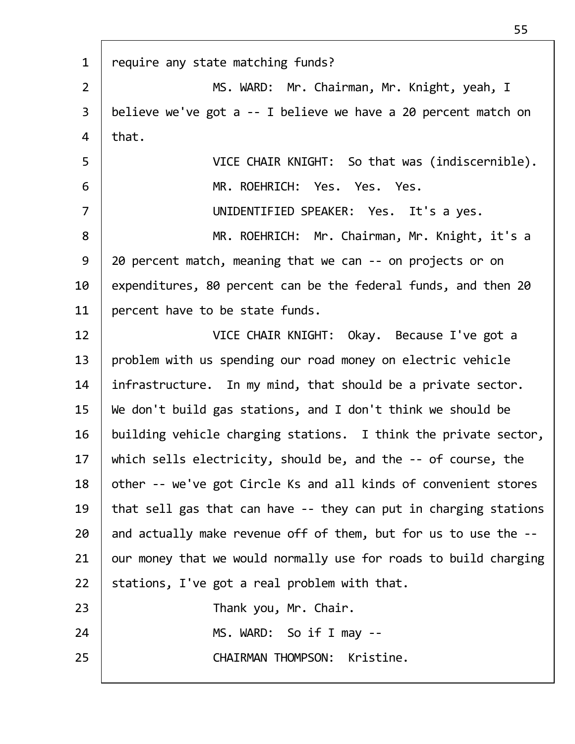require any state matching funds?

MS. WARD: Mr. Chairman, Mr. Knight, yeah, I believe we've got a -- I believe we have a 20 percent match on that.

VICE CHAIR KNIGHT: So that was (indiscernible).

MR. ROEHRICH: Yes. Yes. Yes.

UNIDENTIFIED SPEAKER: Yes. It's a yes.

MR. ROEHRICH: Mr. Chairman, Mr. Knight, it's a 20 percent match, meaning that we can -- on projects or on expenditures, 80 percent can be the federal funds, and then 20 percent have to be state funds.

VICE CHAIR KNIGHT: Okay. Because I've got a problem with us spending our road money on electric vehicle infrastructure. In my mind, that should be a private sector. We don't build gas stations, and I don't think we should be building vehicle charging stations. I think the private sector, which sells electricity, should be, and the -- of course, the other -- we've got Circle Ks and all kinds of convenient stores that sell gas that can have -- they can put in charging stations and actually make revenue off of them, but for us to use the -- our money that we would normally use for roads to build charging stations, I've got a real problem with that.

Thank you, Mr. Chair.

MS. WARD: So if I may --

CHAIRMAN THOMPSON: Kristine.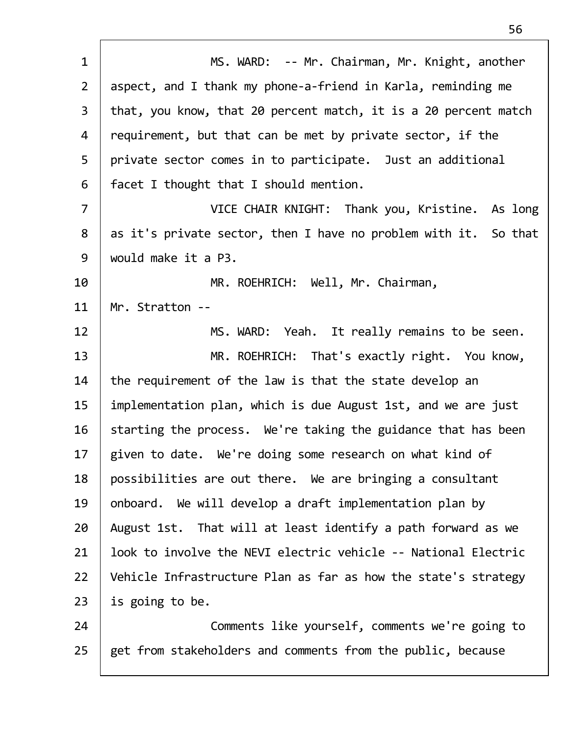MS. WARD: -- Mr. Chairman, Mr. Knight, another aspect, and I thank my phone-a-friend in Karla, reminding me that, you know, that 20 percent match, it is a 20 percent match requirement, but that can be met by private sector, if the private sector comes in to participate. Just an additional facet I thought that I should mention.

VICE CHAIR KNIGHT: Thank you, Kristine. As long as it's private sector, then I have no problem with it. So that would make it a P3.

MR. ROEHRICH: Well, Mr. Chairman, Mr. Stratton --

MS. WARD: Yeah. It really remains to be seen.

MR. ROEHRICH: That's exactly right. You know, the requirement of the law is that the state develop an implementation plan, which is due August 1st, and we are just starting the process. We're taking the guidance that has been given to date. We're doing some research on what kind of possibilities are out there. We are bringing a consultant onboard. We will develop a draft implementation plan by August 1st. That will at least identify a path forward as we look to involve the NEVI electric vehicle -- National Electric Vehicle Infrastructure Plan as far as how the state's strategy is going to be.

Comments like yourself, comments we're going to get from stakeholders and comments from the public, because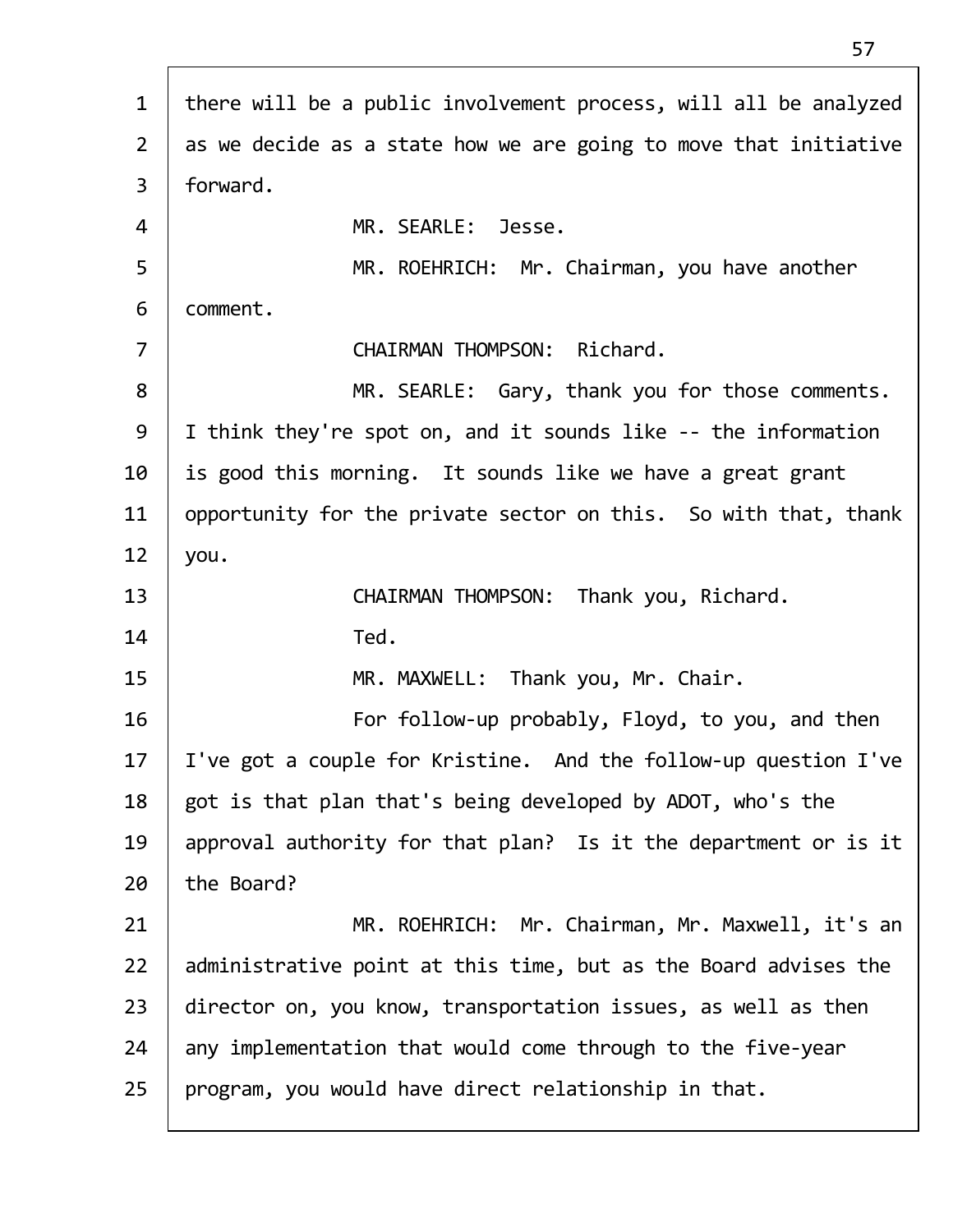there will be a public involvement process, will all be analyzed as we decide as a state how we are going to move that initiative forward.

MR. SEARLE: Jesse.

MR. ROEHRICH: Mr. Chairman, you have another comment.

CHAIRMAN THOMPSON: Richard.

MR. SEARLE: Gary, thank you for those comments. I think they're spot on, and it sounds like -- the information is good this morning. It sounds like we have a great grant opportunity for the private sector on this. So with that, thank you.

CHAIRMAN THOMPSON: Thank you, Richard.

Ted.

MR. MAXWELL: Thank you, Mr. Chair.

For follow-up probably, Floyd, to you, and then I've got a couple for Kristine. And the follow-up question I've got is that plan that's being developed by ADOT, who's the approval authority for that plan? Is it the department or is it the Board?

MR. ROEHRICH: Mr. Chairman, Mr. Maxwell, it's an administrative point at this time, but as the Board advises the director on, you know, transportation issues, as well as then any implementation that would come through to the five-year program, you would have direct relationship in that.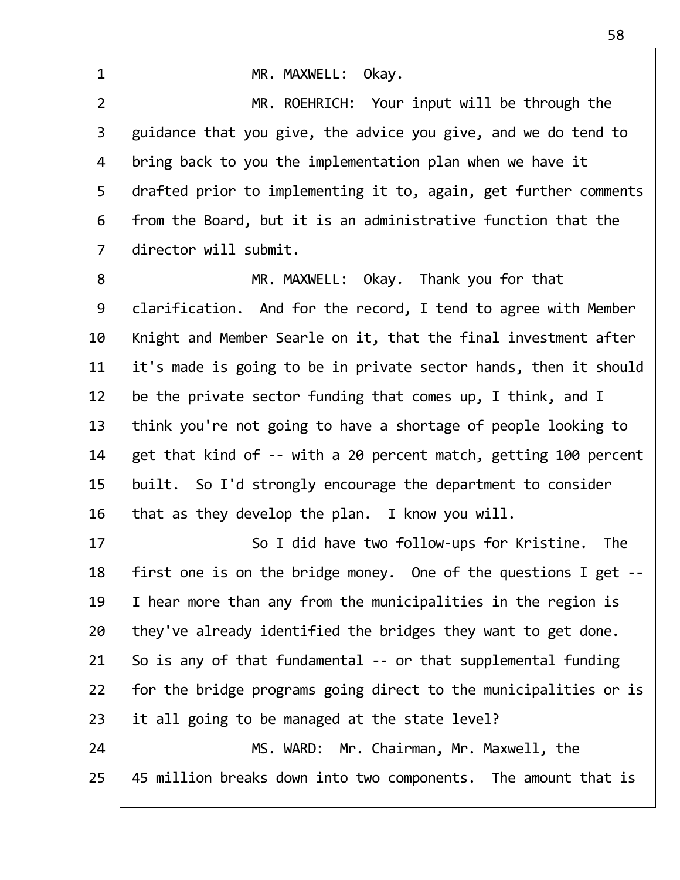MR. MAXWELL: Okay.

MR. ROEHRICH: Your input will be through the guidance that you give, the advice you give, and we do tend to bring back to you the implementation plan when we have it drafted prior to implementing it to, again, get further comments from the Board, but it is an administrative function that the director will submit.

MR. MAXWELL: Okay. Thank you for that clarification. And for the record, I tend to agree with Member Knight and Member Searle on it, that the final investment after it's made is going to be in private sector hands, then it should be the private sector funding that comes up, I think, and I think you're not going to have a shortage of people looking to get that kind of -- with a 20 percent match, getting 100 percent built. So I'd strongly encourage the department to consider that as they develop the plan. I know you will.

So I did have two follow-ups for Kristine. The first one is on the bridge money. One of the questions I get -- I hear more than any from the municipalities in the region is they've already identified the bridges they want to get done. So is any of that fundamental -- or that supplemental funding for the bridge programs going direct to the municipalities or is it all going to be managed at the state level?

MS. WARD: Mr. Chairman, Mr. Maxwell, the 45 million breaks down into two components. The amount that is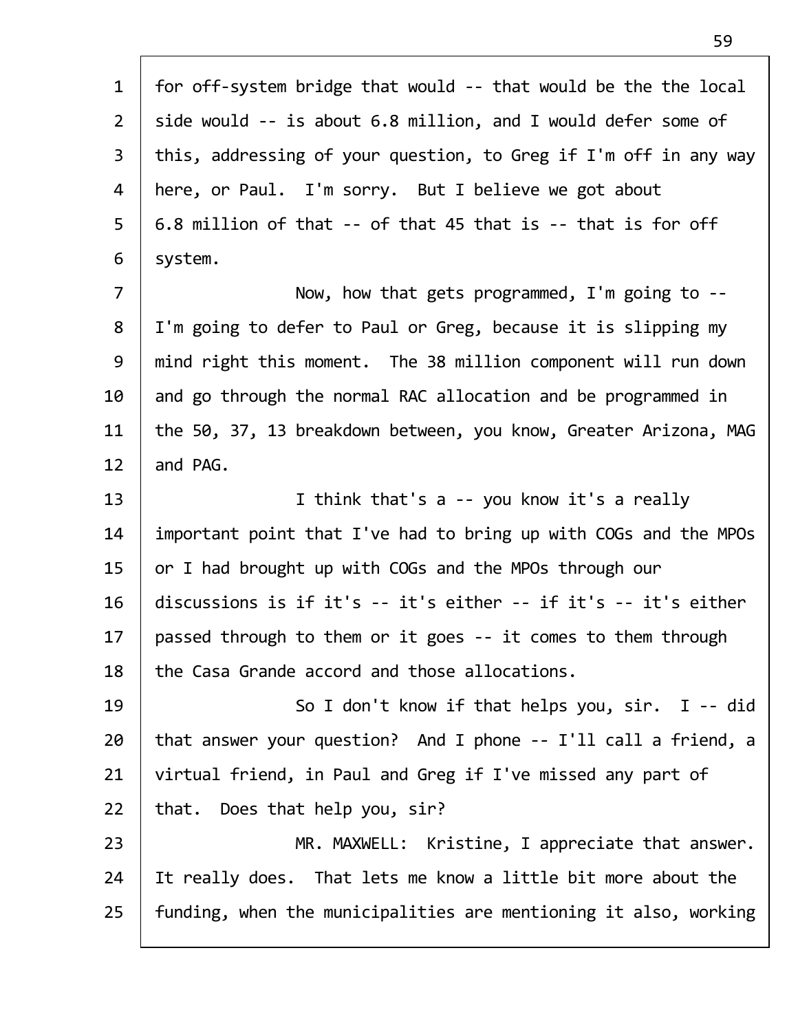for off-system bridge that would -- that would be the the local side would -- is about 6.8 million, and I would defer some of this, addressing of your question, to Greg if I'm off in any way here, or Paul. I'm sorry. But I believe we got about 6.8 million of that -- of that 45 that is -- that is for off system.

Now, how that gets programmed, I'm going to -- I'm going to defer to Paul or Greg, because it is slipping my mind right this moment. The 38 million component will run down and go through the normal RAC allocation and be programmed in the 50, 37, 13 breakdown between, you know, Greater Arizona, MAG and PAG.

I think that's a -- you know it's a really important point that I've had to bring up with COGs and the MPOs or I had brought up with COGs and the MPOs through our discussions is if it's -- it's either -- if it's -- it's either passed through to them or it goes -- it comes to them through the Casa Grande accord and those allocations.

So I don't know if that helps you, sir. I -- did that answer your question? And I phone -- I'll call a friend, a virtual friend, in Paul and Greg if I've missed any part of that. Does that help you, sir?

MR. MAXWELL: Kristine, I appreciate that answer. It really does. That lets me know a little bit more about the funding, when the municipalities are mentioning it also, working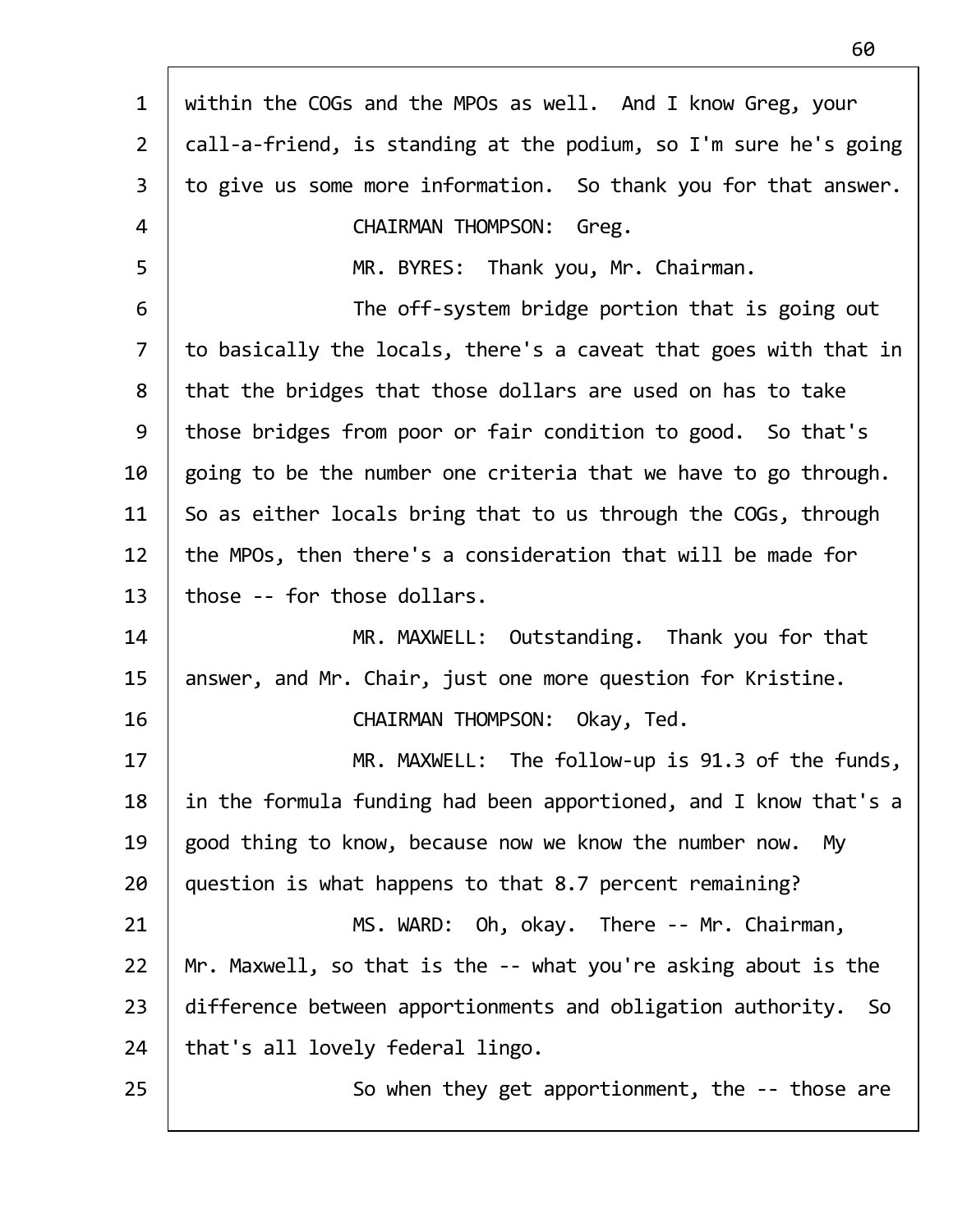within the COGs and the MPOs as well. And I know Greg, your call-a-friend, is standing at the podium, so I'm sure he's going to give us some more information. So thank you for that answer.

CHAIRMAN THOMPSON: Greg.

MR. BYRES: Thank you, Mr. Chairman.

The off-system bridge portion that is going out to basically the locals, there's a caveat that goes with that in that the bridges that those dollars are used on has to take those bridges from poor or fair condition to good. So that's going to be the number one criteria that we have to go through. So as either locals bring that to us through the COGs, through the MPOs, then there's a consideration that will be made for those -- for those dollars.

MR. MAXWELL: Outstanding. Thank you for that answer, and Mr. Chair, just one more question for Kristine.

CHAIRMAN THOMPSON: Okay, Ted.

MR. MAXWELL: The follow-up is 91.3 of the funds, in the formula funding had been apportioned, and I know that's a good thing to know, because now we know the number now. My question is what happens to that 8.7 percent remaining?

MS. WARD: Oh, okay. There -- Mr. Chairman, Mr. Maxwell, so that is the -- what you're asking about is the difference between apportionments and obligation authority. So that's all lovely federal lingo.

So when they get apportionment, the -- those are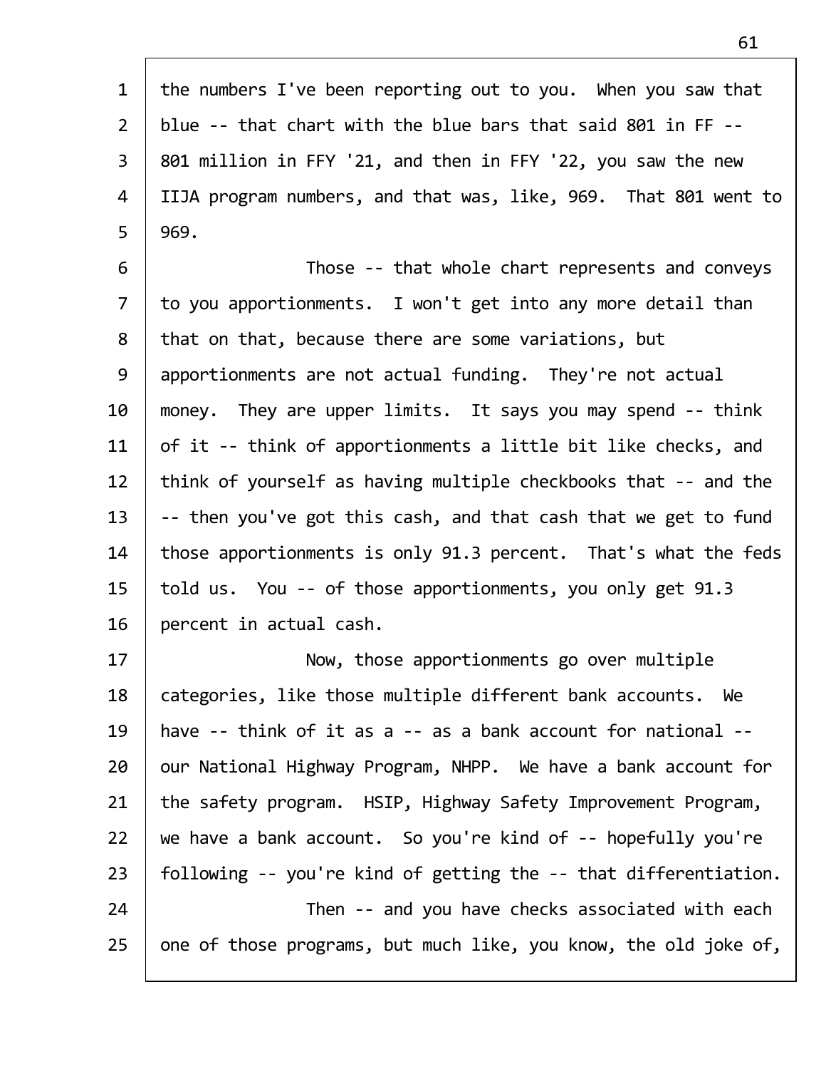the numbers I've been reporting out to you. When you saw that blue -- that chart with the blue bars that said 801 in FF -- 801 million in FFY '21, and then in FFY '22, you saw the new IIJA program numbers, and that was, like, 969. That 801 went to 969.

Those -- that whole chart represents and conveys to you apportionments. I won't get into any more detail than that on that, because there are some variations, but apportionments are not actual funding. They're not actual money. They are upper limits. It says you may spend -- think of it -- think of apportionments a little bit like checks, and think of yourself as having multiple checkbooks that -- and the -- then you've got this cash, and that cash that we get to fund those apportionments is only 91.3 percent. That's what the feds told us. You -- of those apportionments, you only get 91.3 percent in actual cash.

Now, those apportionments go over multiple categories, like those multiple different bank accounts. We have -- think of it as a -- as a bank account for national -- our National Highway Program, NHPP. We have a bank account for the safety program. HSIP, Highway Safety Improvement Program, we have a bank account. So you're kind of -- hopefully you're following -- you're kind of getting the -- that differentiation.

Then -- and you have checks associated with each one of those programs, but much like, you know, the old joke of,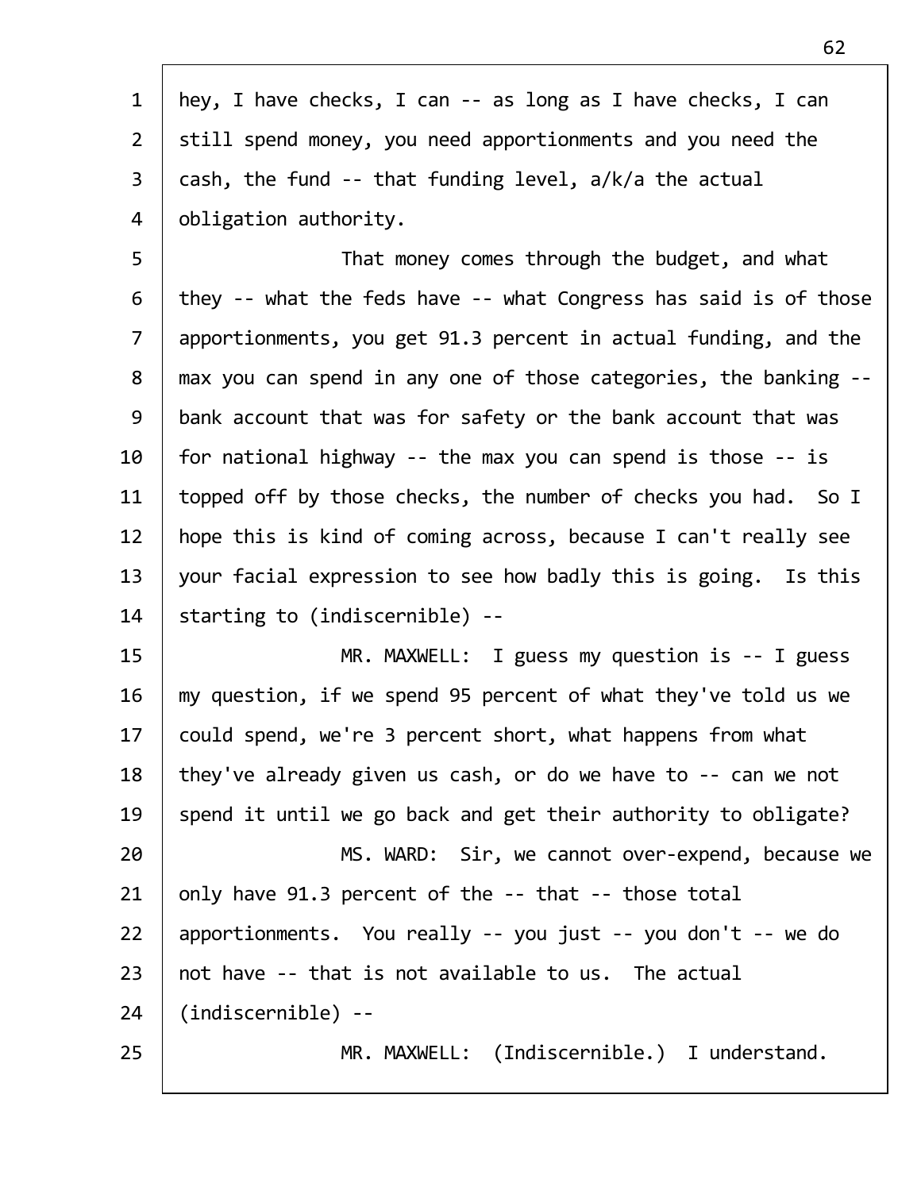hey, I have checks, I can -- as long as I have checks, I can still spend money, you need apportionments and you need the cash, the fund -- that funding level, a/k/a the actual obligation authority.

That money comes through the budget, and what they -- what the feds have -- what Congress has said is of those apportionments, you get 91.3 percent in actual funding, and the max you can spend in any one of those categories, the banking -- bank account that was for safety or the bank account that was for national highway -- the max you can spend is those -- is topped off by those checks, the number of checks you had. So I hope this is kind of coming across, because I can't really see your facial expression to see how badly this is going. Is this starting to (indiscernible) --

MR. MAXWELL: I guess my question is -- I guess my question, if we spend 95 percent of what they've told us we could spend, we're 3 percent short, what happens from what they've already given us cash, or do we have to -- can we not spend it until we go back and get their authority to obligate?

MS. WARD: Sir, we cannot over-expend, because we only have 91.3 percent of the -- that -- those total apportionments. You really -- you just -- you don't -- we do not have -- that is not available to us. The actual (indiscernible) --

MR. MAXWELL: (Indiscernible.) I understand.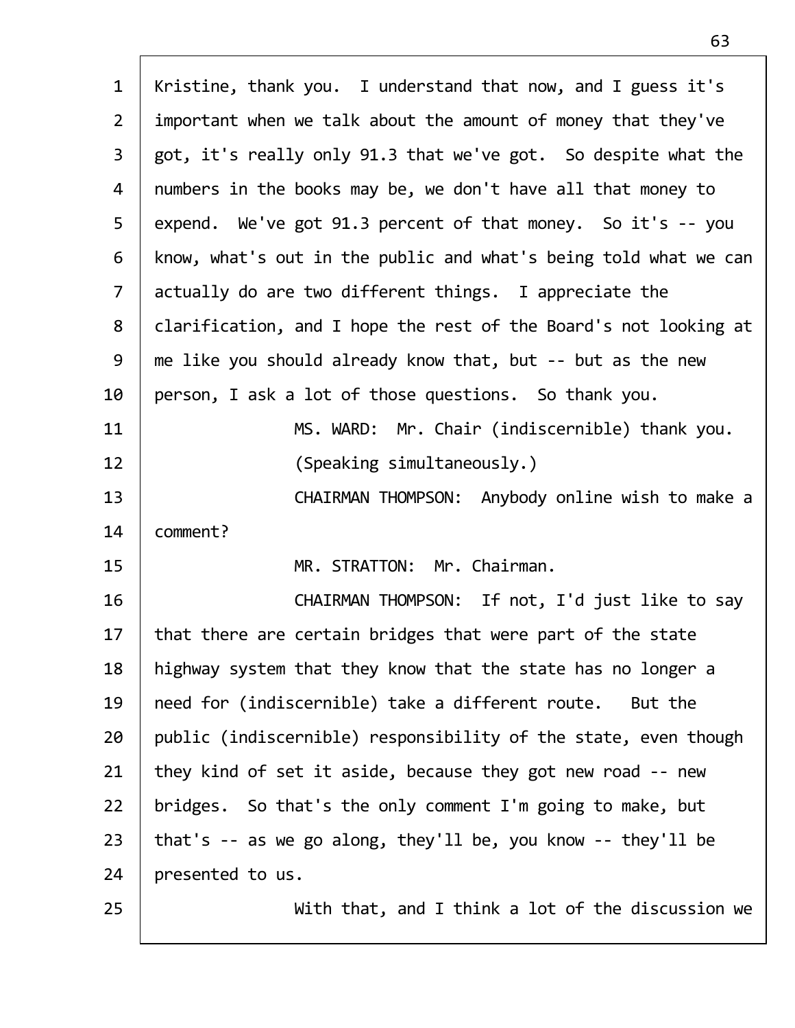Kristine, thank you. I understand that now, and I guess it's important when we talk about the amount of money that they've got, it's really only 91.3 that we've got. So despite what the numbers in the books may be, we don't have all that money to expend. We've got 91.3 percent of that money. So it's -- you know, what's out in the public and what's being told what we can actually do are two different things. I appreciate the clarification, and I hope the rest of the Board's not looking at me like you should already know that, but -- but as the new person, I ask a lot of those questions. So thank you.

MS. WARD: Mr. Chair (indiscernible) thank you.

(Speaking simultaneously.)

CHAIRMAN THOMPSON: Anybody online wish to make a comment?

MR. STRATTON: Mr. Chairman.

CHAIRMAN THOMPSON: If not, I'd just like to say that there are certain bridges that were part of the state highway system that they know that the state has no longer a need for (indiscernible) take a different route. But the public (indiscernible) responsibility of the state, even though they kind of set it aside, because they got new road -- new bridges. So that's the only comment I'm going to make, but that's -- as we go along, they'll be, you know -- they'll be presented to us.

With that, and I think a lot of the discussion we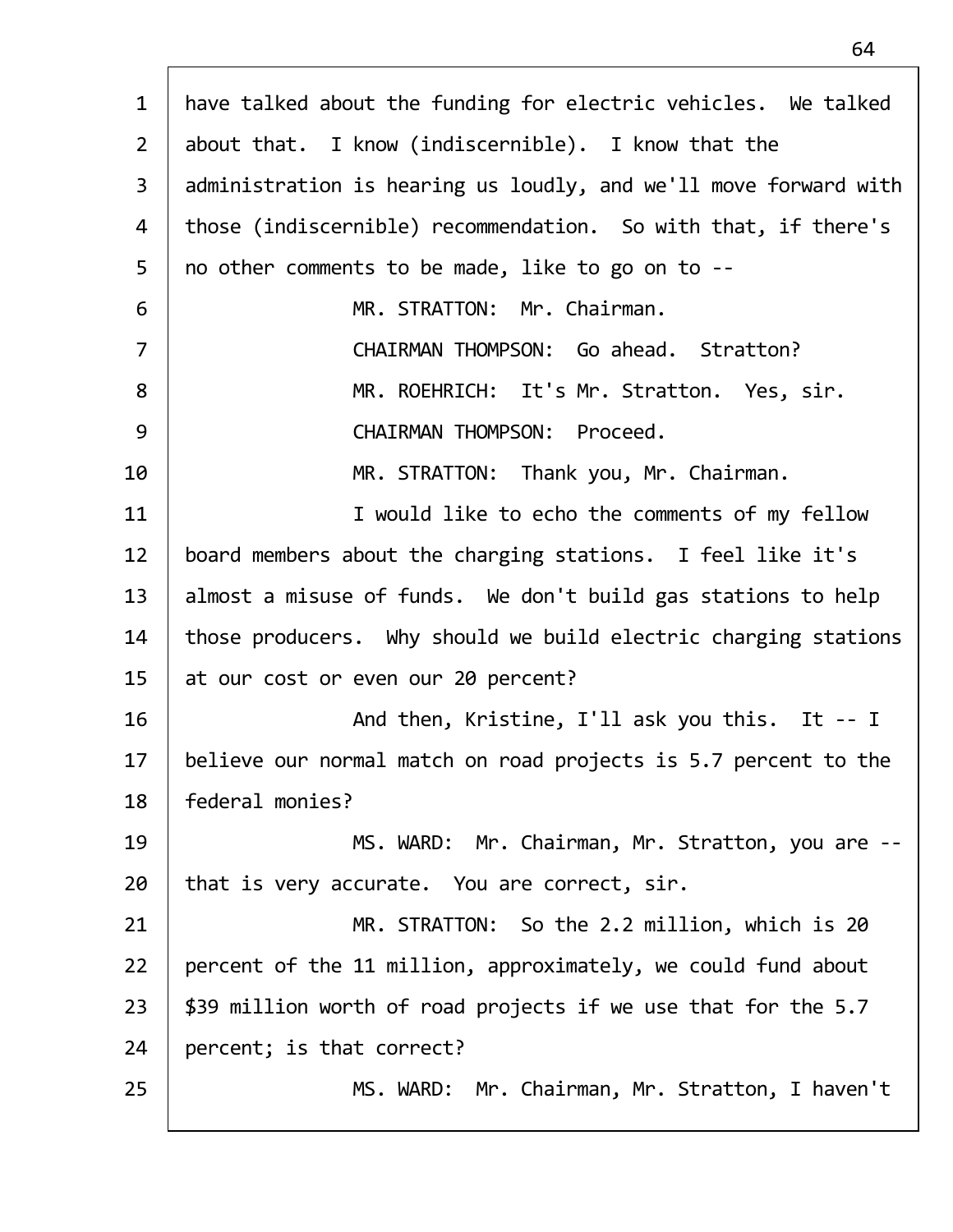have talked about the funding for electric vehicles. We talked about that. I know (indiscernible). I know that the administration is hearing us loudly, and we'll move forward with those (indiscernible) recommendation. So with that, if there's no other comments to be made, like to go on to --

MR. STRATTON: Mr. Chairman.

CHAIRMAN THOMPSON: Go ahead. Stratton?

MR. ROEHRICH: It's Mr. Stratton. Yes, sir.

CHAIRMAN THOMPSON: Proceed.

MR. STRATTON: Thank you, Mr. Chairman.

I would like to echo the comments of my fellow board members about the charging stations. I feel like it's almost a misuse of funds. We don't build gas stations to help those producers. Why should we build electric charging stations at our cost or even our 20 percent?

And then, Kristine, I'll ask you this. It -- I believe our normal match on road projects is 5.7 percent to the federal monies?

MS. WARD: Mr. Chairman, Mr. Stratton, you are -- that is very accurate. You are correct, sir.

MR. STRATTON: So the 2.2 million, which is 20 percent of the 11 million, approximately, we could fund about $39 million worth of road projects if we use that for the 5.7 percent; is that correct?

MS. WARD: Mr. Chairman, Mr. Stratton, I haven't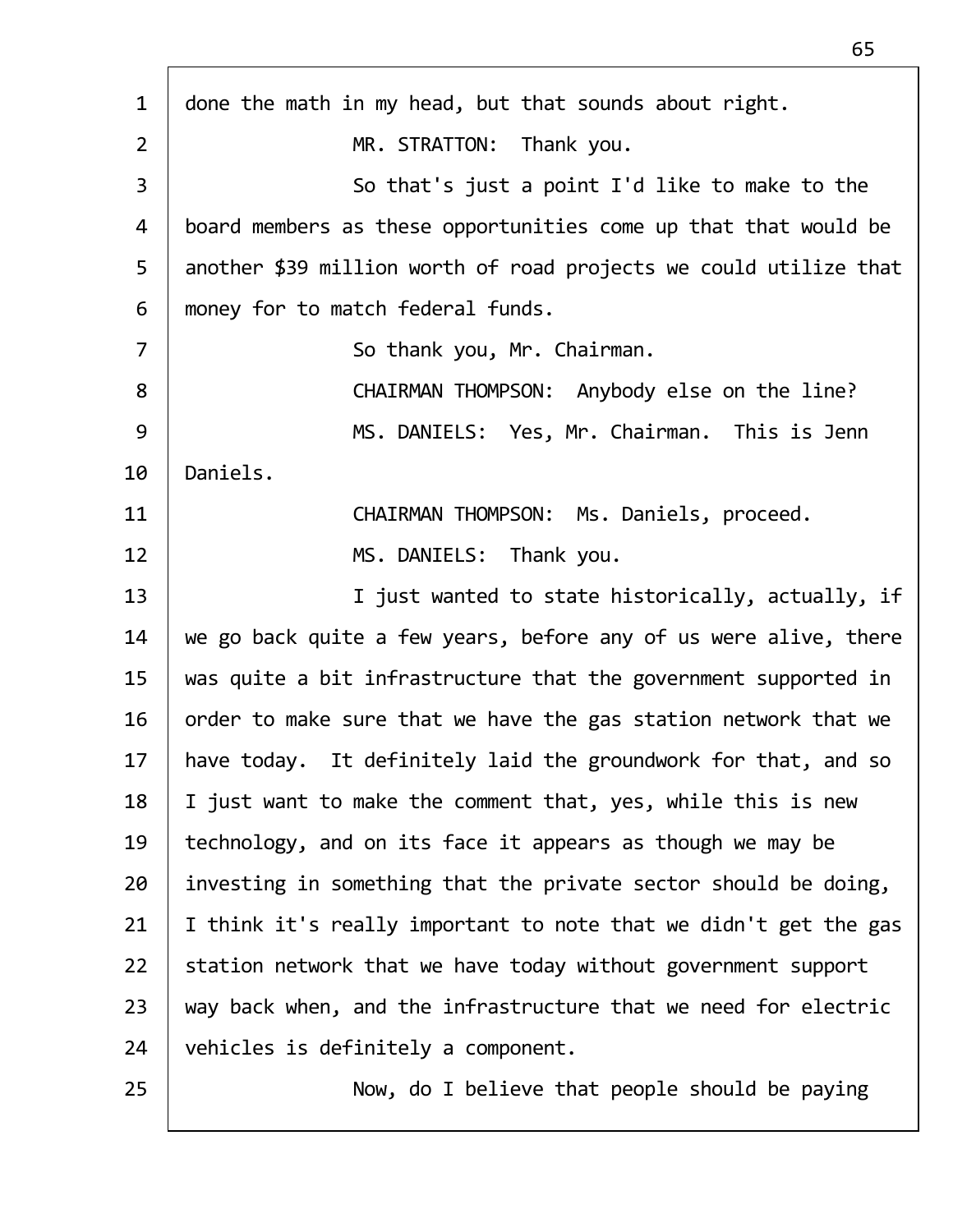done the math in my head, but that sounds about right.

MR. STRATTON: Thank you.

So that's just a point I'd like to make to the board members as these opportunities come up that that would be another $39 million worth of road projects we could utilize that money for to match federal funds.

So thank you, Mr. Chairman.

CHAIRMAN THOMPSON: Anybody else on the line?

MS. DANIELS: Yes, Mr. Chairman. This is Jenn Daniels.

CHAIRMAN THOMPSON: Ms. Daniels, proceed.

MS. DANIELS: Thank you.

I just wanted to state historically, actually, if we go back quite a few years, before any of us were alive, there was quite a bit infrastructure that the government supported in order to make sure that we have the gas station network that we have today. It definitely laid the groundwork for that, and so I just want to make the comment that, yes, while this is new technology, and on its face it appears as though we may be investing in something that the private sector should be doing, I think it's really important to note that we didn't get the gas station network that we have today without government support way back when, and the infrastructure that we need for electric vehicles is definitely a component.

Now, do I believe that people should be paying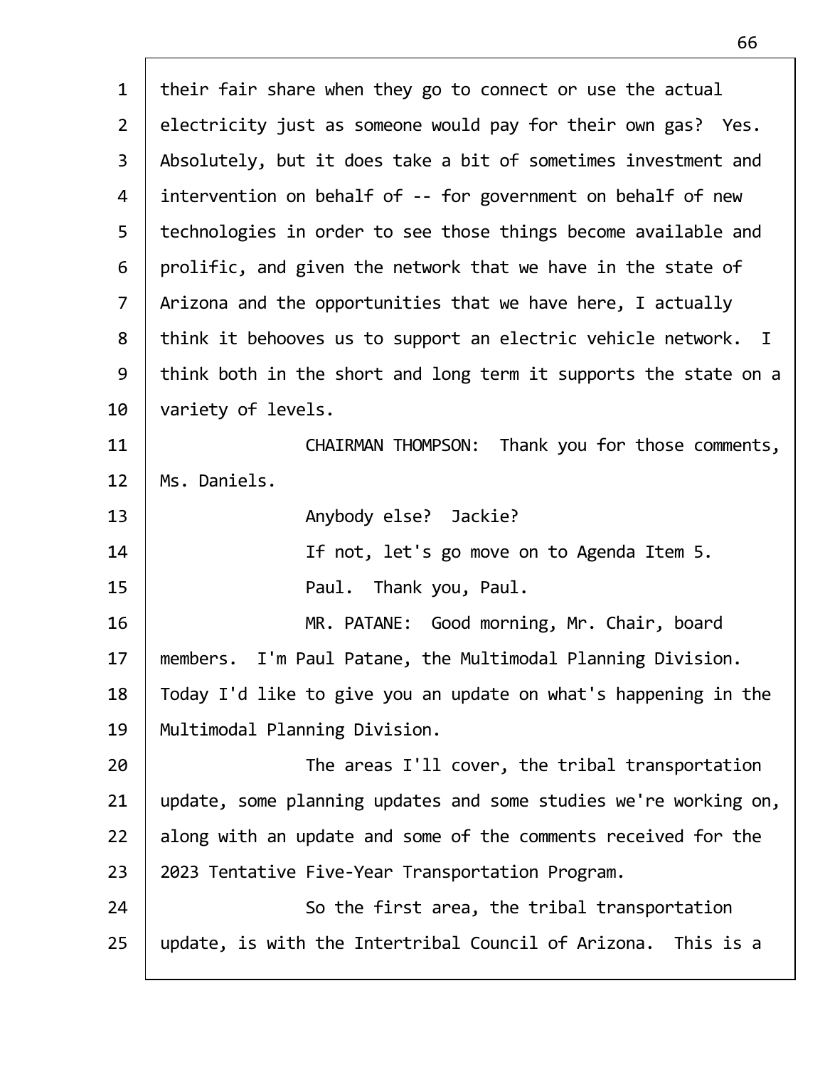their fair share when they go to connect or use the actual electricity just as someone would pay for their own gas? Yes. Absolutely, but it does take a bit of sometimes investment and intervention on behalf of -- for government on behalf of new technologies in order to see those things become available and prolific, and given the network that we have in the state of Arizona and the opportunities that we have here, I actually think it behooves us to support an electric vehicle network. I think both in the short and long term it supports the state on a variety of levels.

CHAIRMAN THOMPSON: Thank you for those comments, Ms. Daniels.

Anybody else? Jackie?

If not, let's go move on to Agenda Item 5.

Paul. Thank you, Paul.

MR. PATANE: Good morning, Mr. Chair, board members. I'm Paul Patane, the Multimodal Planning Division. Today I'd like to give you an update on what's happening in the Multimodal Planning Division.

The areas I'll cover, the tribal transportation update, some planning updates and some studies we're working on, along with an update and some of the comments received for the 2023 Tentative Five-Year Transportation Program.

So the first area, the tribal transportation update, is with the Intertribal Council of Arizona. This is a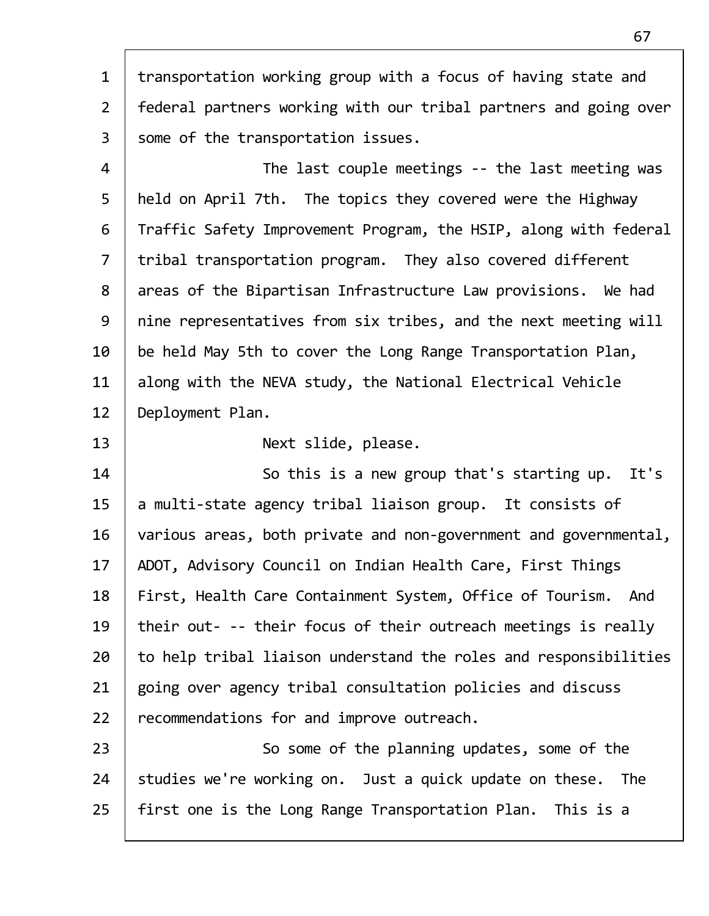transportation working group with a focus of having state and federal partners working with our tribal partners and going over some of the transportation issues.

The last couple meetings -- the last meeting was held on April 7th. The topics they covered were the Highway Traffic Safety Improvement Program, the HSIP, along with federal tribal transportation program. They also covered different areas of the Bipartisan Infrastructure Law provisions. We had nine representatives from six tribes, and the next meeting will be held May 5th to cover the Long Range Transportation Plan, along with the NEVA study, the National Electrical Vehicle Deployment Plan.

Next slide, please.

So this is a new group that's starting up. It's a multi-state agency tribal liaison group. It consists of various areas, both private and non-government and governmental, ADOT, Advisory Council on Indian Health Care, First Things First, Health Care Containment System, Office of Tourism. And their out- -- their focus of their outreach meetings is really to help tribal liaison understand the roles and responsibilities going over agency tribal consultation policies and discuss recommendations for and improve outreach.

So some of the planning updates, some of the studies we're working on. Just a quick update on these. The first one is the Long Range Transportation Plan. This is a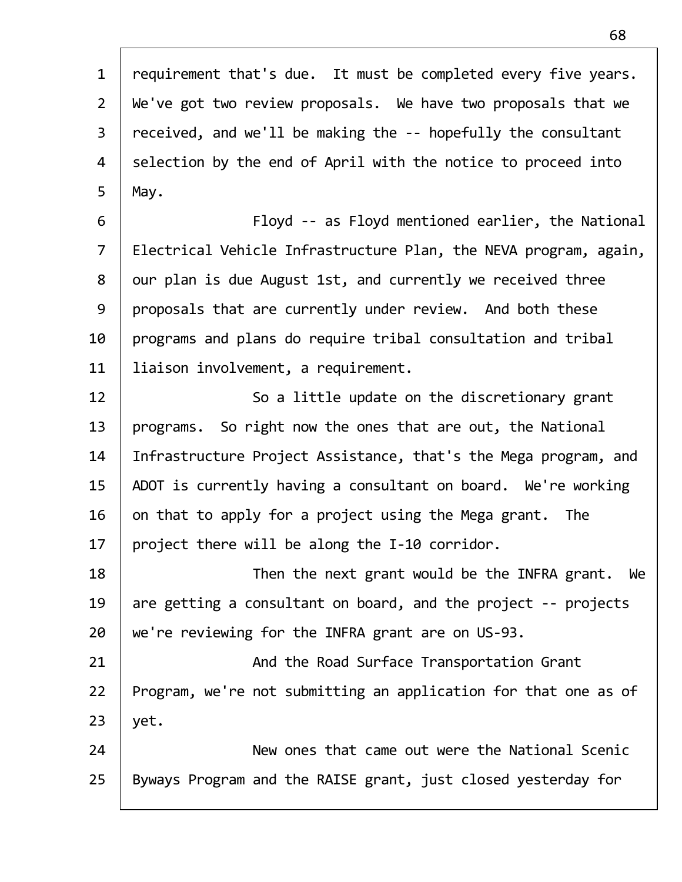requirement that's due. It must be completed every five years. We've got two review proposals. We have two proposals that we received, and we'll be making the -- hopefully the consultant selection by the end of April with the notice to proceed into May.

Floyd -- as Floyd mentioned earlier, the National Electrical Vehicle Infrastructure Plan, the NEVA program, again, our plan is due August 1st, and currently we received three proposals that are currently under review. And both these programs and plans do require tribal consultation and tribal liaison involvement, a requirement.

So a little update on the discretionary grant programs. So right now the ones that are out, the National Infrastructure Project Assistance, that's the Mega program, and ADOT is currently having a consultant on board. We're working on that to apply for a project using the Mega grant. The project there will be along the I-10 corridor.

Then the next grant would be the INFRA grant. We are getting a consultant on board, and the project -- projects we're reviewing for the INFRA grant are on US-93.

And the Road Surface Transportation Grant Program, we're not submitting an application for that one as of yet.

New ones that came out were the National Scenic Byways Program and the RAISE grant, just closed yesterday for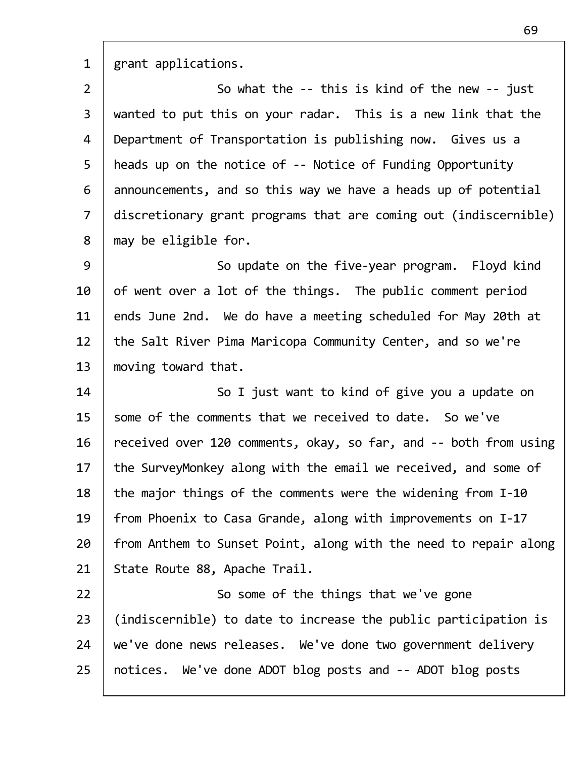grant applications.

So what the -- this is kind of the new -- just wanted to put this on your radar. This is a new link that the Department of Transportation is publishing now. Gives us a heads up on the notice of -- Notice of Funding Opportunity announcements, and so this way we have a heads up of potential discretionary grant programs that are coming out (indiscernible) may be eligible for.

So update on the five-year program. Floyd kind of went over a lot of the things. The public comment period ends June 2nd. We do have a meeting scheduled for May 20th at the Salt River Pima Maricopa Community Center, and so we're moving toward that.

So I just want to kind of give you a update on some of the comments that we received to date. So we've received over 120 comments, okay, so far, and -- both from using the SurveyMonkey along with the email we received, and some of the major things of the comments were the widening from I-10 from Phoenix to Casa Grande, along with improvements on I-17 from Anthem to Sunset Point, along with the need to repair along State Route 88, Apache Trail.

So some of the things that we've gone (indiscernible) to date to increase the public participation is we've done news releases. We've done two government delivery notices. We've done ADOT blog posts and -- ADOT blog posts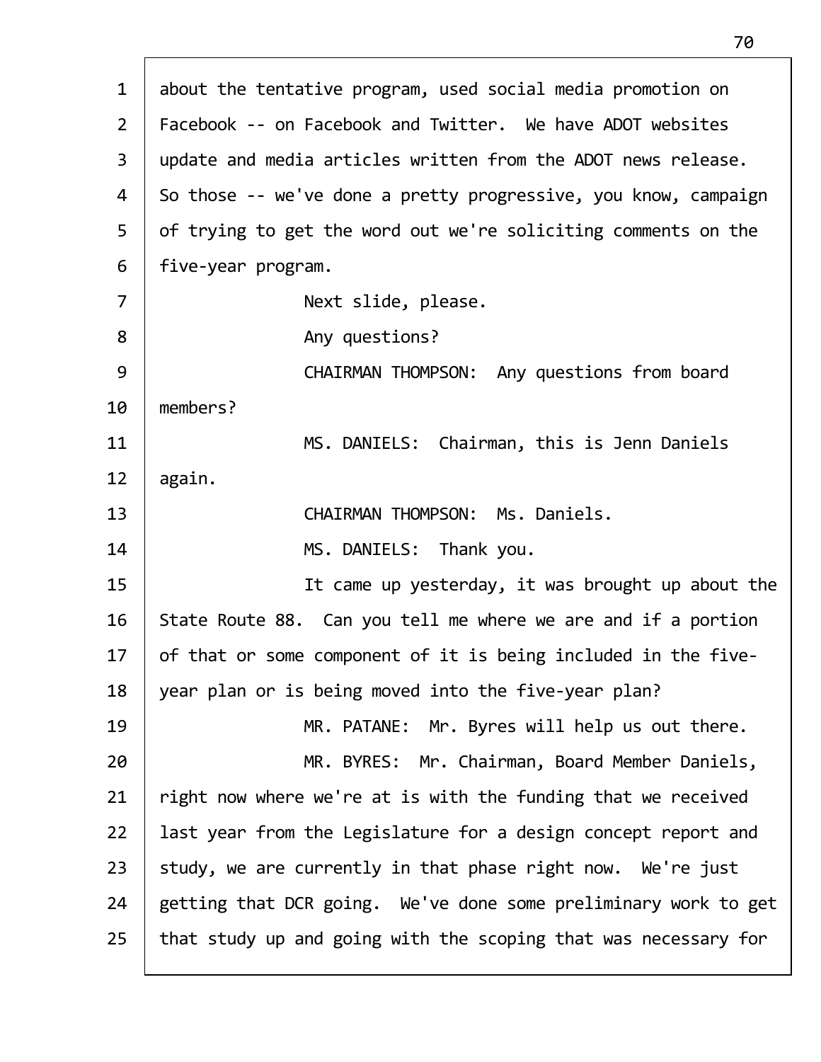about the tentative program, used social media promotion on Facebook -- on Facebook and Twitter. We have ADOT websites update and media articles written from the ADOT news release. So those -- we've done a pretty progressive, you know, campaign of trying to get the word out we're soliciting comments on the five-year program.

Next slide, please.

Any questions?

CHAIRMAN THOMPSON: Any questions from board members?

MS. DANIELS: Chairman, this is Jenn Daniels again.

CHAIRMAN THOMPSON: Ms. Daniels.

MS. DANIELS: Thank you.

It came up yesterday, it was brought up about the State Route 88. Can you tell me where we are and if a portion of that or some component of it is being included in the five-year plan or is being moved into the five-year plan?

MR. PATANE: Mr. Byres will help us out there.

MR. BYRES: Mr. Chairman, Board Member Daniels, right now where we're at is with the funding that we received last year from the Legislature for a design concept report and study, we are currently in that phase right now. We're just getting that DCR going. We've done some preliminary work to get that study up and going with the scoping that was necessary for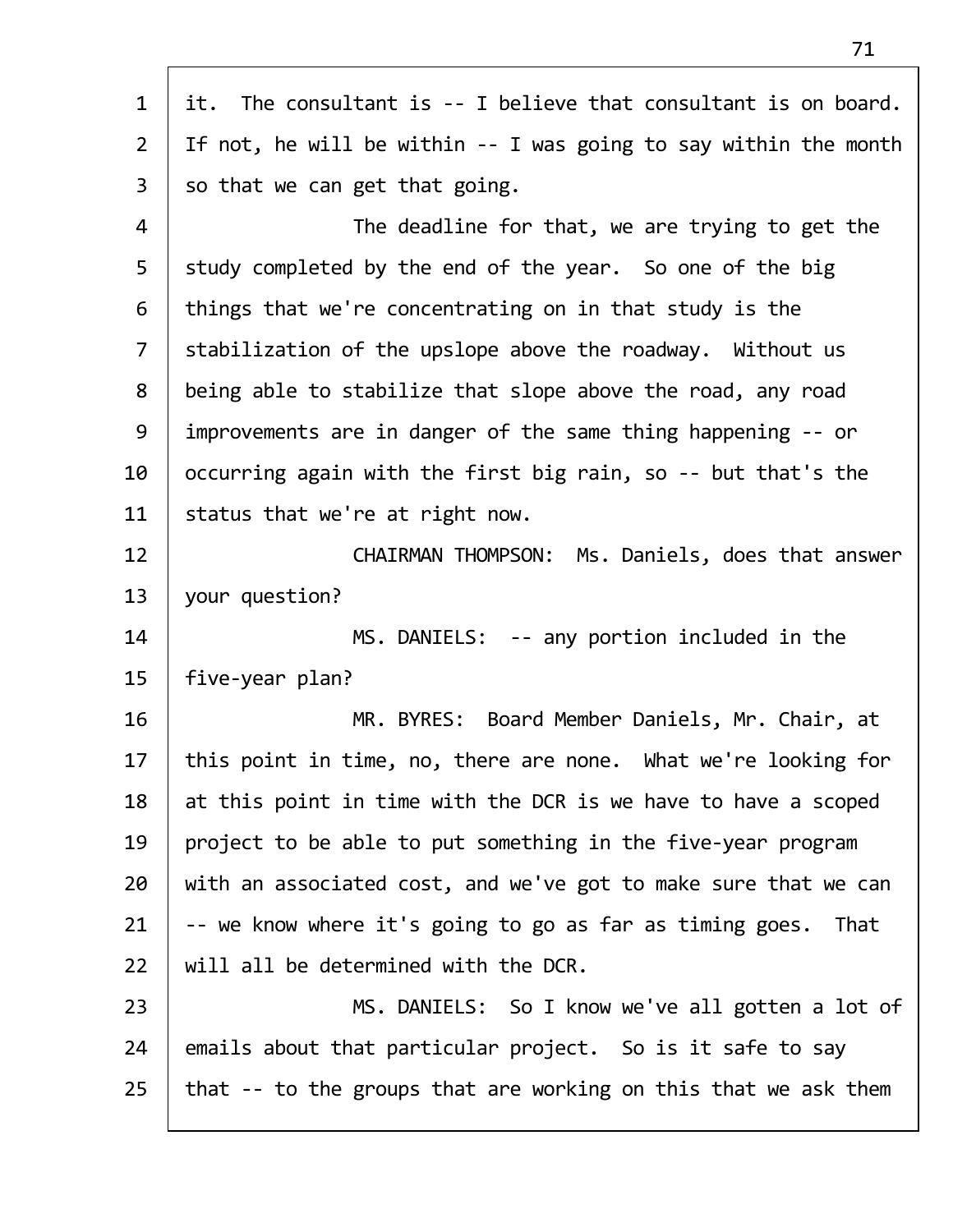it. The consultant is -- I believe that consultant is on board. If not, he will be within -- I was going to say within the month so that we can get that going.

The deadline for that, we are trying to get the study completed by the end of the year. So one of the big things that we're concentrating on in that study is the stabilization of the upslope above the roadway. Without us being able to stabilize that slope above the road, any road improvements are in danger of the same thing happening -- or occurring again with the first big rain, so -- but that's the status that we're at right now.

CHAIRMAN THOMPSON: Ms. Daniels, does that answer your question?

MS. DANIELS: -- any portion included in the five-year plan?

MR. BYRES: Board Member Daniels, Mr. Chair, at this point in time, no, there are none. What we're looking for at this point in time with the DCR is we have to have a scoped project to be able to put something in the five-year program with an associated cost, and we've got to make sure that we can -- we know where it's going to go as far as timing goes. That will all be determined with the DCR.

MS. DANIELS: So I know we've all gotten a lot of emails about that particular project. So is it safe to say that -- to the groups that are working on this that we ask them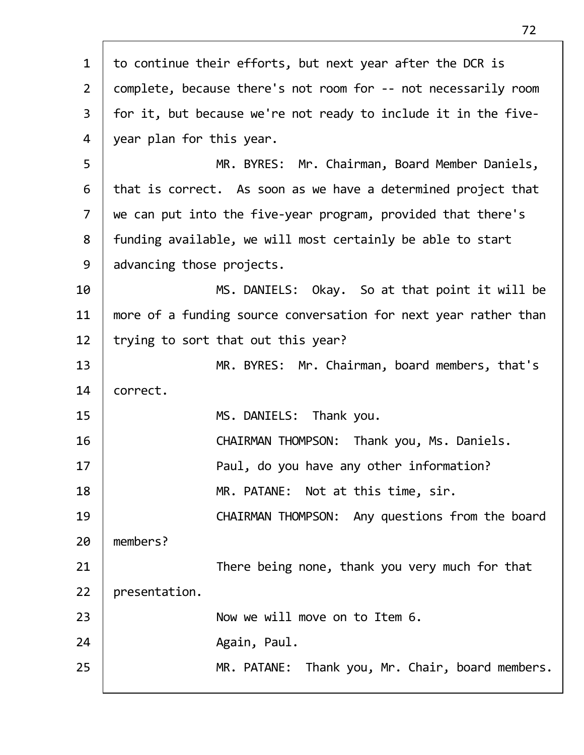to continue their efforts, but next year after the DCR is complete, because there's not room for -- not necessarily room for it, but because we're not ready to include it in the five-year plan for this year.

MR. BYRES: Mr. Chairman, Board Member Daniels, that is correct. As soon as we have a determined project that we can put into the five-year program, provided that there's funding available, we will most certainly be able to start advancing those projects.

MS. DANIELS: Okay. So at that point it will be more of a funding source conversation for next year rather than trying to sort that out this year?

MR. BYRES: Mr. Chairman, board members, that's correct.

MS. DANIELS: Thank you.

CHAIRMAN THOMPSON: Thank you, Ms. Daniels.

Paul, do you have any other information?

MR. PATANE: Not at this time, sir.

CHAIRMAN THOMPSON: Any questions from the board members?

There being none, thank you very much for that presentation.

Now we will move on to Item 6.

Again, Paul.

MR. PATANE: Thank you, Mr. Chair, board members.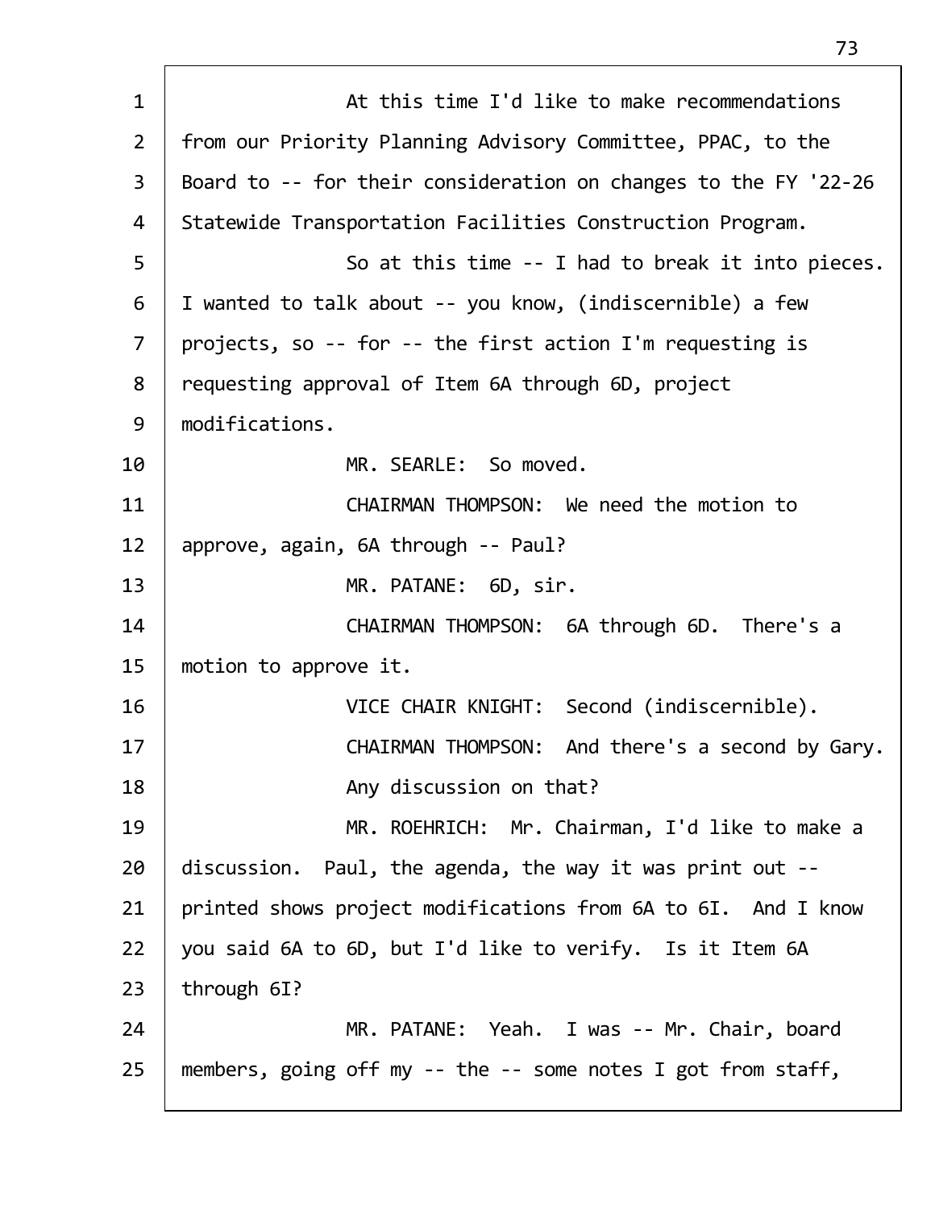At this time I'd like to make recommendations from our Priority Planning Advisory Committee, PPAC, to the Board to -- for their consideration on changes to the FY '22-26 Statewide Transportation Facilities Construction Program.

So at this time -- I had to break it into pieces. I wanted to talk about -- you know, (indiscernible) a few projects, so -- for -- the first action I'm requesting is requesting approval of Item 6A through 6D, project modifications.

MR. SEARLE: So moved.

CHAIRMAN THOMPSON: We need the motion to approve, again, 6A through -- Paul?

MR. PATANE: 6D, sir.

CHAIRMAN THOMPSON: 6A through 6D. There's a motion to approve it.

VICE CHAIR KNIGHT: Second (indiscernible).

CHAIRMAN THOMPSON: And there's a second by Gary.

Any discussion on that?

MR. ROEHRICH: Mr. Chairman, I'd like to make a discussion. Paul, the agenda, the way it was print out -- printed shows project modifications from 6A to 6I. And I know you said 6A to 6D, but I'd like to verify. Is it Item 6A through 6I?

MR. PATANE: Yeah. I was -- Mr. Chair, board members, going off my -- the -- some notes I got from staff,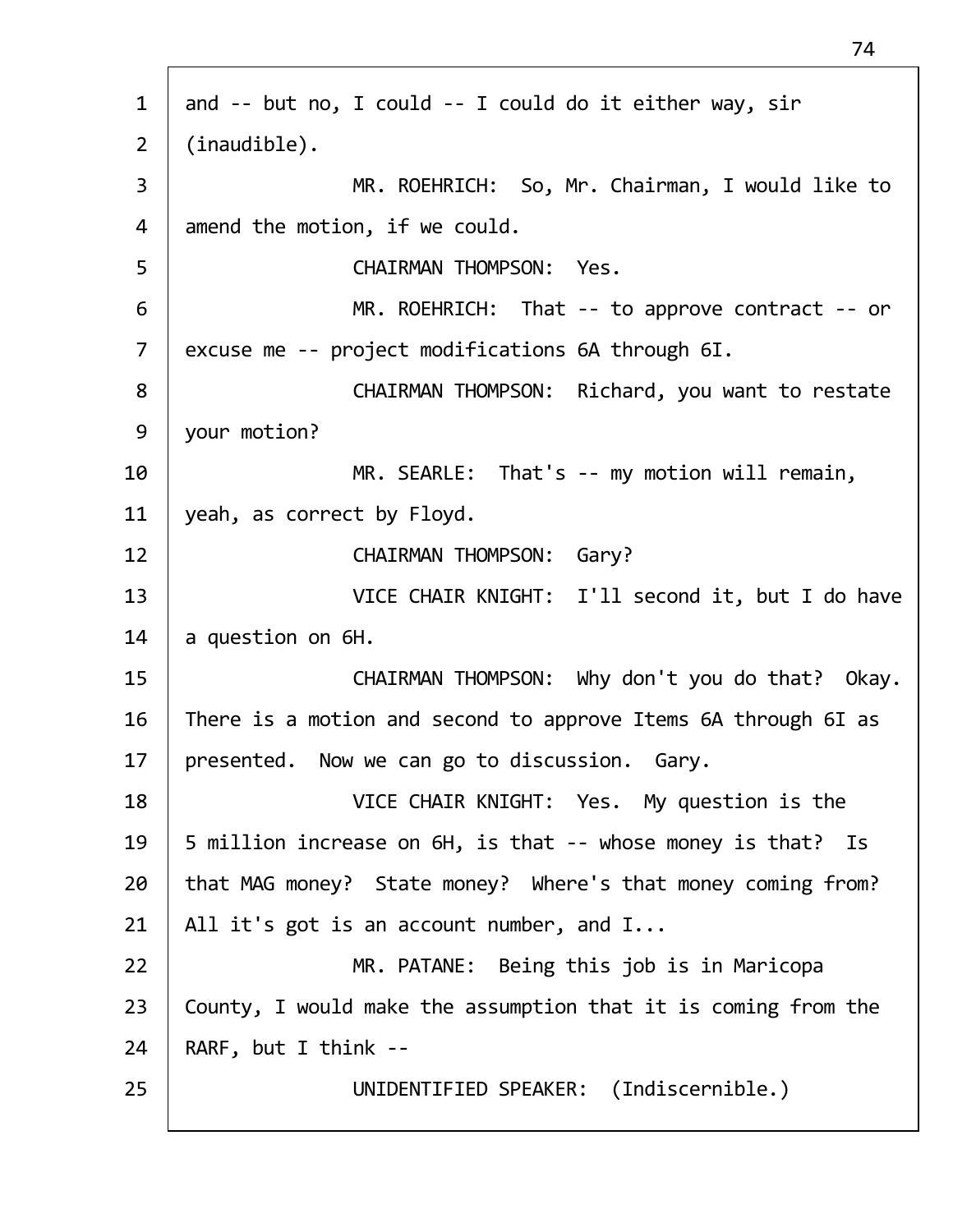and -- but no, I could -- I could do it either way, sir (inaudible).

MR. ROEHRICH: So, Mr. Chairman, I would like to amend the motion, if we could.

CHAIRMAN THOMPSON: Yes.

MR. ROEHRICH: That -- to approve contract -- or excuse me -- project modifications 6A through 6I.

CHAIRMAN THOMPSON: Richard, you want to restate your motion?

MR. SEARLE: That's -- my motion will remain, yeah, as correct by Floyd.

CHAIRMAN THOMPSON: Gary?

VICE CHAIR KNIGHT: I'll second it, but I do have a question on 6H.

CHAIRMAN THOMPSON: Why don't you do that? Okay. There is a motion and second to approve Items 6A through 6I as presented. Now we can go to discussion. Gary.

VICE CHAIR KNIGHT: Yes. My question is the 5 million increase on 6H, is that -- whose money is that? Is that MAG money? State money? Where's that money coming from? All it's got is an account number, and I...

MR. PATANE: Being this job is in Maricopa County, I would make the assumption that it is coming from the RARF, but I think --

UNIDENTIFIED SPEAKER: (Indiscernible.)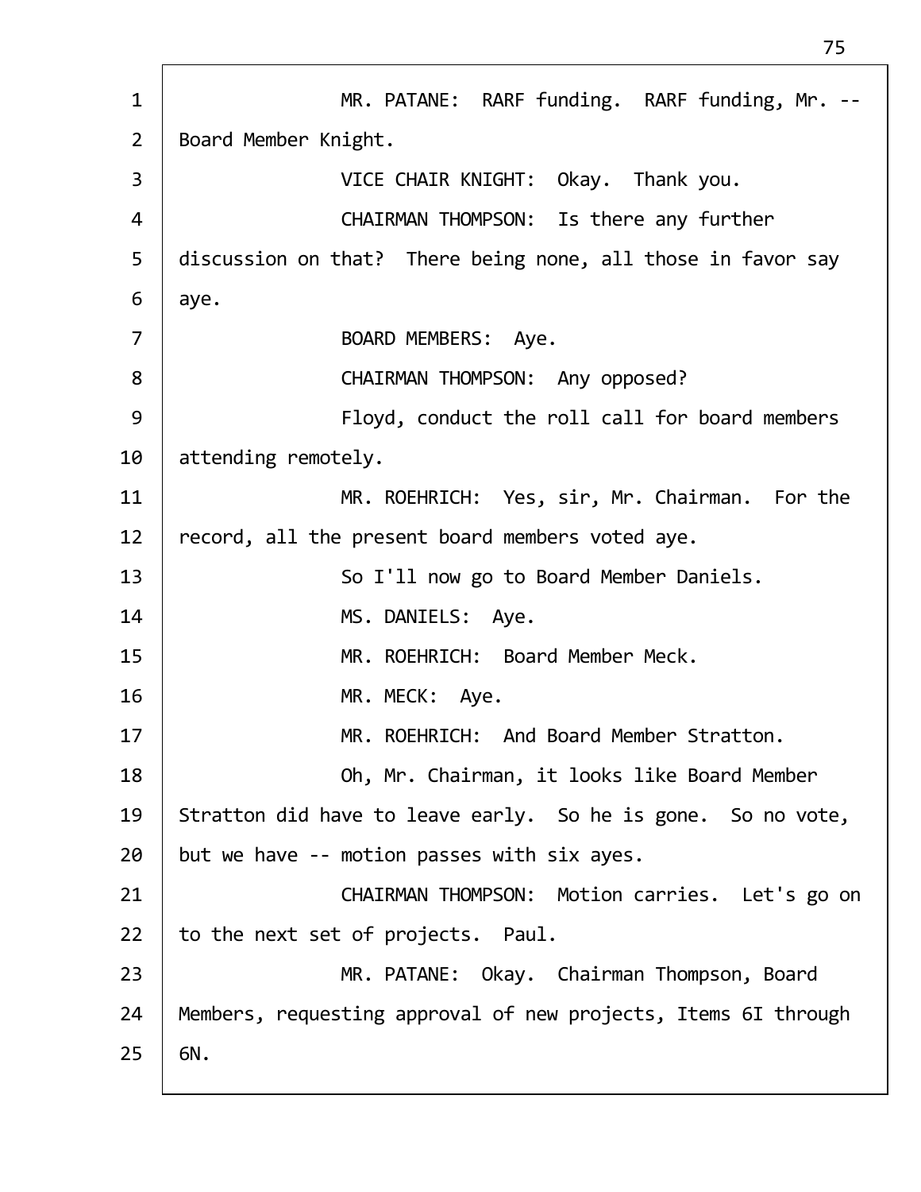MR. PATANE: RARF funding. RARF funding, Mr. -- Board Member Knight.

VICE CHAIR KNIGHT: Okay. Thank you.

CHAIRMAN THOMPSON: Is there any further discussion on that? There being none, all those in favor say aye.

BOARD MEMBERS: Aye.

CHAIRMAN THOMPSON: Any opposed?

Floyd, conduct the roll call for board members attending remotely.

MR. ROEHRICH: Yes, sir, Mr. Chairman. For the record, all the present board members voted aye.

So I'll now go to Board Member Daniels.

MS. DANIELS: Aye.

MR. ROEHRICH: Board Member Meck.

MR. MECK: Aye.

MR. ROEHRICH: And Board Member Stratton.

Oh, Mr. Chairman, it looks like Board Member Stratton did have to leave early. So he is gone. So no vote, but we have -- motion passes with six ayes.

CHAIRMAN THOMPSON: Motion carries. Let's go on to the next set of projects. Paul.

MR. PATANE: Okay. Chairman Thompson, Board Members, requesting approval of new projects, Items 6I through 6N.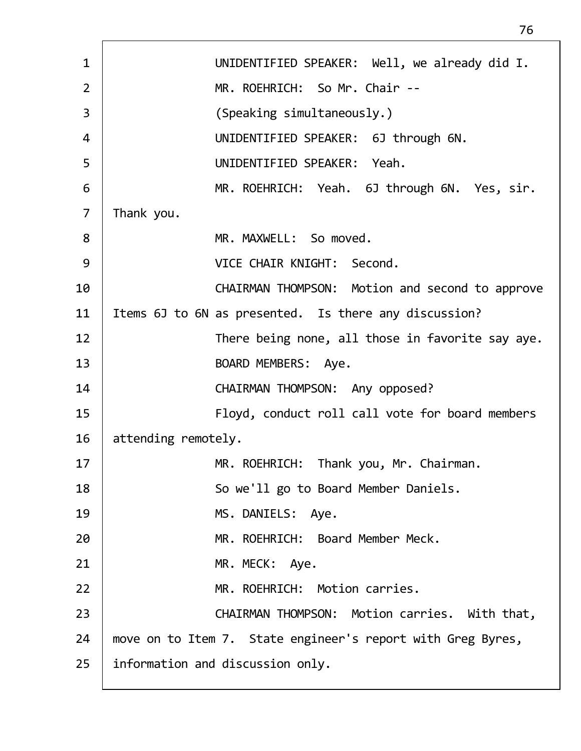UNIDENTIFIED SPEAKER: Well, we already did I.

MR. ROEHRICH: So Mr. Chair --

(Speaking simultaneously.)

UNIDENTIFIED SPEAKER: 6J through 6N.

UNIDENTIFIED SPEAKER: Yeah.

MR. ROEHRICH: Yeah. 6J through 6N. Yes, sir. Thank you.

MR. MAXWELL: So moved.

VICE CHAIR KNIGHT: Second.

CHAIRMAN THOMPSON: Motion and second to approve Items 6J to 6N as presented. Is there any discussion?

There being none, all those in favorite say aye.

BOARD MEMBERS: Aye.

CHAIRMAN THOMPSON: Any opposed?

Floyd, conduct roll call vote for board members attending remotely.

MR. ROEHRICH: Thank you, Mr. Chairman.

So we'll go to Board Member Daniels.

MS. DANIELS: Aye.

MR. ROEHRICH: Board Member Meck.

MR. MECK: Aye.

MR. ROEHRICH: Motion carries.

CHAIRMAN THOMPSON: Motion carries. With that, move on to Item 7. State engineer's report with Greg Byres, information and discussion only.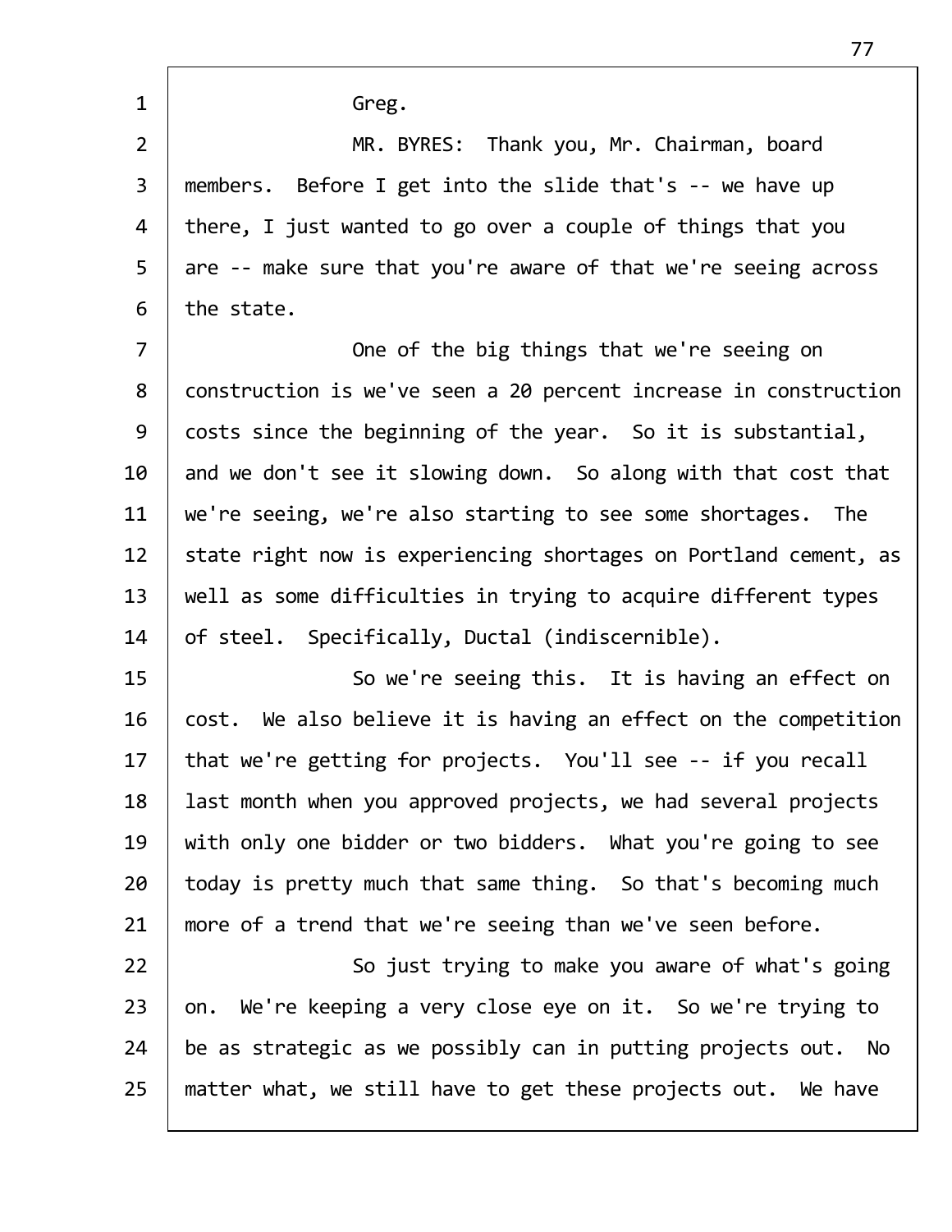Greg.

MR. BYRES: Thank you, Mr. Chairman, board members. Before I get into the slide that's -- we have up there, I just wanted to go over a couple of things that you are -- make sure that you're aware of that we're seeing across the state.

One of the big things that we're seeing on construction is we've seen a 20 percent increase in construction costs since the beginning of the year. So it is substantial, and we don't see it slowing down. So along with that cost that we're seeing, we're also starting to see some shortages. The state right now is experiencing shortages on Portland cement, as well as some difficulties in trying to acquire different types of steel. Specifically, Ductal (indiscernible).

So we're seeing this. It is having an effect on cost. We also believe it is having an effect on the competition that we're getting for projects. You'll see -- if you recall last month when you approved projects, we had several projects with only one bidder or two bidders. What you're going to see today is pretty much that same thing. So that's becoming much more of a trend that we're seeing than we've seen before.

So just trying to make you aware of what's going on. We're keeping a very close eye on it. So we're trying to be as strategic as we possibly can in putting projects out. No matter what, we still have to get these projects out. We have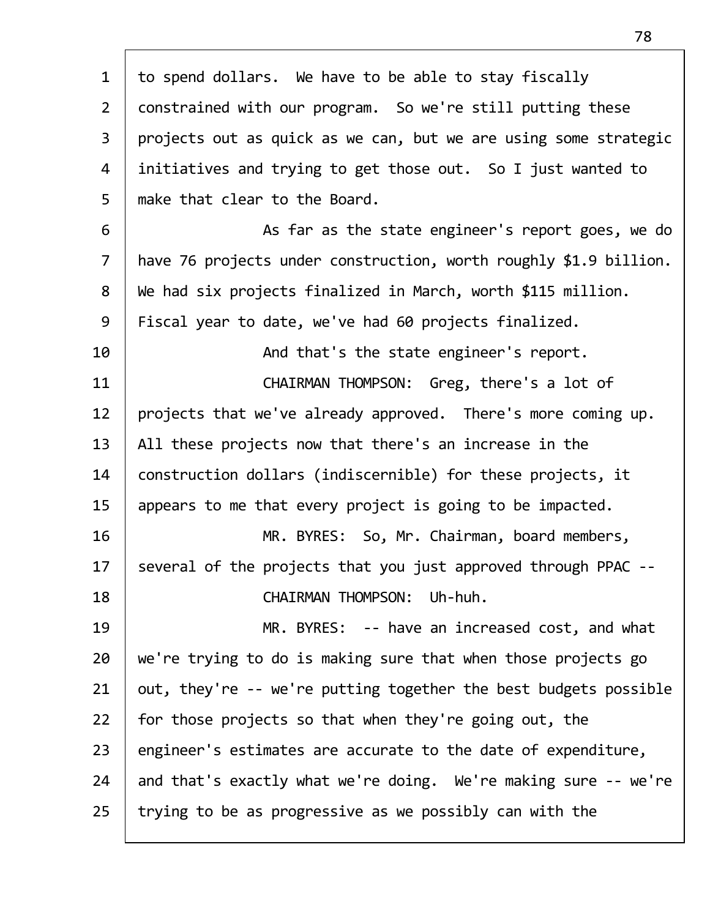to spend dollars. We have to be able to stay fiscally constrained with our program. So we're still putting these projects out as quick as we can, but we are using some strategic initiatives and trying to get those out. So I just wanted to make that clear to the Board.

As far as the state engineer's report goes, we do have 76 projects under construction, worth roughly $1.9 billion. We had six projects finalized in March, worth $115 million. Fiscal year to date, we've had 60 projects finalized.

And that's the state engineer's report.

CHAIRMAN THOMPSON: Greg, there's a lot of projects that we've already approved. There's more coming up. All these projects now that there's an increase in the construction dollars (indiscernible) for these projects, it appears to me that every project is going to be impacted.

MR. BYRES: So, Mr. Chairman, board members, several of the projects that you just approved through PPAC --

CHAIRMAN THOMPSON: Uh-huh.

MR. BYRES: -- have an increased cost, and what we're trying to do is making sure that when those projects go out, they're -- we're putting together the best budgets possible for those projects so that when they're going out, the engineer's estimates are accurate to the date of expenditure, and that's exactly what we're doing. We're making sure -- we're trying to be as progressive as we possibly can with the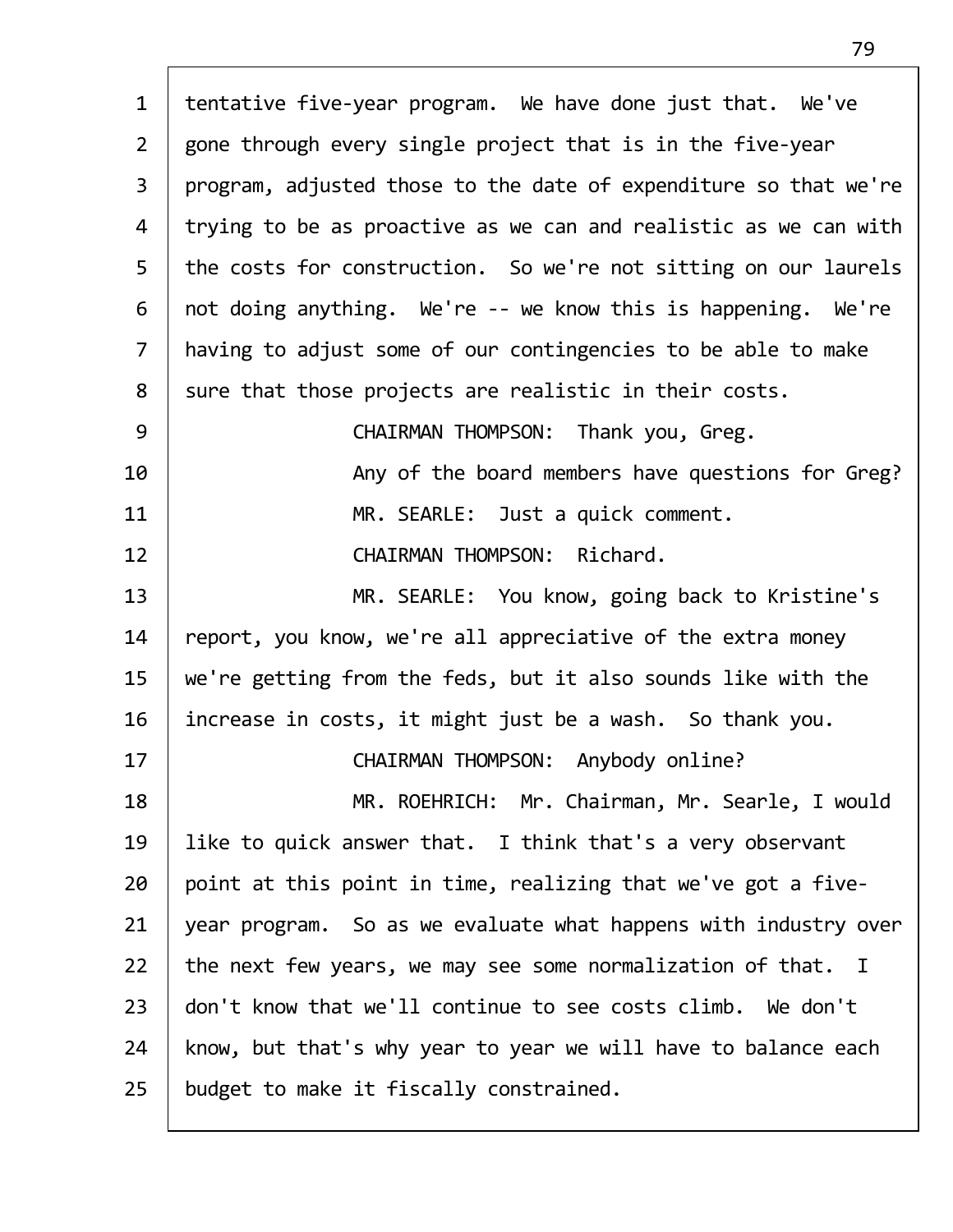tentative five-year program. We have done just that. We've gone through every single project that is in the five-year program, adjusted those to the date of expenditure so that we're trying to be as proactive as we can and realistic as we can with the costs for construction. So we're not sitting on our laurels not doing anything. We're -- we know this is happening. We're having to adjust some of our contingencies to be able to make sure that those projects are realistic in their costs.

CHAIRMAN THOMPSON: Thank you, Greg.

Any of the board members have questions for Greg?

MR. SEARLE: Just a quick comment.

CHAIRMAN THOMPSON: Richard.

MR. SEARLE: You know, going back to Kristine's report, you know, we're all appreciative of the extra money we're getting from the feds, but it also sounds like with the increase in costs, it might just be a wash. So thank you.

CHAIRMAN THOMPSON: Anybody online?

MR. ROEHRICH: Mr. Chairman, Mr. Searle, I would like to quick answer that. I think that's a very observant point at this point in time, realizing that we've got a five-year program. So as we evaluate what happens with industry over the next few years, we may see some normalization of that. I don't know that we'll continue to see costs climb. We don't know, but that's why year to year we will have to balance each budget to make it fiscally constrained.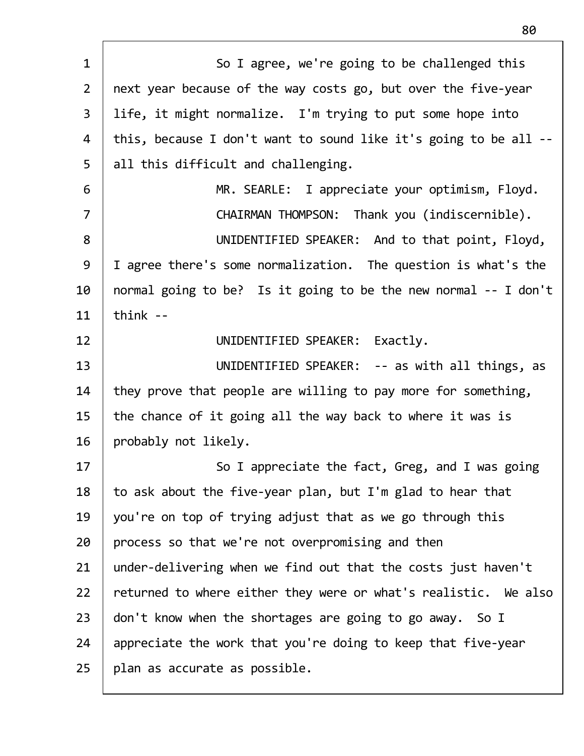So I agree, we're going to be challenged this next year because of the way costs go, but over the five-year life, it might normalize. I'm trying to put some hope into this, because I don't want to sound like it's going to be all -- all this difficult and challenging.

MR. SEARLE: I appreciate your optimism, Floyd.

CHAIRMAN THOMPSON: Thank you (indiscernible).

UNIDENTIFIED SPEAKER: And to that point, Floyd, I agree there's some normalization. The question is what's the normal going to be? Is it going to be the new normal -- I don't think --

UNIDENTIFIED SPEAKER: Exactly.

UNIDENTIFIED SPEAKER: -- as with all things, as they prove that people are willing to pay more for something, the chance of it going all the way back to where it was is probably not likely.

So I appreciate the fact, Greg, and I was going to ask about the five-year plan, but I'm glad to hear that you're on top of trying adjust that as we go through this process so that we're not overpromising and then under-delivering when we find out that the costs just haven't returned to where either they were or what's realistic. We also don't know when the shortages are going to go away. So I appreciate the work that you're doing to keep that five-year plan as accurate as possible.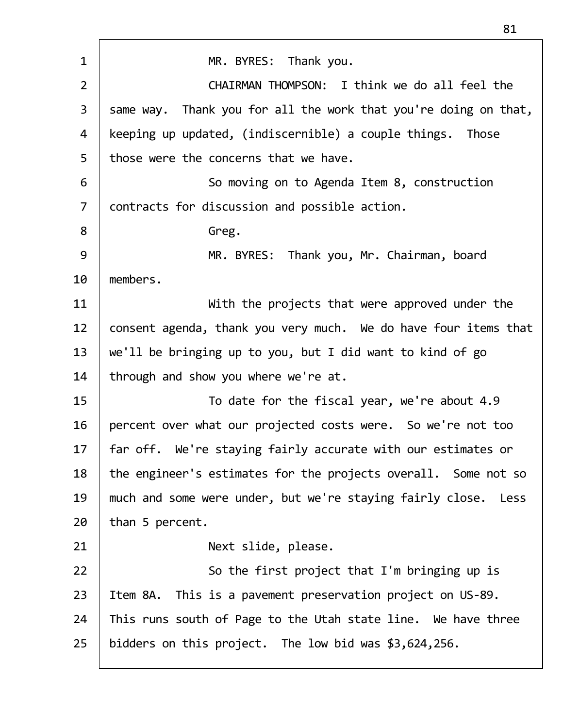MR. BYRES: Thank you.

CHAIRMAN THOMPSON: I think we do all feel the same way. Thank you for all the work that you're doing on that, keeping up updated, (indiscernible) a couple things. Those those were the concerns that we have.

So moving on to Agenda Item 8, construction contracts for discussion and possible action.

Greg.

MR. BYRES: Thank you, Mr. Chairman, board members.

With the projects that were approved under the consent agenda, thank you very much. We do have four items that we'll be bringing up to you, but I did want to kind of go through and show you where we're at.

To date for the fiscal year, we're about 4.9 percent over what our projected costs were. So we're not too far off. We're staying fairly accurate with our estimates or the engineer's estimates for the projects overall. Some not so much and some were under, but we're staying fairly close. Less than 5 percent.

Next slide, please.

So the first project that I'm bringing up is Item 8A. This is a pavement preservation project on US-89. This runs south of Page to the Utah state line. We have three bidders on this project. The low bid was $3,624,256.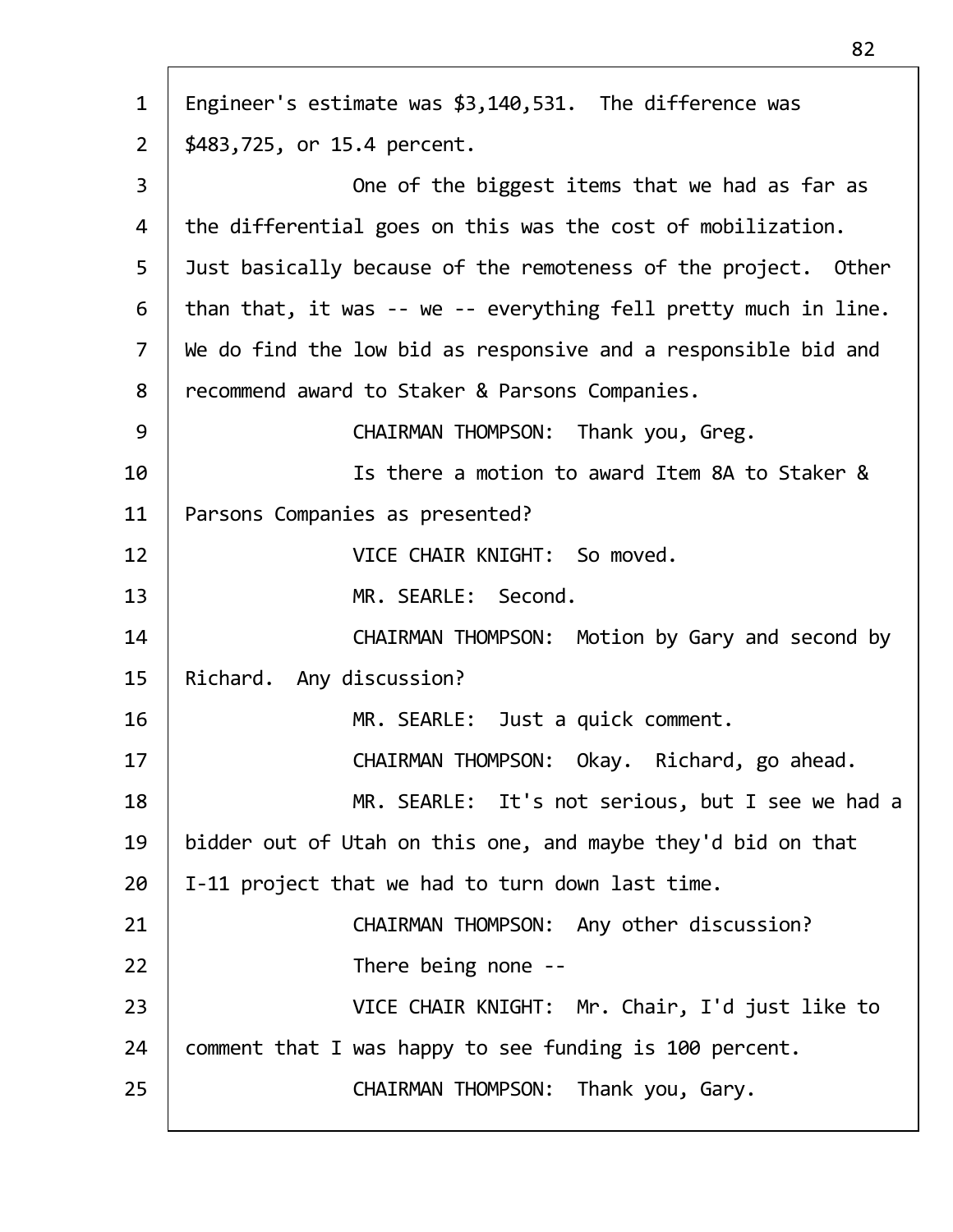Engineer's estimate was $3,140,531. The difference was $483,725, or 15.4 percent.

One of the biggest items that we had as far as the differential goes on this was the cost of mobilization. Just basically because of the remoteness of the project. Other than that, it was -- we -- everything fell pretty much in line. We do find the low bid as responsive and a responsible bid and recommend award to Staker & Parsons Companies.

CHAIRMAN THOMPSON: Thank you, Greg.

Is there a motion to award Item 8A to Staker & Parsons Companies as presented?

VICE CHAIR KNIGHT: So moved.

MR. SEARLE: Second.

CHAIRMAN THOMPSON: Motion by Gary and second by Richard. Any discussion?

MR. SEARLE: Just a quick comment.

CHAIRMAN THOMPSON: Okay. Richard, go ahead.

MR. SEARLE: It's not serious, but I see we had a bidder out of Utah on this one, and maybe they'd bid on that I-11 project that we had to turn down last time.

CHAIRMAN THOMPSON: Any other discussion?

There being none --

VICE CHAIR KNIGHT: Mr. Chair, I'd just like to comment that I was happy to see funding is 100 percent.

CHAIRMAN THOMPSON: Thank you, Gary.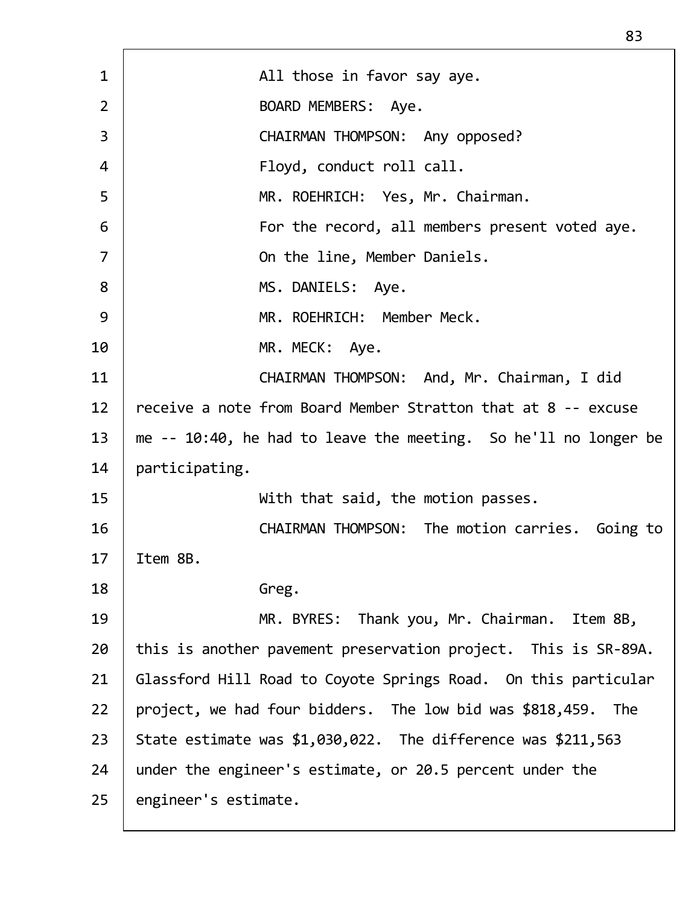1 All those in favor say aye.

2 BOARD MEMBERS: Aye.

3 CHAIRMAN THOMPSON: Any opposed?

4 Floyd, conduct roll call.

5 MR. ROEHRICH: Yes, Mr. Chairman.

6 For the record, all members present voted aye.

7 On the line, Member Daniels.

8 MS. DANIELS: Aye.

9 MR. ROEHRICH: Member Meck.

10 MR. MECK: Aye.

11 CHAIRMAN THOMPSON: And, Mr. Chairman, I did

12 receive a note from Board Member Stratton that at 8 -- excuse

13 me -- 10:40, he had to leave the meeting. So he'll no longer be

14 participating.

15 With that said, the motion passes.

16 CHAIRMAN THOMPSON: The motion carries. Going to

17 Item 8B.

18 Greg.

19 MR. BYRES: Thank you, Mr. Chairman. Item 8B,

20 this is another pavement preservation project. This is SR-89A.

21 Glassford Hill Road to Coyote Springs Road. On this particular

22 project, we had four bidders. The low bid was $818,459. The

23 State estimate was $1,030,022. The difference was $211,563

24 under the engineer's estimate, or 20.5 percent under the

25 engineer's estimate.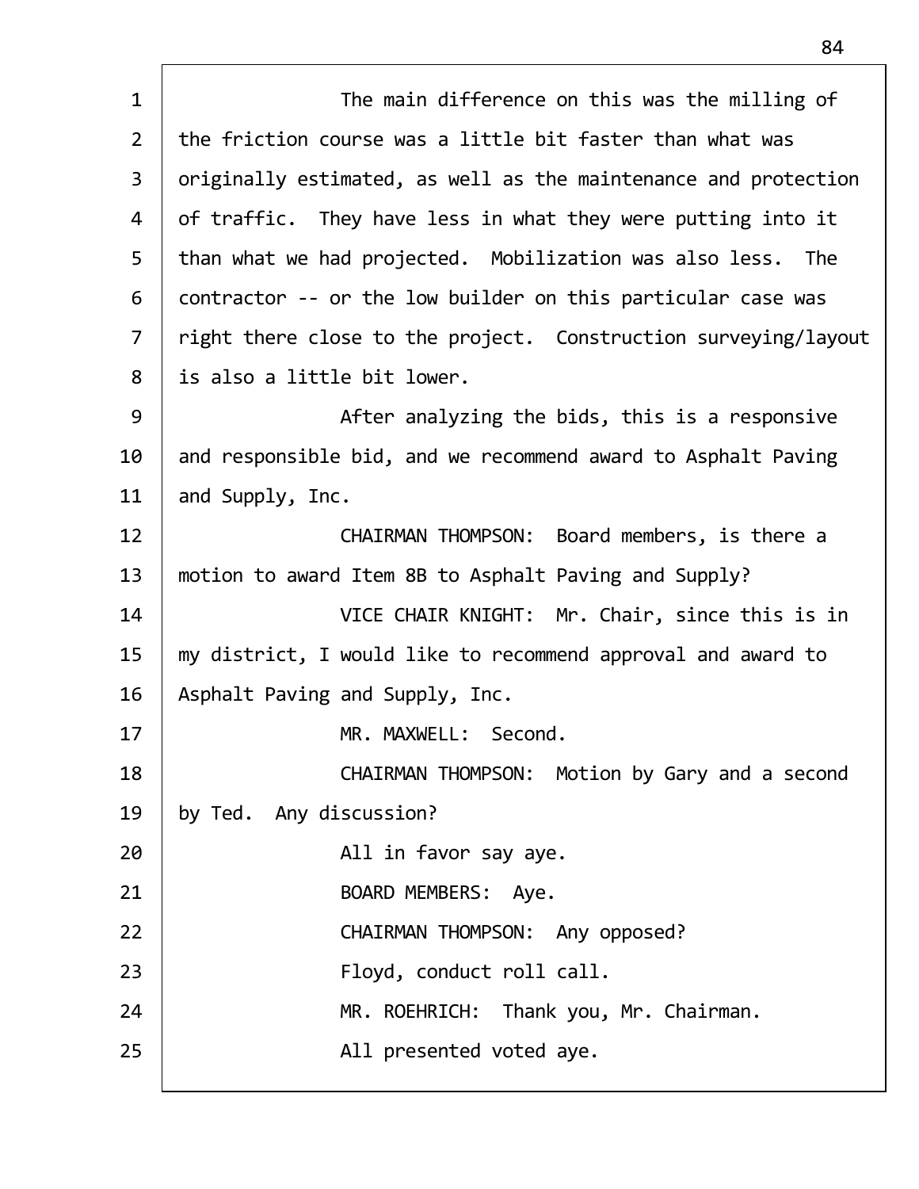The main difference on this was the milling of the friction course was a little bit faster than what was originally estimated, as well as the maintenance and protection of traffic. They have less in what they were putting into it than what we had projected. Mobilization was also less. The contractor -- or the low builder on this particular case was right there close to the project. Construction surveying/layout is also a little bit lower.

After analyzing the bids, this is a responsive and responsible bid, and we recommend award to Asphalt Paving and Supply, Inc.

CHAIRMAN THOMPSON: Board members, is there a motion to award Item 8B to Asphalt Paving and Supply?

VICE CHAIR KNIGHT: Mr. Chair, since this is in my district, I would like to recommend approval and award to Asphalt Paving and Supply, Inc.

MR. MAXWELL: Second.

CHAIRMAN THOMPSON: Motion by Gary and a second by Ted. Any discussion?

All in favor say aye.

BOARD MEMBERS: Aye.

CHAIRMAN THOMPSON: Any opposed?

Floyd, conduct roll call.

MR. ROEHRICH: Thank you, Mr. Chairman.

All presented voted aye.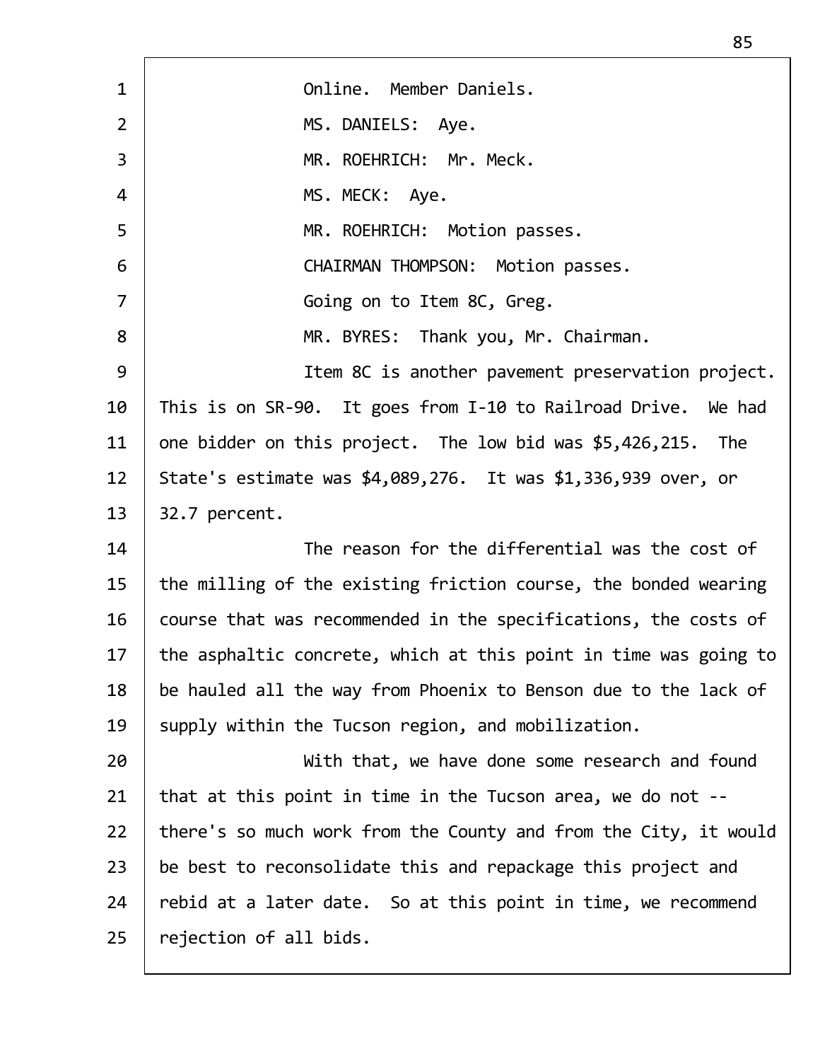Online. Member Daniels.

MS. DANIELS: Aye.

MR. ROEHRICH: Mr. Meck.

MS. MECK: Aye.

MR. ROEHRICH: Motion passes.

CHAIRMAN THOMPSON: Motion passes.

Going on to Item 8C, Greg.

MR. BYRES: Thank you, Mr. Chairman.

Item 8C is another pavement preservation project. This is on SR-90. It goes from I-10 to Railroad Drive. We had one bidder on this project. The low bid was $5,426,215. The State's estimate was $4,089,276. It was $1,336,939 over, or 32.7 percent.

The reason for the differential was the cost of the milling of the existing friction course, the bonded wearing course that was recommended in the specifications, the costs of the asphaltic concrete, which at this point in time was going to be hauled all the way from Phoenix to Benson due to the lack of supply within the Tucson region, and mobilization.

With that, we have done some research and found that at this point in time in the Tucson area, we do not -- there's so much work from the County and from the City, it would be best to reconsolidate this and repackage this project and rebid at a later date. So at this point in time, we recommend rejection of all bids.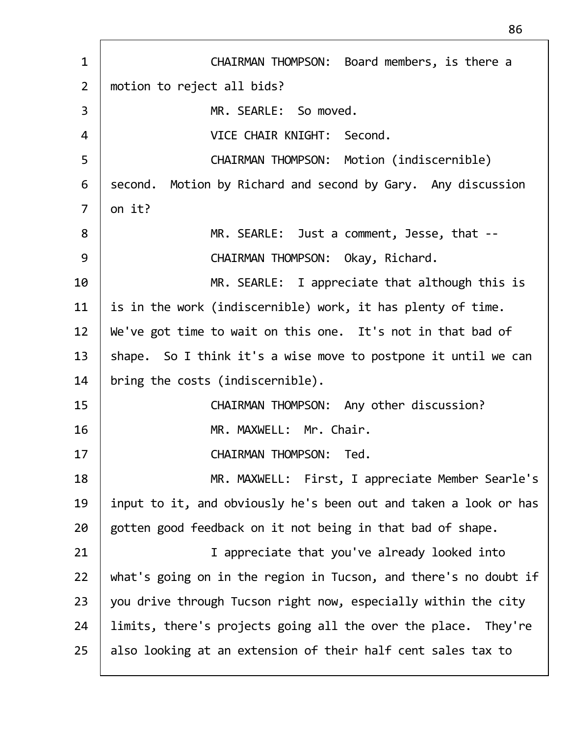CHAIRMAN THOMPSON: Board members, is there a motion to reject all bids?

MR. SEARLE: So moved.

VICE CHAIR KNIGHT: Second.

CHAIRMAN THOMPSON: Motion (indiscernible) second. Motion by Richard and second by Gary. Any discussion on it?

MR. SEARLE: Just a comment, Jesse, that --

CHAIRMAN THOMPSON: Okay, Richard.

MR. SEARLE: I appreciate that although this is is in the work (indiscernible) work, it has plenty of time. We've got time to wait on this one. It's not in that bad of shape. So I think it's a wise move to postpone it until we can bring the costs (indiscernible).

CHAIRMAN THOMPSON: Any other discussion?

MR. MAXWELL: Mr. Chair.

CHAIRMAN THOMPSON: Ted.

MR. MAXWELL: First, I appreciate Member Searle's input to it, and obviously he's been out and taken a look or has gotten good feedback on it not being in that bad of shape.

I appreciate that you've already looked into what's going on in the region in Tucson, and there's no doubt if you drive through Tucson right now, especially within the city limits, there's projects going all the over the place. They're also looking at an extension of their half cent sales tax to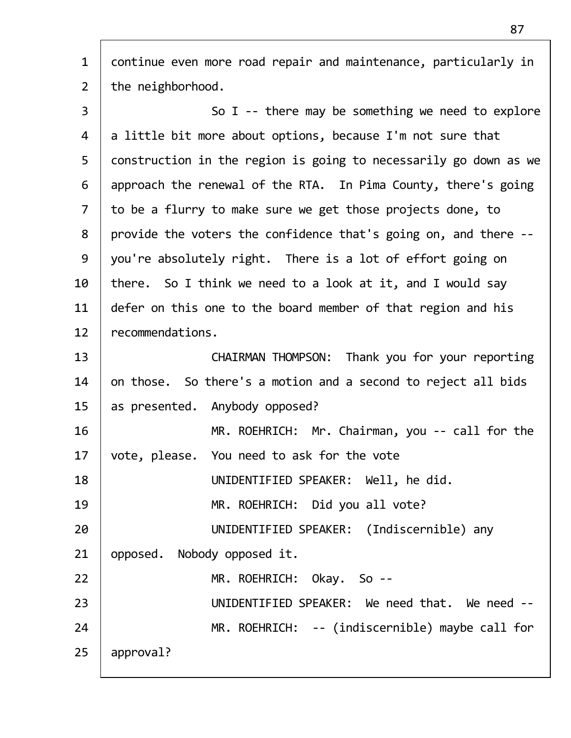continue even more road repair and maintenance, particularly in the neighborhood.

So I -- there may be something we need to explore a little bit more about options, because I'm not sure that construction in the region is going to necessarily go down as we approach the renewal of the RTA. In Pima County, there's going to be a flurry to make sure we get those projects done, to provide the voters the confidence that's going on, and there -- you're absolutely right. There is a lot of effort going on there. So I think we need to a look at it, and I would say defer on this one to the board member of that region and his recommendations.

CHAIRMAN THOMPSON: Thank you for your reporting on those. So there's a motion and a second to reject all bids as presented. Anybody opposed?

MR. ROEHRICH: Mr. Chairman, you -- call for the vote, please. You need to ask for the vote

UNIDENTIFIED SPEAKER: Well, he did.

MR. ROEHRICH: Did you all vote?

UNIDENTIFIED SPEAKER: (Indiscernible) any opposed. Nobody opposed it.

MR. ROEHRICH: Okay. So --

UNIDENTIFIED SPEAKER: We need that. We need --

MR. ROEHRICH: -- (indiscernible) maybe call for approval?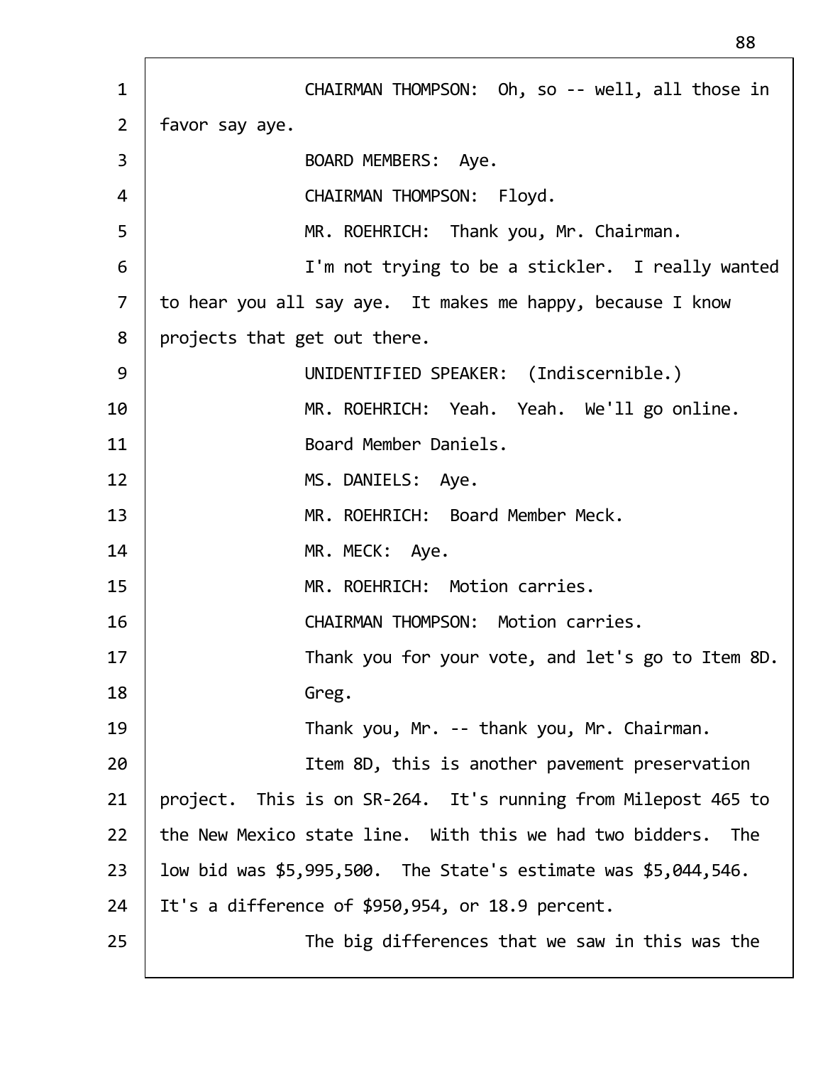CHAIRMAN THOMPSON: Oh, so -- well, all those in favor say aye.

BOARD MEMBERS: Aye.

CHAIRMAN THOMPSON: Floyd.

MR. ROEHRICH: Thank you, Mr. Chairman.

I'm not trying to be a stickler. I really wanted to hear you all say aye. It makes me happy, because I know projects that get out there.

UNIDENTIFIED SPEAKER: (Indiscernible.)

MR. ROEHRICH: Yeah. Yeah. We'll go online.

Board Member Daniels.

MS. DANIELS: Aye.

MR. ROEHRICH: Board Member Meck.

MR. MECK: Aye.

MR. ROEHRICH: Motion carries.

CHAIRMAN THOMPSON: Motion carries.

Thank you for your vote, and let's go to Item 8D.

Greg.

Thank you, Mr. -- thank you, Mr. Chairman.

Item 8D, this is another pavement preservation project. This is on SR-264. It's running from Milepost 465 to the New Mexico state line. With this we had two bidders. The low bid was $5,995,500. The State's estimate was $5,044,546. It's a difference of $950,954, or 18.9 percent.

The big differences that we saw in this was the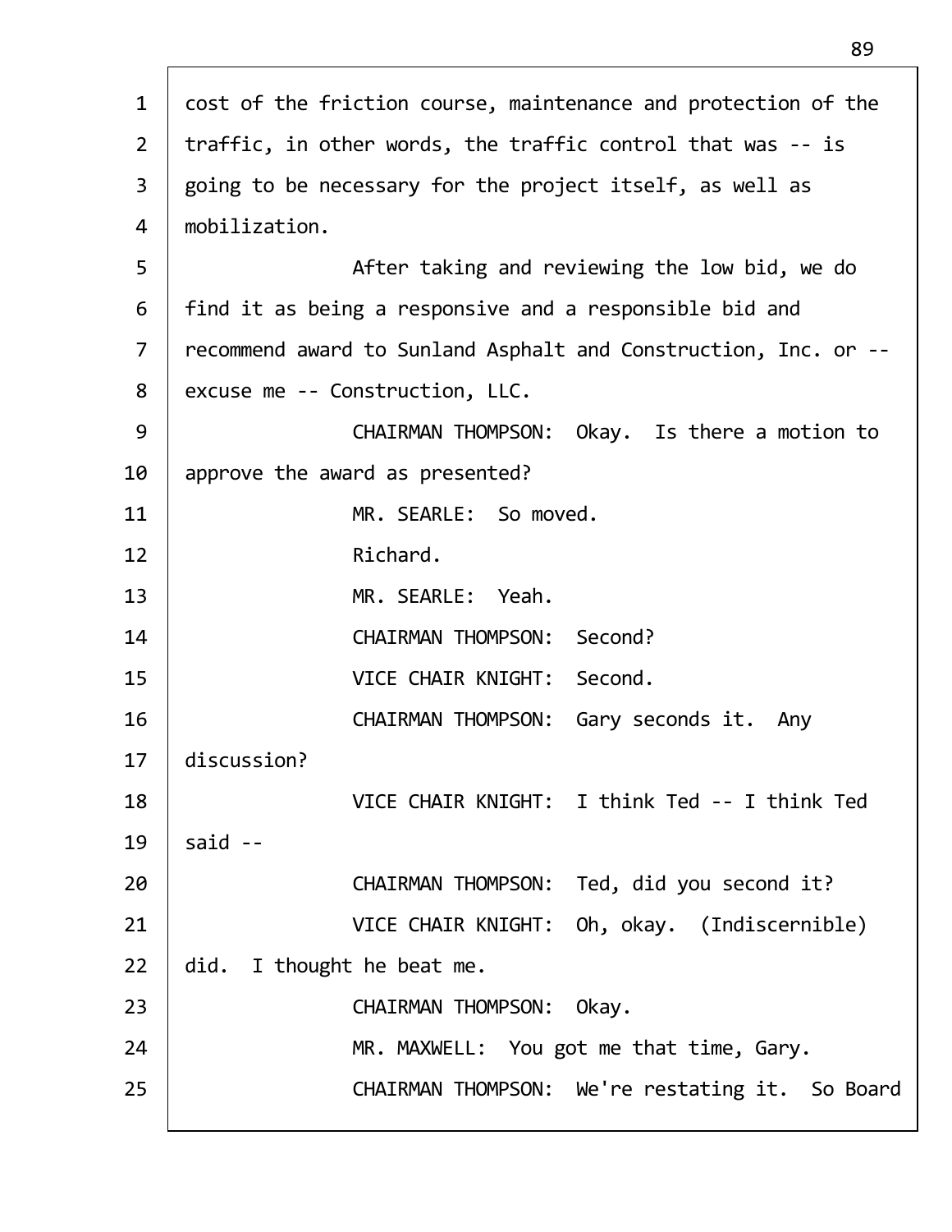cost of the friction course, maintenance and protection of the traffic, in other words, the traffic control that was -- is going to be necessary for the project itself, as well as mobilization.

After taking and reviewing the low bid, we do find it as being a responsive and a responsible bid and recommend award to Sunland Asphalt and Construction, Inc. or -- excuse me -- Construction, LLC.

CHAIRMAN THOMPSON: Okay. Is there a motion to approve the award as presented?

MR. SEARLE: So moved.

Richard.

MR. SEARLE: Yeah.

CHAIRMAN THOMPSON: Second?

VICE CHAIR KNIGHT: Second.

CHAIRMAN THOMPSON: Gary seconds it. Any discussion?

VICE CHAIR KNIGHT: I think Ted -- I think Ted said --

CHAIRMAN THOMPSON: Ted, did you second it?

VICE CHAIR KNIGHT: Oh, okay. (Indiscernible) did. I thought he beat me.

CHAIRMAN THOMPSON: Okay.

MR. MAXWELL: You got me that time, Gary.

CHAIRMAN THOMPSON: We're restating it. So Board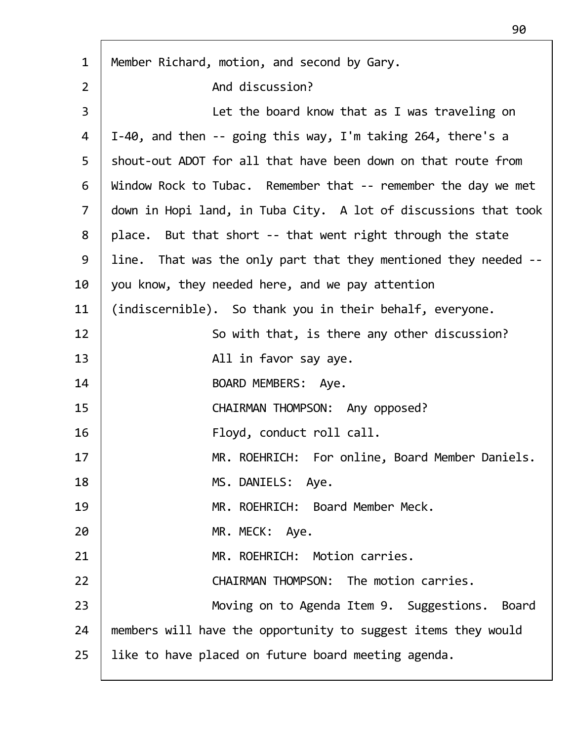Member Richard, motion, and second by Gary.

And discussion?

Let the board know that as I was traveling on I-40, and then -- going this way, I'm taking 264, there's a shout-out ADOT for all that have been down on that route from Window Rock to Tubac. Remember that -- remember the day we met down in Hopi land, in Tuba City. A lot of discussions that took place. But that short -- that went right through the state line. That was the only part that they mentioned they needed -- you know, they needed here, and we pay attention (indiscernible). So thank you in their behalf, everyone.

So with that, is there any other discussion?

All in favor say aye.

BOARD MEMBERS: Aye.

CHAIRMAN THOMPSON: Any opposed?

Floyd, conduct roll call.

MR. ROEHRICH: For online, Board Member Daniels.

MS. DANIELS: Aye.

MR. ROEHRICH: Board Member Meck.

MR. MECK: Aye.

MR. ROEHRICH: Motion carries.

CHAIRMAN THOMPSON: The motion carries.

Moving on to Agenda Item 9. Suggestions. Board members will have the opportunity to suggest items they would like to have placed on future board meeting agenda.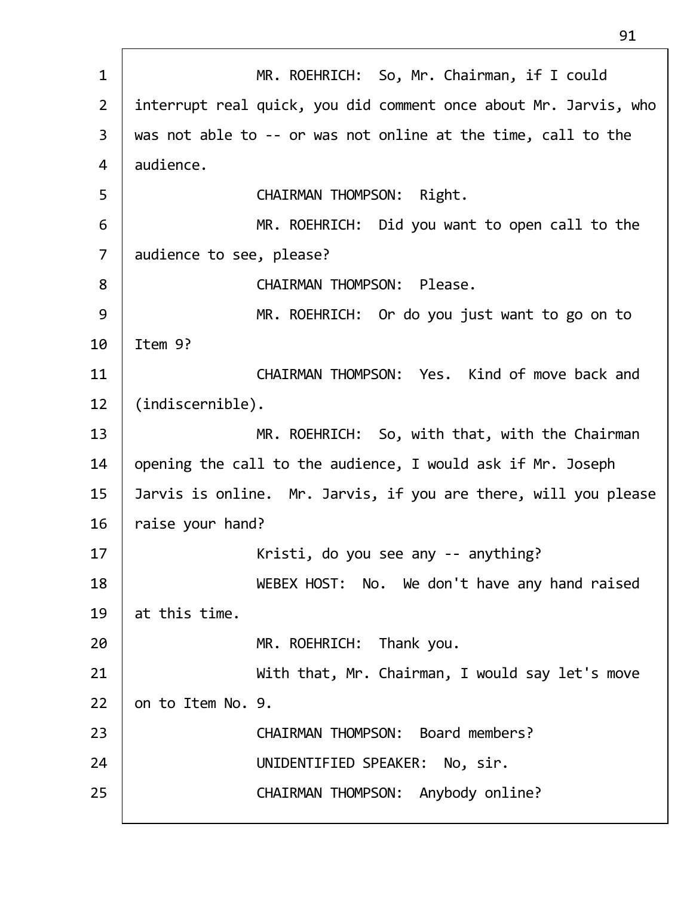MR. ROEHRICH: So, Mr. Chairman, if I could interrupt real quick, you did comment once about Mr. Jarvis, who was not able to -- or was not online at the time, call to the audience.

CHAIRMAN THOMPSON: Right.

MR. ROEHRICH: Did you want to open call to the audience to see, please?

CHAIRMAN THOMPSON: Please.

MR. ROEHRICH: Or do you just want to go on to Item 9?

CHAIRMAN THOMPSON: Yes. Kind of move back and (indiscernible).

MR. ROEHRICH: So, with that, with the Chairman opening the call to the audience, I would ask if Mr. Joseph Jarvis is online. Mr. Jarvis, if you are there, will you please raise your hand?

Kristi, do you see any -- anything?

WEBEX HOST: No. We don't have any hand raised at this time.

MR. ROEHRICH: Thank you.

With that, Mr. Chairman, I would say let's move on to Item No. 9.

CHAIRMAN THOMPSON: Board members?

UNIDENTIFIED SPEAKER: No, sir.

CHAIRMAN THOMPSON: Anybody online?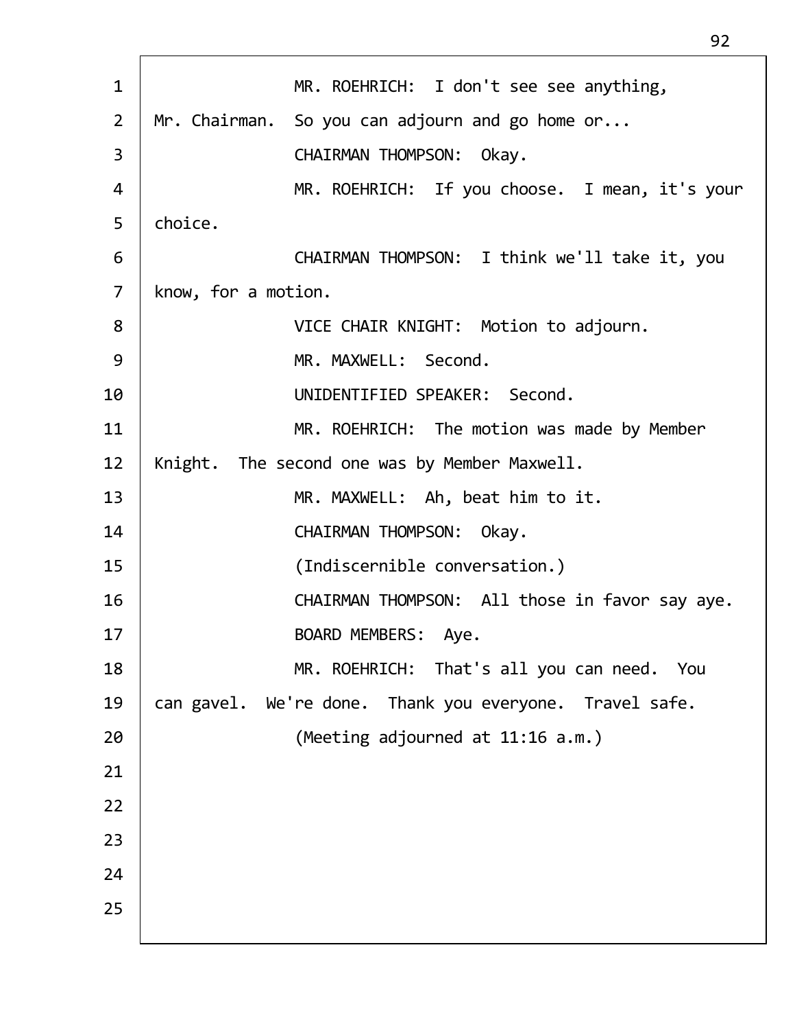MR. ROEHRICH: I don't see see anything, Mr. Chairman. So you can adjourn and go home or...

CHAIRMAN THOMPSON: Okay.

MR. ROEHRICH: If you choose. I mean, it's your choice.

CHAIRMAN THOMPSON: I think we'll take it, you know, for a motion.

VICE CHAIR KNIGHT: Motion to adjourn.

MR. MAXWELL: Second.

UNIDENTIFIED SPEAKER: Second.

MR. ROEHRICH: The motion was made by Member Knight. The second one was by Member Maxwell.

MR. MAXWELL: Ah, beat him to it.

CHAIRMAN THOMPSON: Okay.

(Indiscernible conversation.)

CHAIRMAN THOMPSON: All those in favor say aye.

BOARD MEMBERS: Aye.

MR. ROEHRICH: That's all you can need. You can gavel. We're done. Thank you everyone. Travel safe.

(Meeting adjourned at 11:16 a.m.)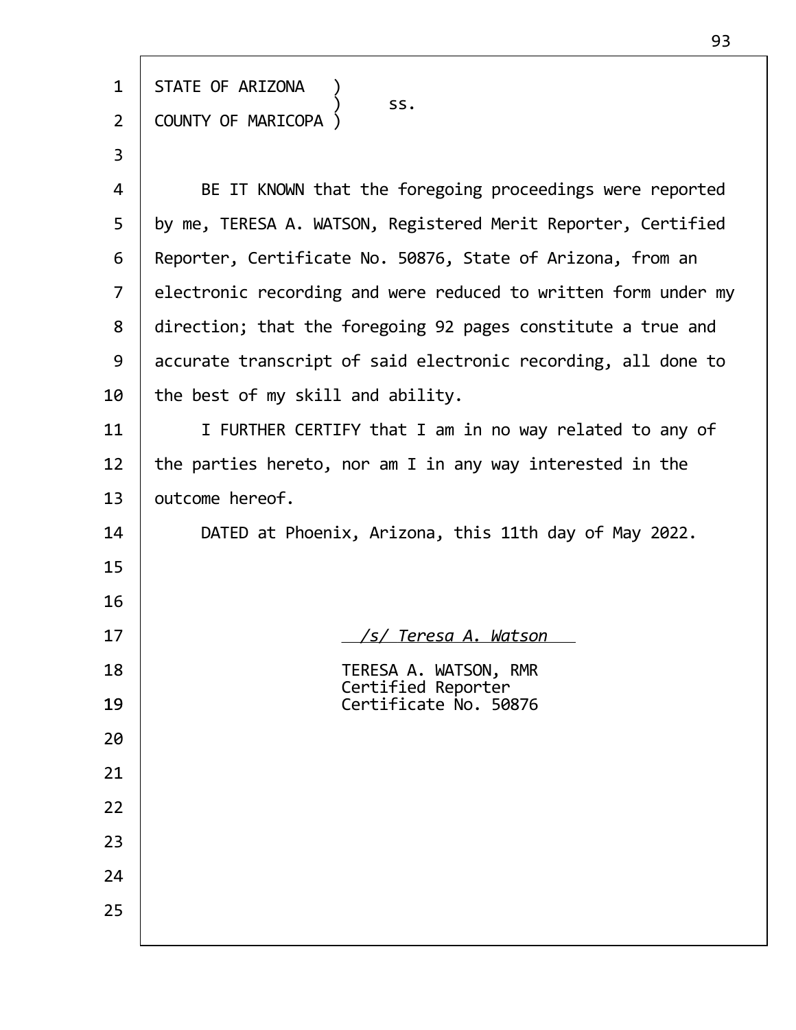STATE OF ARIZONA )
) ss.
COUNTY OF MARICOPA )

BE IT KNOWN that the foregoing proceedings were reported by me, TERESA A. WATSON, Registered Merit Reporter, Certified Reporter, Certificate No. 50876, State of Arizona, from an electronic recording and were reduced to written form under my direction; that the foregoing 92 pages constitute a true and accurate transcript of said electronic recording, all done to the best of my skill and ability.

I FURTHER CERTIFY that I am in no way related to any of the parties hereto, nor am I in any way interested in the outcome hereof.

DATED at Phoenix, Arizona, this 11th day of May 2022.

*/s/ Teresa A. Watson*

TERESA A. WATSON, RMR
Certified Reporter
Certificate No. 50876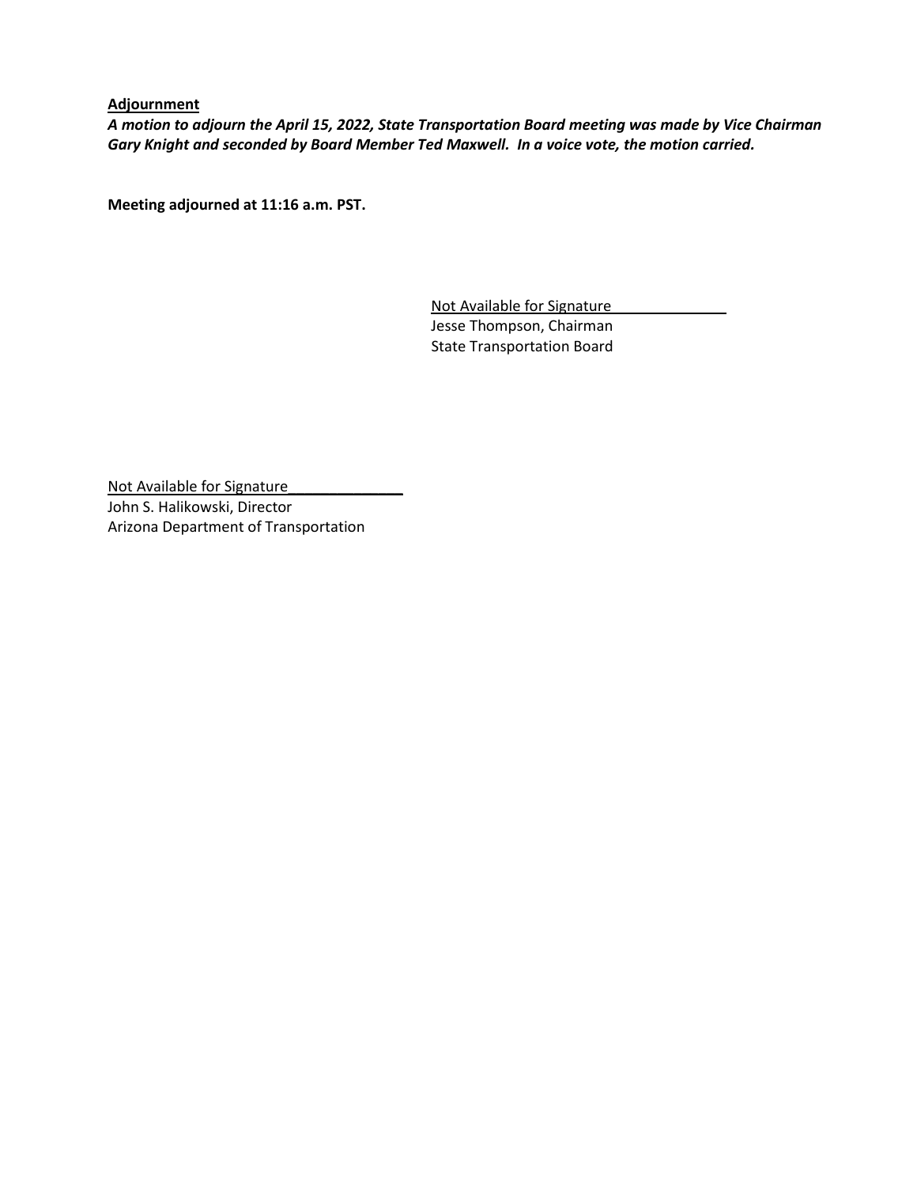**Adjournment**

***A motion to adjourn the April 15, 2022, State Transportation Board meeting was made by Vice Chairman Gary Knight and seconded by Board Member Ted Maxwell. In a voice vote, the motion carried.***

**Meeting adjourned at 11:16 a.m. PST.**

Not Available for Signature______________
Jesse Thompson, Chairman
State Transportation Board

Not Available for Signature______________
John S. Halikowski, Director
Arizona Department of Transportation